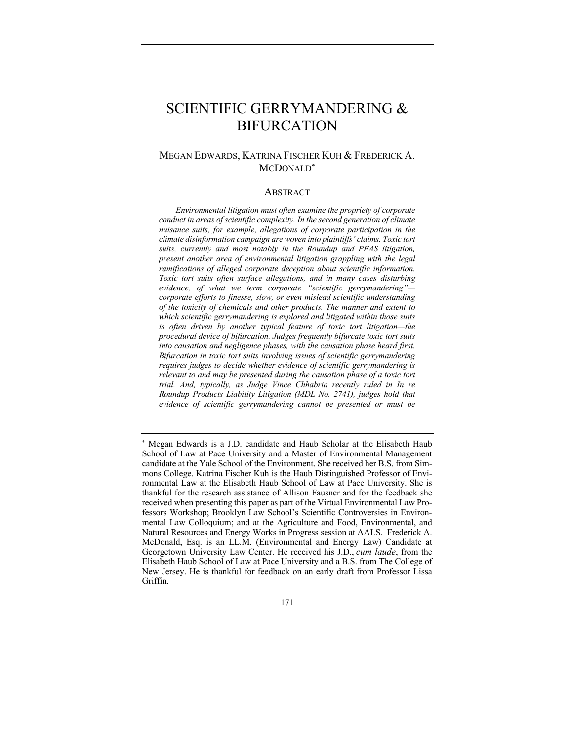# SCIENTIFIC GERRYMANDERING & BIFURCATION

MEGAN EDWARDS, KATRINA FISCHER KUH & FREDERICK A. MCDONALD*

## ABSTRACT

*Environmental litigation must often examine the propriety of corporate conduct in areas of scientific complexity. In the second generation of climate nuisance suits, for example, allegations of corporate participation in the climate disinformation campaign are woven into plaintiffs' claims. Toxic tort suits, currently and most notably in the Roundup and PFAS litigation, present another area of environmental litigation grappling with the legal ramifications of alleged corporate deception about scientific information. Toxic tort suits often surface allegations, and in many cases disturbing evidence, of what we term corporate "scientific gerrymandering"—corporate efforts to finesse, slow, or even mislead scientific understanding of the toxicity of chemicals and other products. The manner and extent to which scientific gerrymandering is explored and litigated within those suits is often driven by another typical feature of toxic tort litigation—the procedural device of bifurcation. Judges frequently bifurcate toxic tort suits into causation and negligence phases, with the causation phase heard first. Bifurcation in toxic tort suits involving issues of scientific gerrymandering requires judges to decide whether evidence of scientific gerrymandering is relevant to and may be presented during the causation phase of a toxic tort trial. And, typically, as Judge Vince Chhabria recently ruled in In re Roundup Products Liability Litigation (MDL No. 2741), judges hold that evidence of scientific gerrymandering cannot be presented or must be*

---

\* Megan Edwards is a J.D. candidate and Haub Scholar at the Elisabeth Haub School of Law at Pace University and a Master of Environmental Management candidate at the Yale School of the Environment. She received her B.S. from Simmons College. Katrina Fischer Kuh is the Haub Distinguished Professor of Environmental Law at the Elisabeth Haub School of Law at Pace University. She is thankful for the research assistance of Allison Fausner and for the feedback she received when presenting this paper as part of the Virtual Environmental Law Professors Workshop; Brooklyn Law School's Scientific Controversies in Environmental Law Colloquium; and at the Agriculture and Food, Environmental, and Natural Resources and Energy Works in Progress session at AALS. Frederick A. McDonald, Esq. is an LL.M. (Environmental and Energy Law) Candidate at Georgetown University Law Center. He received his J.D., *cum laude*, from the Elisabeth Haub School of Law at Pace University and a B.S. from The College of New Jersey. He is thankful for feedback on an early draft from Professor Lissa Griffin.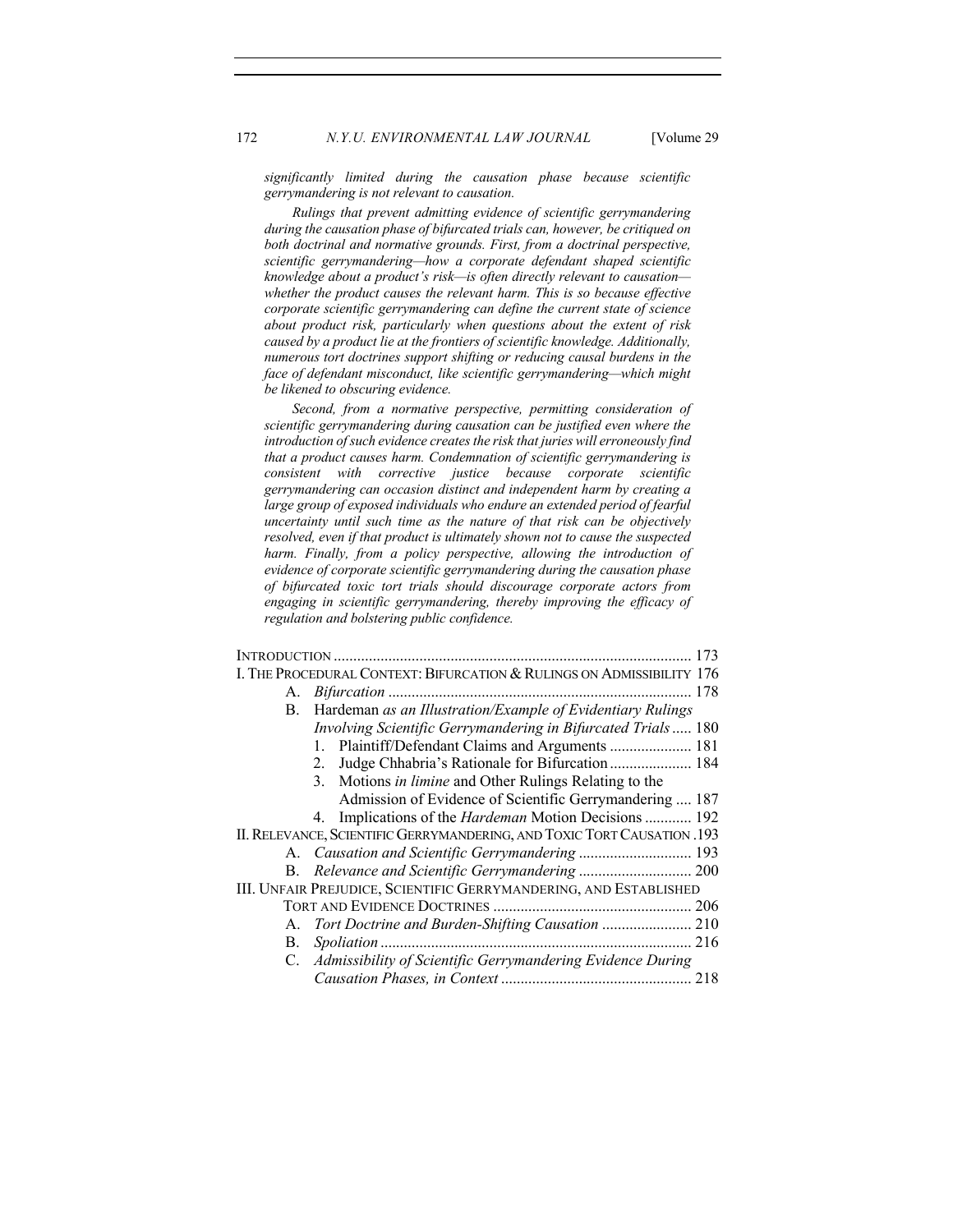*significantly limited during the causation phase because scientific gerrymandering is not relevant to causation.*

*Rulings that prevent admitting evidence of scientific gerrymandering during the causation phase of bifurcated trials can, however, be critiqued on both doctrinal and normative grounds. First, from a doctrinal perspective, scientific gerrymandering—how a corporate defendant shaped scientific knowledge about a product's risk—is often directly relevant to causation—whether the product causes the relevant harm. This is so because effective corporate scientific gerrymandering can define the current state of science about product risk, particularly when questions about the extent of risk caused by a product lie at the frontiers of scientific knowledge. Additionally, numerous tort doctrines support shifting or reducing causal burdens in the face of defendant misconduct, like scientific gerrymandering—which might be likened to obscuring evidence.*

*Second, from a normative perspective, permitting consideration of scientific gerrymandering during causation can be justified even where the introduction of such evidence creates the risk that juries will erroneously find that a product causes harm. Condemnation of scientific gerrymandering is consistent with corrective justice because corporate scientific gerrymandering can occasion distinct and independent harm by creating a large group of exposed individuals who endure an extended period of fearful uncertainty until such time as the nature of that risk can be objectively resolved, even if that product is ultimately shown not to cause the suspected harm. Finally, from a policy perspective, allowing the introduction of evidence of corporate scientific gerrymandering during the causation phase of bifurcated toxic tort trials should discourage corporate actors from engaging in scientific gerrymandering, thereby improving the efficacy of regulation and bolstering public confidence.*

- INTRODUCTION ... 173
- I. THE PROCEDURAL CONTEXT: BIFURCATION & RULINGS ON ADMISSIBILITY ... 176
  - A. *Bifurcation* ... 178
  - B. Hardeman *as an Illustration/Example of Evidentiary Rulings Involving Scientific Gerrymandering in Bifurcated Trials* ... 180
    1. Plaintiff/Defendant Claims and Arguments ... 181
    2. Judge Chhabria's Rationale for Bifurcation ... 184
    3. Motions *in limine* and Other Rulings Relating to the Admission of Evidence of Scientific Gerrymandering ... 187
    4. Implications of the *Hardeman* Motion Decisions ... 192
- II. RELEVANCE, SCIENTIFIC GERRYMANDERING, AND TOXIC TORT CAUSATION ... 193
  - A. *Causation and Scientific Gerrymandering* ... 193
  - B. *Relevance and Scientific Gerrymandering* ... 200
- III. UNFAIR PREJUDICE, SCIENTIFIC GERRYMANDERING, AND ESTABLISHED TORT AND EVIDENCE DOCTRINES ... 206
  - A. *Tort Doctrine and Burden-Shifting Causation* ... 210
  - B. *Spoliation* ... 216
  - C. *Admissibility of Scientific Gerrymandering Evidence During Causation Phases, in Context* ... 218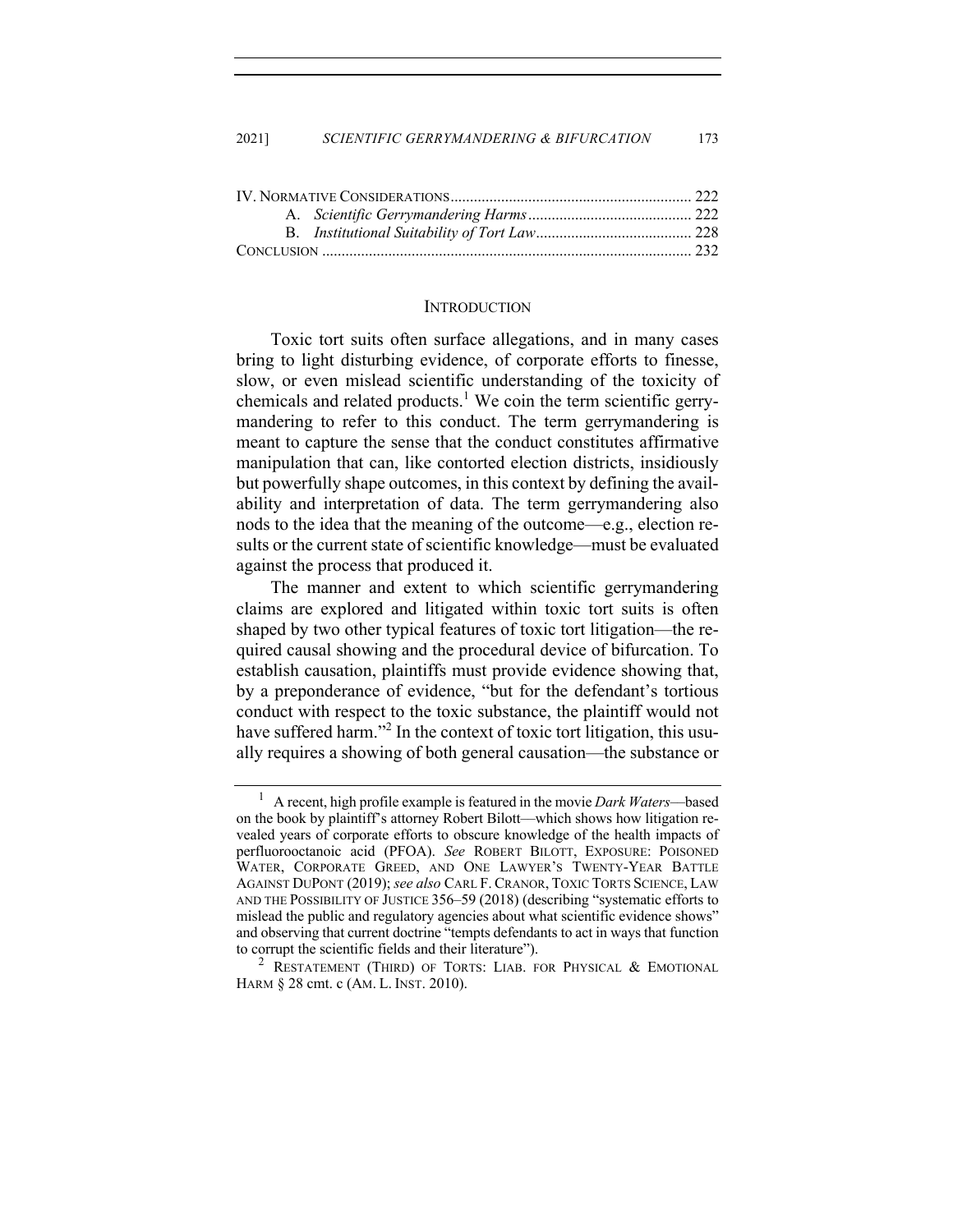IV. Normative Considerations ............................................................. 222
A. *Scientific Gerrymandering Harms* ......................................... 222
B. *Institutional Suitability of Tort Law* ........................................ 228
Conclusion .............................................................................................. 232

## Introduction

Toxic tort suits often surface allegations, and in many cases bring to light disturbing evidence, of corporate efforts to finesse, slow, or even mislead scientific understanding of the toxicity of chemicals and related products.[1] We coin the term scientific gerrymandering to refer to this conduct. The term gerrymandering is meant to capture the sense that the conduct constitutes affirmative manipulation that can, like contorted election districts, insidiously but powerfully shape outcomes, in this context by defining the availability and interpretation of data. The term gerrymandering also nods to the idea that the meaning of the outcome—e.g., election results or the current state of scientific knowledge—must be evaluated against the process that produced it.

The manner and extent to which scientific gerrymandering claims are explored and litigated within toxic tort suits is often shaped by two other typical features of toxic tort litigation—the required causal showing and the procedural device of bifurcation. To establish causation, plaintiffs must provide evidence showing that, by a preponderance of evidence, "but for the defendant's tortious conduct with respect to the toxic substance, the plaintiff would not have suffered harm."[2] In the context of toxic tort litigation, this usually requires a showing of both general causation—the substance or

---

[1] A recent, high profile example is featured in the movie *Dark Waters*—based on the book by plaintiff's attorney Robert Bilott—which shows how litigation revealed years of corporate efforts to obscure knowledge of the health impacts of perfluorooctanoic acid (PFOA). *See* Robert Bilott, Exposure: Poisoned Water, Corporate Greed, and One Lawyer's Twenty-Year Battle Against DuPont (2019); *see also* Carl F. Cranor, Toxic Torts Science, Law and the Possibility of Justice 356–59 (2018) (describing "systematic efforts to mislead the public and regulatory agencies about what scientific evidence shows" and observing that current doctrine "tempts defendants to act in ways that function to corrupt the scientific fields and their literature").

[2] Restatement (Third) of Torts: Liab. for Physical & Emotional Harm § 28 cmt. c (Am. L. Inst. 2010).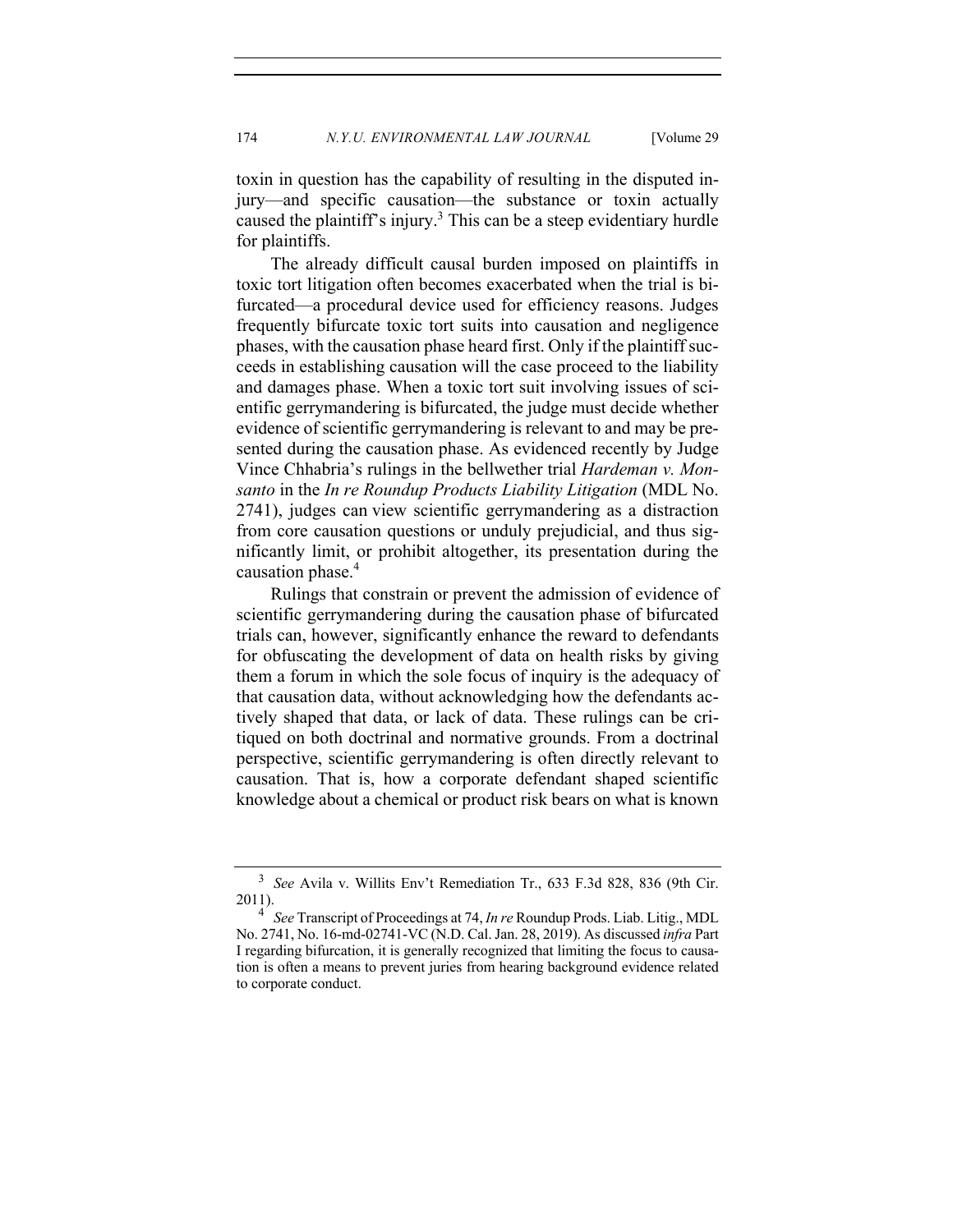toxin in question has the capability of resulting in the disputed injury—and specific causation—the substance or toxin actually caused the plaintiff's injury.[3] This can be a steep evidentiary hurdle for plaintiffs.

The already difficult causal burden imposed on plaintiffs in toxic tort litigation often becomes exacerbated when the trial is bifurcated—a procedural device used for efficiency reasons. Judges frequently bifurcate toxic tort suits into causation and negligence phases, with the causation phase heard first. Only if the plaintiff succeeds in establishing causation will the case proceed to the liability and damages phase. When a toxic tort suit involving issues of scientific gerrymandering is bifurcated, the judge must decide whether evidence of scientific gerrymandering is relevant to and may be presented during the causation phase. As evidenced recently by Judge Vince Chhabria's rulings in the bellwether trial *Hardeman v. Monsanto* in the *In re Roundup Products Liability Litigation* (MDL No. 2741), judges can view scientific gerrymandering as a distraction from core causation questions or unduly prejudicial, and thus significantly limit, or prohibit altogether, its presentation during the causation phase.[4]

Rulings that constrain or prevent the admission of evidence of scientific gerrymandering during the causation phase of bifurcated trials can, however, significantly enhance the reward to defendants for obfuscating the development of data on health risks by giving them a forum in which the sole focus of inquiry is the adequacy of that causation data, without acknowledging how the defendants actively shaped that data, or lack of data. These rulings can be critiqued on both doctrinal and normative grounds. From a doctrinal perspective, scientific gerrymandering is often directly relevant to causation. That is, how a corporate defendant shaped scientific knowledge about a chemical or product risk bears on what is known

---

[3] *See* Avila v. Willits Env't Remediation Tr., 633 F.3d 828, 836 (9th Cir. 2011).

[4] *See* Transcript of Proceedings at 74, *In re* Roundup Prods. Liab. Litig., MDL No. 2741, No. 16-md-02741-VC (N.D. Cal. Jan. 28, 2019). As discussed *infra* Part I regarding bifurcation, it is generally recognized that limiting the focus to causation is often a means to prevent juries from hearing background evidence related to corporate conduct.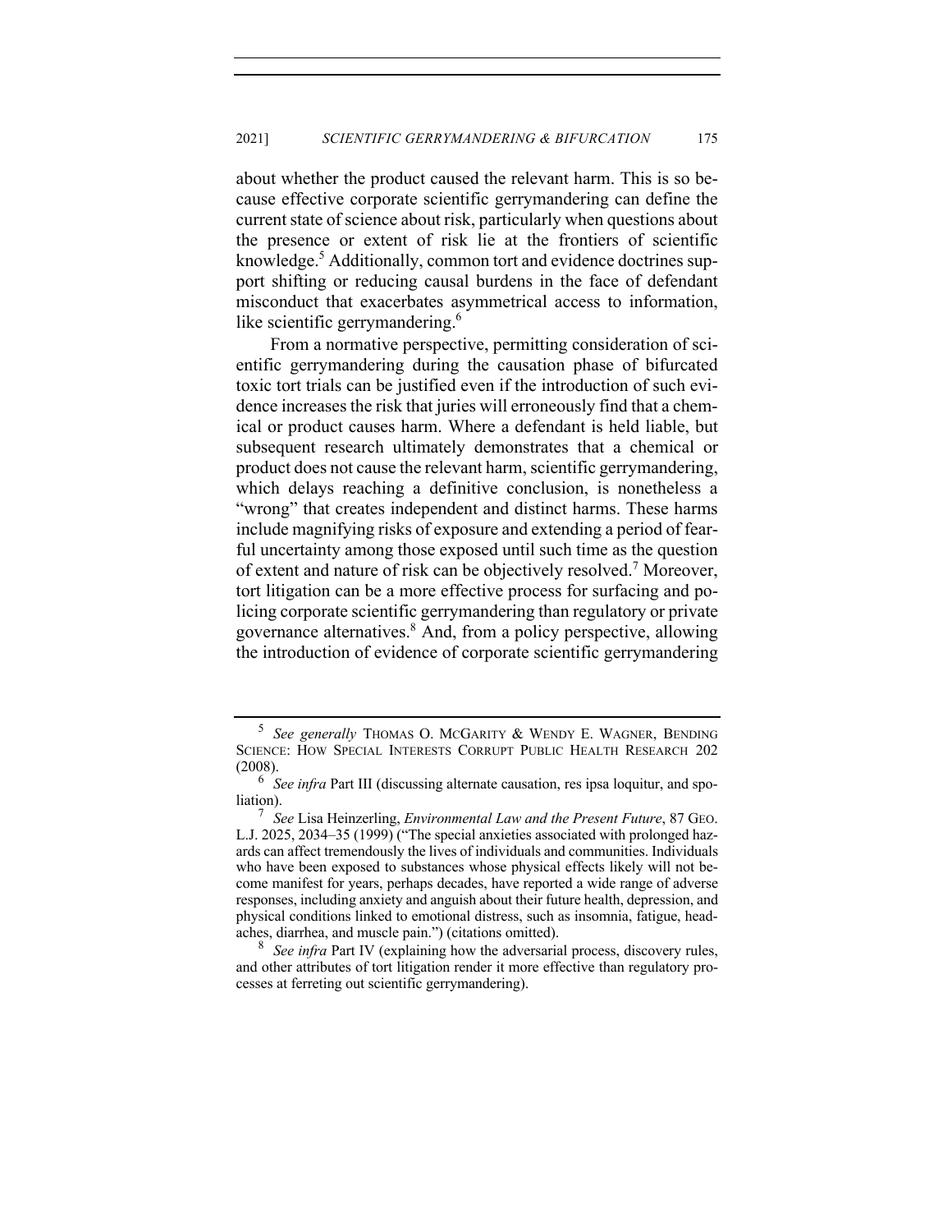about whether the product caused the relevant harm. This is so because effective corporate scientific gerrymandering can define the current state of science about risk, particularly when questions about the presence or extent of risk lie at the frontiers of scientific knowledge.[5] Additionally, common tort and evidence doctrines support shifting or reducing causal burdens in the face of defendant misconduct that exacerbates asymmetrical access to information, like scientific gerrymandering.[6]

From a normative perspective, permitting consideration of scientific gerrymandering during the causation phase of bifurcated toxic tort trials can be justified even if the introduction of such evidence increases the risk that juries will erroneously find that a chemical or product causes harm. Where a defendant is held liable, but subsequent research ultimately demonstrates that a chemical or product does not cause the relevant harm, scientific gerrymandering, which delays reaching a definitive conclusion, is nonetheless a "wrong" that creates independent and distinct harms. These harms include magnifying risks of exposure and extending a period of fearful uncertainty among those exposed until such time as the question of extent and nature of risk can be objectively resolved.[7] Moreover, tort litigation can be a more effective process for surfacing and policing corporate scientific gerrymandering than regulatory or private governance alternatives.[8] And, from a policy perspective, allowing the introduction of evidence of corporate scientific gerrymandering

---

[5] *See generally* THOMAS O. MCGARITY & WENDY E. WAGNER, BENDING SCIENCE: HOW SPECIAL INTERESTS CORRUPT PUBLIC HEALTH RESEARCH 202 (2008).

[6] *See infra* Part III (discussing alternate causation, res ipsa loquitur, and spoliation).

[7] *See* Lisa Heinzerling, *Environmental Law and the Present Future*, 87 GEO. L.J. 2025, 2034–35 (1999) ("The special anxieties associated with prolonged hazards can affect tremendously the lives of individuals and communities. Individuals who have been exposed to substances whose physical effects likely will not become manifest for years, perhaps decades, have reported a wide range of adverse responses, including anxiety and anguish about their future health, depression, and physical conditions linked to emotional distress, such as insomnia, fatigue, headaches, diarrhea, and muscle pain.") (citations omitted).

[8] *See infra* Part IV (explaining how the adversarial process, discovery rules, and other attributes of tort litigation render it more effective than regulatory processes at ferreting out scientific gerrymandering).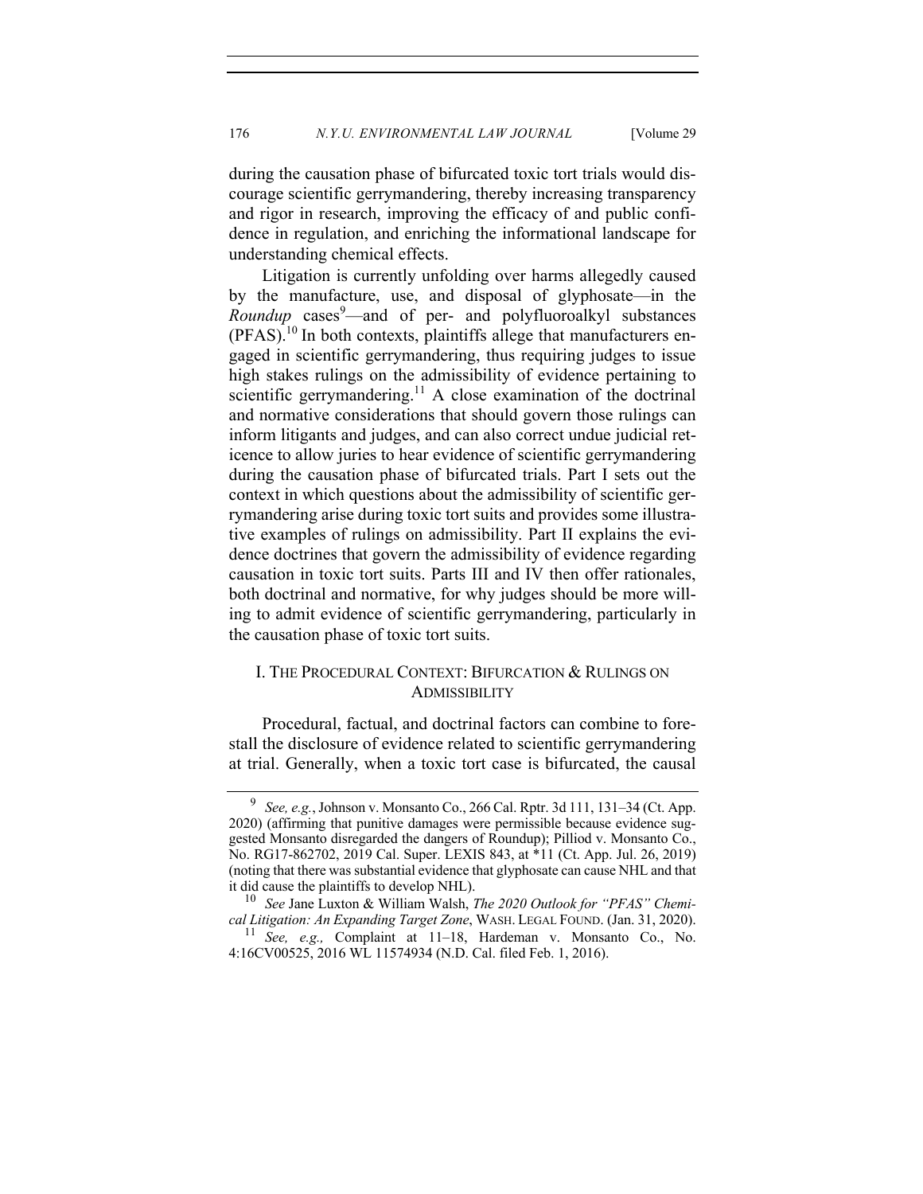during the causation phase of bifurcated toxic tort trials would discourage scientific gerrymandering, thereby increasing transparency and rigor in research, improving the efficacy of and public confidence in regulation, and enriching the informational landscape for understanding chemical effects.

Litigation is currently unfolding over harms allegedly caused by the manufacture, use, and disposal of glyphosate—in the *Roundup* cases[9]—and of per- and polyfluoroalkyl substances (PFAS).[10] In both contexts, plaintiffs allege that manufacturers engaged in scientific gerrymandering, thus requiring judges to issue high stakes rulings on the admissibility of evidence pertaining to scientific gerrymandering.[11] A close examination of the doctrinal and normative considerations that should govern those rulings can inform litigants and judges, and can also correct undue judicial reticence to allow juries to hear evidence of scientific gerrymandering during the causation phase of bifurcated trials. Part I sets out the context in which questions about the admissibility of scientific gerrymandering arise during toxic tort suits and provides some illustrative examples of rulings on admissibility. Part II explains the evidence doctrines that govern the admissibility of evidence regarding causation in toxic tort suits. Parts III and IV then offer rationales, both doctrinal and normative, for why judges should be more willing to admit evidence of scientific gerrymandering, particularly in the causation phase of toxic tort suits.

## I. The Procedural Context: Bifurcation & Rulings on Admissibility

Procedural, factual, and doctrinal factors can combine to forestall the disclosure of evidence related to scientific gerrymandering at trial. Generally, when a toxic tort case is bifurcated, the causal

---

[9] *See, e.g.*, Johnson v. Monsanto Co., 266 Cal. Rptr. 3d 111, 131–34 (Ct. App. 2020) (affirming that punitive damages were permissible because evidence suggested Monsanto disregarded the dangers of Roundup); Pilliod v. Monsanto Co., No. RG17-862702, 2019 Cal. Super. LEXIS 843, at *11 (Ct. App. Jul. 26, 2019) (noting that there was substantial evidence that glyphosate can cause NHL and that it did cause the plaintiffs to develop NHL).

[10] *See* Jane Luxton & William Walsh, *The 2020 Outlook for "PFAS" Chemical Litigation: An Expanding Target Zone*, WASH. LEGAL FOUND. (Jan. 31, 2020).

[11] *See, e.g.,* Complaint at 11–18, Hardeman v. Monsanto Co., No. 4:16CV00525, 2016 WL 11574934 (N.D. Cal. filed Feb. 1, 2016).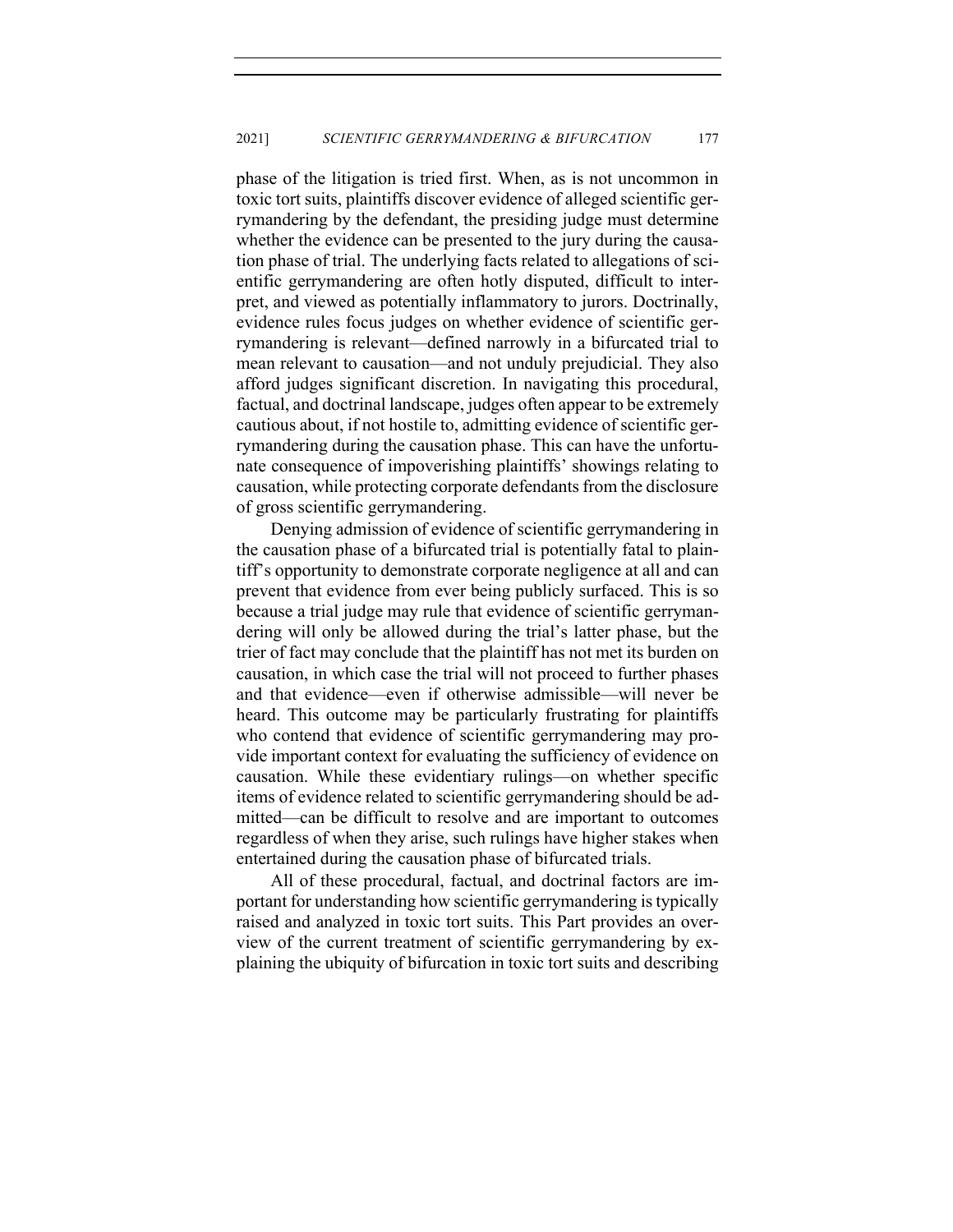phase of the litigation is tried first. When, as is not uncommon in toxic tort suits, plaintiffs discover evidence of alleged scientific gerrymandering by the defendant, the presiding judge must determine whether the evidence can be presented to the jury during the causation phase of trial. The underlying facts related to allegations of scientific gerrymandering are often hotly disputed, difficult to interpret, and viewed as potentially inflammatory to jurors. Doctrinally, evidence rules focus judges on whether evidence of scientific gerrymandering is relevant—defined narrowly in a bifurcated trial to mean relevant to causation—and not unduly prejudicial. They also afford judges significant discretion. In navigating this procedural, factual, and doctrinal landscape, judges often appear to be extremely cautious about, if not hostile to, admitting evidence of scientific gerrymandering during the causation phase. This can have the unfortunate consequence of impoverishing plaintiffs' showings relating to causation, while protecting corporate defendants from the disclosure of gross scientific gerrymandering.

Denying admission of evidence of scientific gerrymandering in the causation phase of a bifurcated trial is potentially fatal to plaintiff's opportunity to demonstrate corporate negligence at all and can prevent that evidence from ever being publicly surfaced. This is so because a trial judge may rule that evidence of scientific gerrymandering will only be allowed during the trial's latter phase, but the trier of fact may conclude that the plaintiff has not met its burden on causation, in which case the trial will not proceed to further phases and that evidence—even if otherwise admissible—will never be heard. This outcome may be particularly frustrating for plaintiffs who contend that evidence of scientific gerrymandering may provide important context for evaluating the sufficiency of evidence on causation. While these evidentiary rulings—on whether specific items of evidence related to scientific gerrymandering should be admitted—can be difficult to resolve and are important to outcomes regardless of when they arise, such rulings have higher stakes when entertained during the causation phase of bifurcated trials.

All of these procedural, factual, and doctrinal factors are important for understanding how scientific gerrymandering is typically raised and analyzed in toxic tort suits. This Part provides an overview of the current treatment of scientific gerrymandering by explaining the ubiquity of bifurcation in toxic tort suits and describing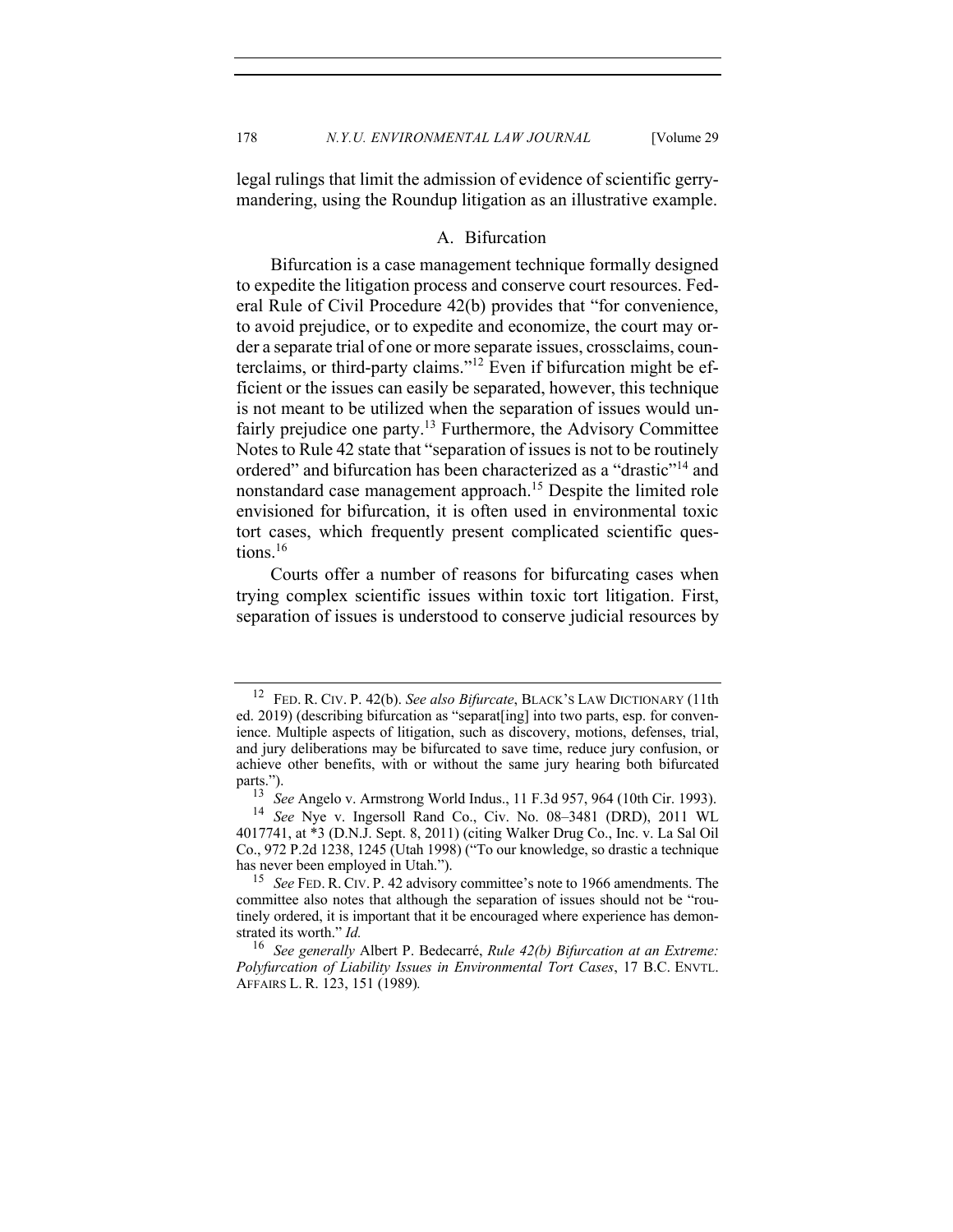legal rulings that limit the admission of evidence of scientific gerrymandering, using the Roundup litigation as an illustrative example.

### A. Bifurcation

Bifurcation is a case management technique formally designed to expedite the litigation process and conserve court resources. Federal Rule of Civil Procedure 42(b) provides that "for convenience, to avoid prejudice, or to expedite and economize, the court may order a separate trial of one or more separate issues, crossclaims, counterclaims, or third-party claims."[12] Even if bifurcation might be efficient or the issues can easily be separated, however, this technique is not meant to be utilized when the separation of issues would unfairly prejudice one party.[13] Furthermore, the Advisory Committee Notes to Rule 42 state that "separation of issues is not to be routinely ordered" and bifurcation has been characterized as a "drastic"[14] and nonstandard case management approach.[15] Despite the limited role envisioned for bifurcation, it is often used in environmental toxic tort cases, which frequently present complicated scientific questions.[16]

Courts offer a number of reasons for bifurcating cases when trying complex scientific issues within toxic tort litigation. First, separation of issues is understood to conserve judicial resources by

---

[12] FED. R. CIV. P. 42(b). *See also Bifurcate*, BLACK'S LAW DICTIONARY (11th ed. 2019) (describing bifurcation as "separat[ing] into two parts, esp. for convenience. Multiple aspects of litigation, such as discovery, motions, defenses, trial, and jury deliberations may be bifurcated to save time, reduce jury confusion, or achieve other benefits, with or without the same jury hearing both bifurcated parts.").

[13] *See* Angelo v. Armstrong World Indus., 11 F.3d 957, 964 (10th Cir. 1993).

[14] *See* Nye v. Ingersoll Rand Co., Civ. No. 08–3481 (DRD), 2011 WL 4017741, at *3 (D.N.J. Sept. 8, 2011) (citing Walker Drug Co., Inc. v. La Sal Oil Co., 972 P.2d 1238, 1245 (Utah 1998) ("To our knowledge, so drastic a technique has never been employed in Utah.").

[15] *See* FED. R. CIV. P. 42 advisory committee's note to 1966 amendments. The committee also notes that although the separation of issues should not be "routinely ordered, it is important that it be encouraged where experience has demonstrated its worth." *Id.*

[16] *See generally* Albert P. Bedecarré, *Rule 42(b) Bifurcation at an Extreme: Polyfurcation of Liability Issues in Environmental Tort Cases*, 17 B.C. ENVTL. AFFAIRS L. R. 123, 151 (1989).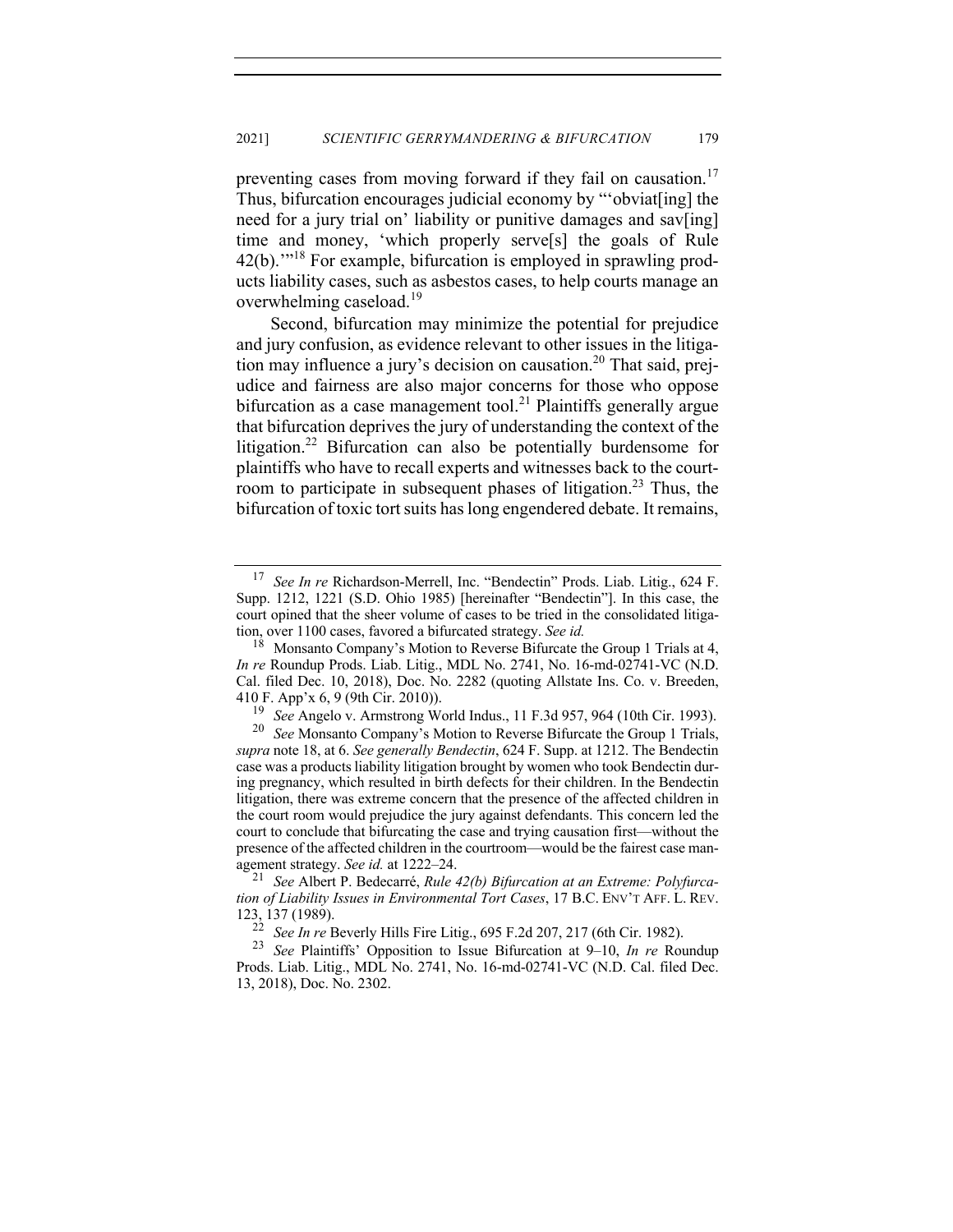preventing cases from moving forward if they fail on causation.[17] Thus, bifurcation encourages judicial economy by "'obviat[ing] the need for a jury trial on' liability or punitive damages and sav[ing] time and money, 'which properly serve[s] the goals of Rule 42(b).'"[18] For example, bifurcation is employed in sprawling products liability cases, such as asbestos cases, to help courts manage an overwhelming caseload.[19]

Second, bifurcation may minimize the potential for prejudice and jury confusion, as evidence relevant to other issues in the litigation may influence a jury's decision on causation.[20] That said, prejudice and fairness are also major concerns for those who oppose bifurcation as a case management tool.[21] Plaintiffs generally argue that bifurcation deprives the jury of understanding the context of the litigation.[22] Bifurcation can also be potentially burdensome for plaintiffs who have to recall experts and witnesses back to the courtroom to participate in subsequent phases of litigation.[23] Thus, the bifurcation of toxic tort suits has long engendered debate. It remains,

---

[17] *See In re* Richardson-Merrell, Inc. "Bendectin" Prods. Liab. Litig., 624 F. Supp. 1212, 1221 (S.D. Ohio 1985) [hereinafter "Bendectin"]. In this case, the court opined that the sheer volume of cases to be tried in the consolidated litigation, over 1100 cases, favored a bifurcated strategy. *See id.*

[18] Monsanto Company's Motion to Reverse Bifurcate the Group 1 Trials at 4, *In re* Roundup Prods. Liab. Litig., MDL No. 2741, No. 16-md-02741-VC (N.D. Cal. filed Dec. 10, 2018), Doc. No. 2282 (quoting Allstate Ins. Co. v. Breeden, 410 F. App'x 6, 9 (9th Cir. 2010)).

[19] *See* Angelo v. Armstrong World Indus., 11 F.3d 957, 964 (10th Cir. 1993).

[20] *See* Monsanto Company's Motion to Reverse Bifurcate the Group 1 Trials, *supra* note 18, at 6. *See generally Bendectin*, 624 F. Supp. at 1212. The Bendectin case was a products liability litigation brought by women who took Bendectin during pregnancy, which resulted in birth defects for their children. In the Bendectin litigation, there was extreme concern that the presence of the affected children in the court room would prejudice the jury against defendants. This concern led the court to conclude that bifurcating the case and trying causation first—without the presence of the affected children in the courtroom—would be the fairest case management strategy. *See id.* at 1222–24.

[21] *See* Albert P. Bedecarré, *Rule 42(b) Bifurcation at an Extreme: Polyfurcation of Liability Issues in Environmental Tort Cases*, 17 B.C. ENV'T AFF. L. REV. 123, 137 (1989).

[22] *See In re* Beverly Hills Fire Litig., 695 F.2d 207, 217 (6th Cir. 1982).

[23] *See* Plaintiffs' Opposition to Issue Bifurcation at 9–10, *In re* Roundup Prods. Liab. Litig., MDL No. 2741, No. 16-md-02741-VC (N.D. Cal. filed Dec. 13, 2018), Doc. No. 2302.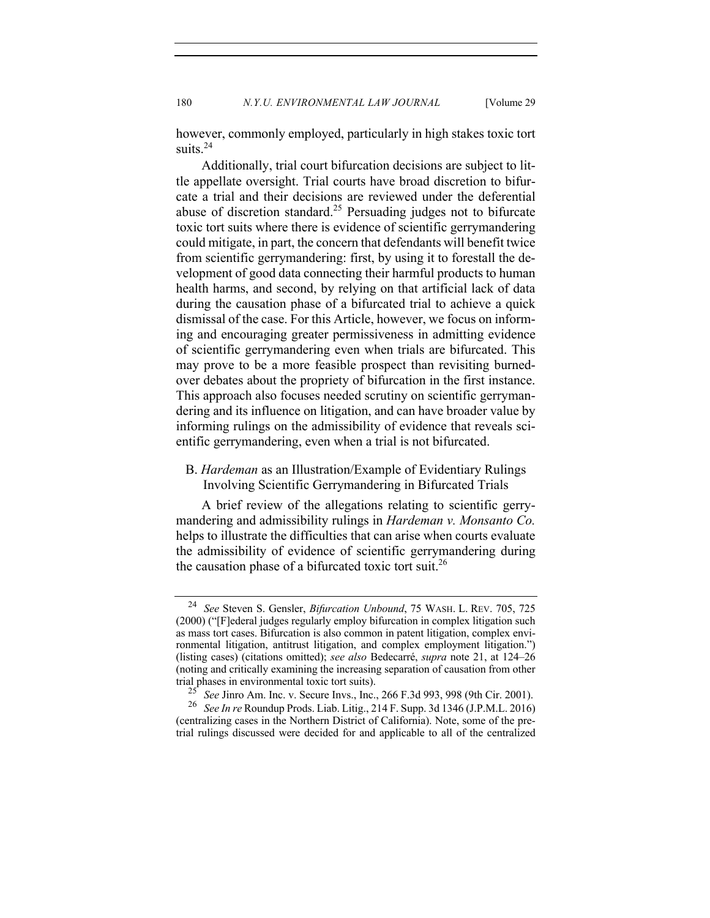however, commonly employed, particularly in high stakes toxic tort suits.[24]

Additionally, trial court bifurcation decisions are subject to little appellate oversight. Trial courts have broad discretion to bifurcate a trial and their decisions are reviewed under the deferential abuse of discretion standard.[25] Persuading judges not to bifurcate toxic tort suits where there is evidence of scientific gerrymandering could mitigate, in part, the concern that defendants will benefit twice from scientific gerrymandering: first, by using it to forestall the development of good data connecting their harmful products to human health harms, and second, by relying on that artificial lack of data during the causation phase of a bifurcated trial to achieve a quick dismissal of the case. For this Article, however, we focus on informing and encouraging greater permissiveness in admitting evidence of scientific gerrymandering even when trials are bifurcated. This may prove to be a more feasible prospect than revisiting burned-over debates about the propriety of bifurcation in the first instance. This approach also focuses needed scrutiny on scientific gerrymandering and its influence on litigation, and can have broader value by informing rulings on the admissibility of evidence that reveals scientific gerrymandering, even when a trial is not bifurcated.

### B. *Hardeman* as an Illustration/Example of Evidentiary Rulings Involving Scientific Gerrymandering in Bifurcated Trials

A brief review of the allegations relating to scientific gerrymandering and admissibility rulings in *Hardeman v. Monsanto Co.* helps to illustrate the difficulties that can arise when courts evaluate the admissibility of evidence of scientific gerrymandering during the causation phase of a bifurcated toxic tort suit.[26]

---

[24] *See* Steven S. Gensler, *Bifurcation Unbound*, 75 WASH. L. REV. 705, 725 (2000) ("[F]ederal judges regularly employ bifurcation in complex litigation such as mass tort cases. Bifurcation is also common in patent litigation, complex environmental litigation, antitrust litigation, and complex employment litigation.") (listing cases) (citations omitted); *see also* Bedecarré, *supra* note 21, at 124–26 (noting and critically examining the increasing separation of causation from other trial phases in environmental toxic tort suits).

[25] *See* Jinro Am. Inc. v. Secure Invs., Inc., 266 F.3d 993, 998 (9th Cir. 2001).

[26] *See In re* Roundup Prods. Liab. Litig., 214 F. Supp. 3d 1346 (J.P.M.L. 2016) (centralizing cases in the Northern District of California). Note, some of the pretrial rulings discussed were decided for and applicable to all of the centralized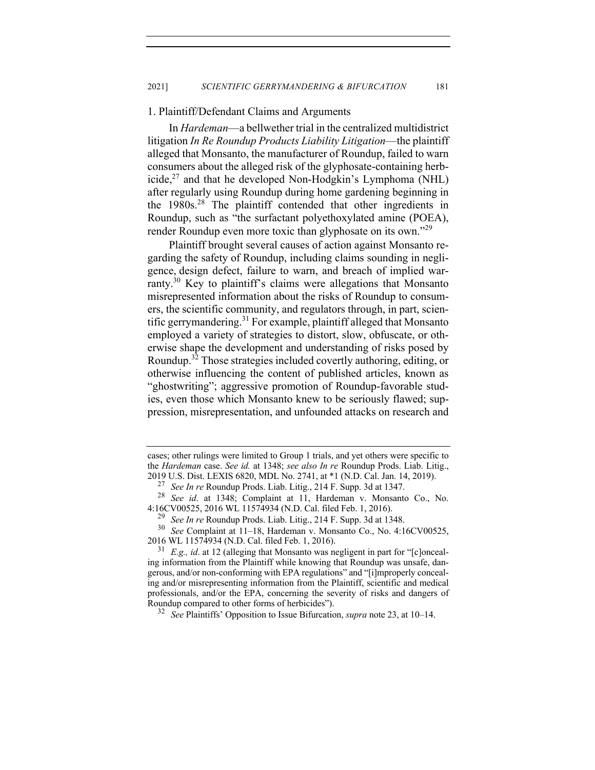### 1. Plaintiff/Defendant Claims and Arguments

In *Hardeman*—a bellwether trial in the centralized multidistrict litigation *In Re Roundup Products Liability Litigation*—the plaintiff alleged that Monsanto, the manufacturer of Roundup, failed to warn consumers about the alleged risk of the glyphosate-containing herbicide,[27] and that he developed Non-Hodgkin's Lymphoma (NHL) after regularly using Roundup during home gardening beginning in the 1980s.[28] The plaintiff contended that other ingredients in Roundup, such as "the surfactant polyethoxylated amine (POEA), render Roundup even more toxic than glyphosate on its own."[29]

Plaintiff brought several causes of action against Monsanto regarding the safety of Roundup, including claims sounding in negligence, design defect, failure to warn, and breach of implied warranty.[30] Key to plaintiff's claims were allegations that Monsanto misrepresented information about the risks of Roundup to consumers, the scientific community, and regulators through, in part, scientific gerrymandering.[31] For example, plaintiff alleged that Monsanto employed a variety of strategies to distort, slow, obfuscate, or otherwise shape the development and understanding of risks posed by Roundup.[32] Those strategies included covertly authoring, editing, or otherwise influencing the content of published articles, known as "ghostwriting"; aggressive promotion of Roundup-favorable studies, even those which Monsanto knew to be seriously flawed; suppression, misrepresentation, and unfounded attacks on research and

---

cases; other rulings were limited to Group 1 trials, and yet others were specific to the *Hardeman* case. *See id.* at 1348; *see also In re* Roundup Prods. Liab. Litig., 2019 U.S. Dist. LEXIS 6820, MDL No. 2741, at *1 (N.D. Cal. Jan. 14, 2019).

[27] *See In re* Roundup Prods. Liab. Litig., 214 F. Supp. 3d at 1347.

[28] *See id*. at 1348; Complaint at 11, Hardeman v. Monsanto Co., No. 4:16CV00525, 2016 WL 11574934 (N.D. Cal. filed Feb. 1, 2016).

[29] *See In re* Roundup Prods. Liab. Litig., 214 F. Supp. 3d at 1348.

[30] *See* Complaint at 11–18, Hardeman v. Monsanto Co., No. 4:16CV00525, 2016 WL 11574934 (N.D. Cal. filed Feb. 1, 2016).

[31] *E.g., id*. at 12 (alleging that Monsanto was negligent in part for "[c]oncealing information from the Plaintiff while knowing that Roundup was unsafe, dangerous, and/or non-conforming with EPA regulations" and "[i]mproperly concealing and/or misrepresenting information from the Plaintiff, scientific and medical professionals, and/or the EPA, concerning the severity of risks and dangers of Roundup compared to other forms of herbicides").

[32] *See* Plaintiffs' Opposition to Issue Bifurcation, *supra* note 23, at 10–14.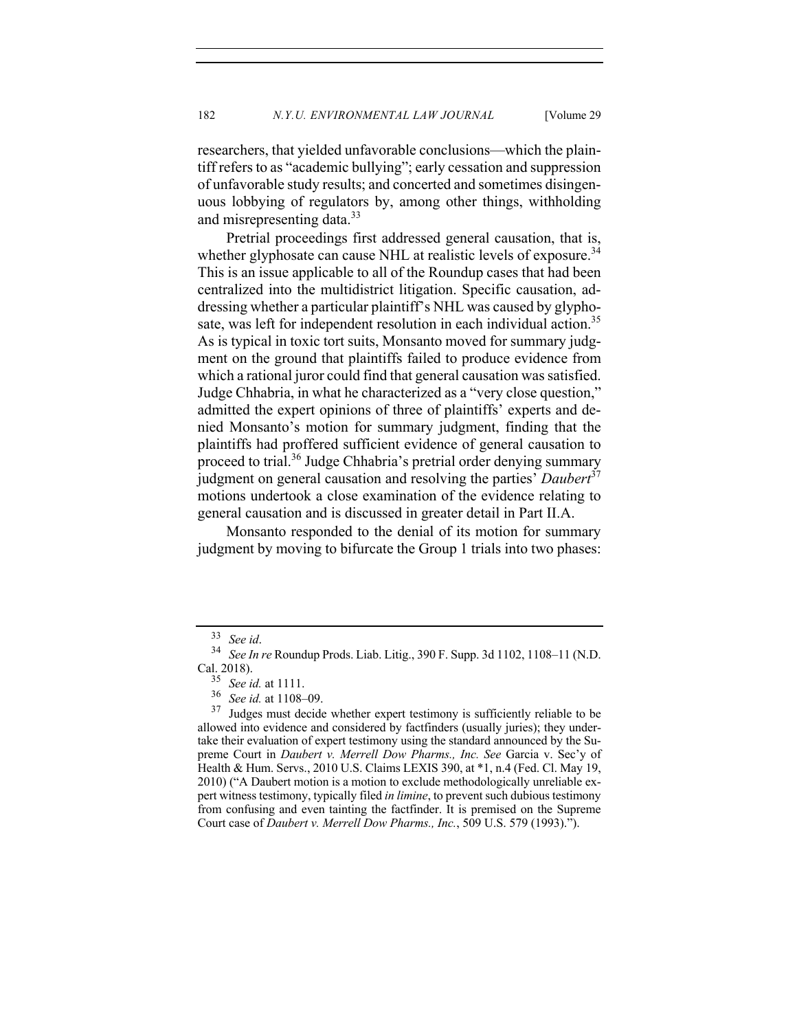researchers, that yielded unfavorable conclusions—which the plaintiff refers to as "academic bullying"; early cessation and suppression of unfavorable study results; and concerted and sometimes disingenuous lobbying of regulators by, among other things, withholding and misrepresenting data.[33]

Pretrial proceedings first addressed general causation, that is, whether glyphosate can cause NHL at realistic levels of exposure.[34] This is an issue applicable to all of the Roundup cases that had been centralized into the multidistrict litigation. Specific causation, addressing whether a particular plaintiff's NHL was caused by glyphosate, was left for independent resolution in each individual action.[35] As is typical in toxic tort suits, Monsanto moved for summary judgment on the ground that plaintiffs failed to produce evidence from which a rational juror could find that general causation was satisfied. Judge Chhabria, in what he characterized as a "very close question," admitted the expert opinions of three of plaintiffs' experts and denied Monsanto's motion for summary judgment, finding that the plaintiffs had proffered sufficient evidence of general causation to proceed to trial.[36] Judge Chhabria's pretrial order denying summary judgment on general causation and resolving the parties' *Daubert*[37] motions undertook a close examination of the evidence relating to general causation and is discussed in greater detail in Part II.A.

Monsanto responded to the denial of its motion for summary judgment by moving to bifurcate the Group 1 trials into two phases:

---

[33] *See id*.

[34] *See In re* Roundup Prods. Liab. Litig., 390 F. Supp. 3d 1102, 1108–11 (N.D. Cal. 2018).

[35] *See id.* at 1111.

[36] *See id.* at 1108–09.

[37] Judges must decide whether expert testimony is sufficiently reliable to be allowed into evidence and considered by factfinders (usually juries); they undertake their evaluation of expert testimony using the standard announced by the Supreme Court in *Daubert v. Merrell Dow Pharms., Inc. See* Garcia v. Sec'y of Health & Hum. Servs., 2010 U.S. Claims LEXIS 390, at *1, n.4 (Fed. Cl. May 19, 2010) ("A Daubert motion is a motion to exclude methodologically unreliable expert witness testimony, typically filed *in limine*, to prevent such dubious testimony from confusing and even tainting the factfinder. It is premised on the Supreme Court case of *Daubert v. Merrell Dow Pharms., Inc.*, 509 U.S. 579 (1993).").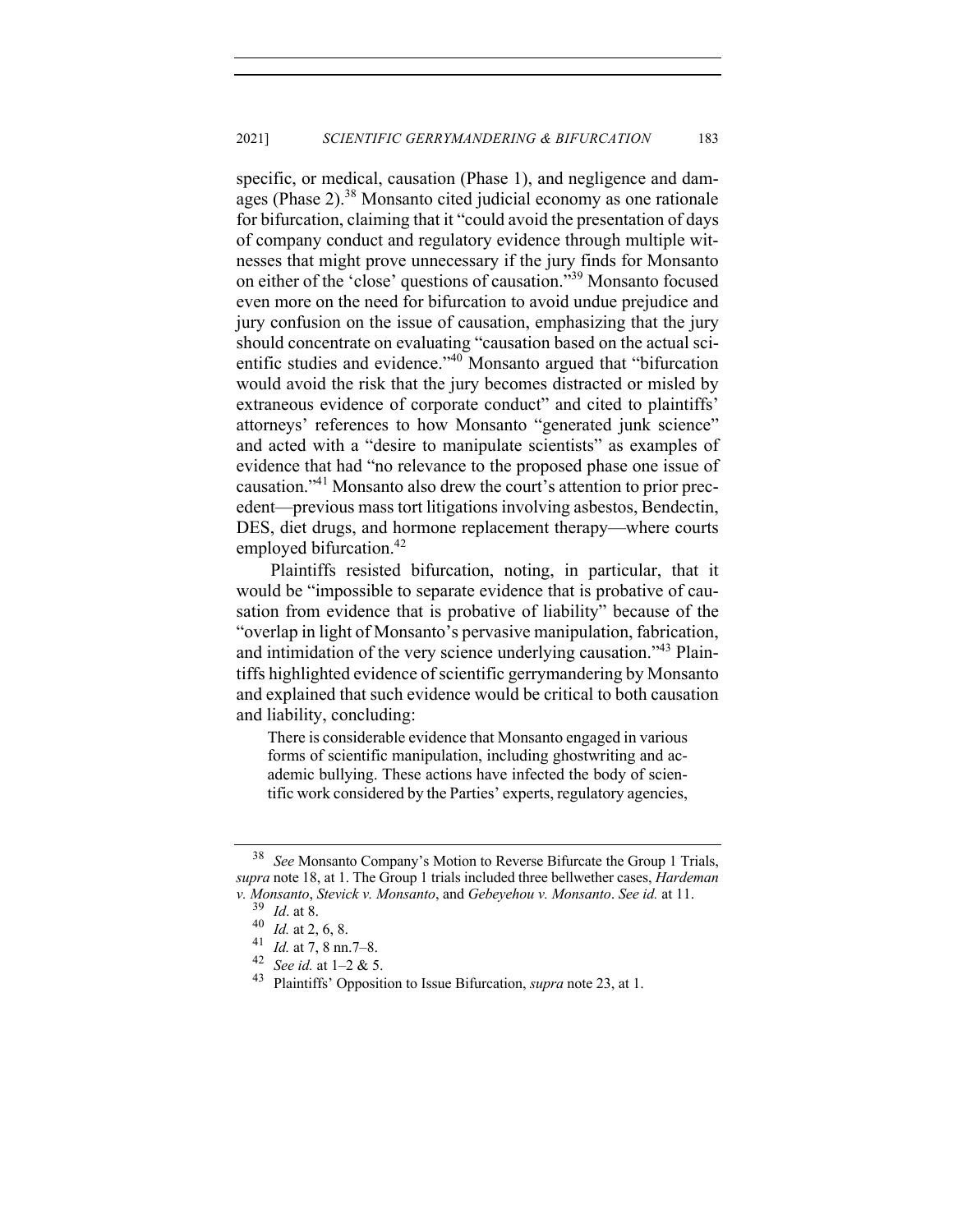specific, or medical, causation (Phase 1), and negligence and damages (Phase 2).[38] Monsanto cited judicial economy as one rationale for bifurcation, claiming that it "could avoid the presentation of days of company conduct and regulatory evidence through multiple witnesses that might prove unnecessary if the jury finds for Monsanto on either of the 'close' questions of causation."[39] Monsanto focused even more on the need for bifurcation to avoid undue prejudice and jury confusion on the issue of causation, emphasizing that the jury should concentrate on evaluating "causation based on the actual scientific studies and evidence."[40] Monsanto argued that "bifurcation would avoid the risk that the jury becomes distracted or misled by extraneous evidence of corporate conduct" and cited to plaintiffs' attorneys' references to how Monsanto "generated junk science" and acted with a "desire to manipulate scientists" as examples of evidence that had "no relevance to the proposed phase one issue of causation."[41] Monsanto also drew the court's attention to prior precedent—previous mass tort litigations involving asbestos, Bendectin, DES, diet drugs, and hormone replacement therapy—where courts employed bifurcation.[42]

Plaintiffs resisted bifurcation, noting, in particular, that it would be "impossible to separate evidence that is probative of causation from evidence that is probative of liability" because of the "overlap in light of Monsanto's pervasive manipulation, fabrication, and intimidation of the very science underlying causation."[43] Plaintiffs highlighted evidence of scientific gerrymandering by Monsanto and explained that such evidence would be critical to both causation and liability, concluding:

> There is considerable evidence that Monsanto engaged in various forms of scientific manipulation, including ghostwriting and academic bullying. These actions have infected the body of scientific work considered by the Parties' experts, regulatory agencies,

---

[38] *See* Monsanto Company's Motion to Reverse Bifurcate the Group 1 Trials, *supra* note 18, at 1. The Group 1 trials included three bellwether cases, *Hardeman v. Monsanto*, *Stevick v. Monsanto*, and *Gebeyehou v. Monsanto*. *See id.* at 11.

[39] *Id*. at 8.

[40] *Id.* at 2, 6, 8.

[41] *Id.* at 7, 8 nn.7–8.

[42] *See id.* at 1–2 & 5.

[43] Plaintiffs' Opposition to Issue Bifurcation, *supra* note 23, at 1.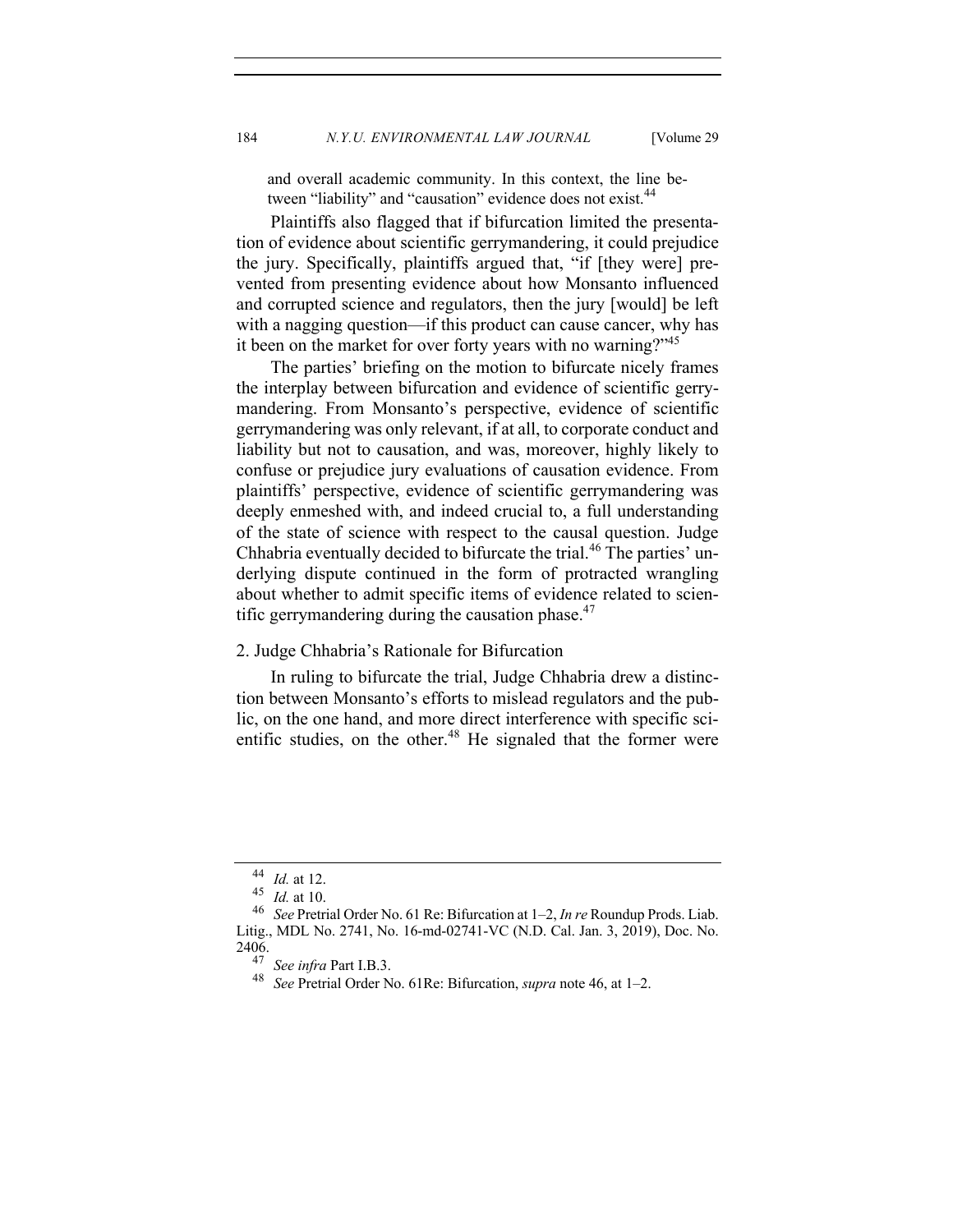and overall academic community. In this context, the line between "liability" and "causation" evidence does not exist.[44]

Plaintiffs also flagged that if bifurcation limited the presentation of evidence about scientific gerrymandering, it could prejudice the jury. Specifically, plaintiffs argued that, "if [they were] prevented from presenting evidence about how Monsanto influenced and corrupted science and regulators, then the jury [would] be left with a nagging question—if this product can cause cancer, why has it been on the market for over forty years with no warning?"[45]

The parties' briefing on the motion to bifurcate nicely frames the interplay between bifurcation and evidence of scientific gerrymandering. From Monsanto's perspective, evidence of scientific gerrymandering was only relevant, if at all, to corporate conduct and liability but not to causation, and was, moreover, highly likely to confuse or prejudice jury evaluations of causation evidence. From plaintiffs' perspective, evidence of scientific gerrymandering was deeply enmeshed with, and indeed crucial to, a full understanding of the state of science with respect to the causal question. Judge Chhabria eventually decided to bifurcate the trial.[46] The parties' underlying dispute continued in the form of protracted wrangling about whether to admit specific items of evidence related to scientific gerrymandering during the causation phase.[47]

### 2. Judge Chhabria's Rationale for Bifurcation

In ruling to bifurcate the trial, Judge Chhabria drew a distinction between Monsanto's efforts to mislead regulators and the public, on the one hand, and more direct interference with specific scientific studies, on the other.[48] He signaled that the former were

---

[44] *Id.* at 12.

[45] *Id.* at 10.

[46] *See* Pretrial Order No. 61 Re: Bifurcation at 1–2, *In re* Roundup Prods. Liab. Litig., MDL No. 2741, No. 16-md-02741-VC (N.D. Cal. Jan. 3, 2019), Doc. No. 2406.

[47] *See infra* Part I.B.3.

[48] *See* Pretrial Order No. 61Re: Bifurcation, *supra* note 46, at 1–2.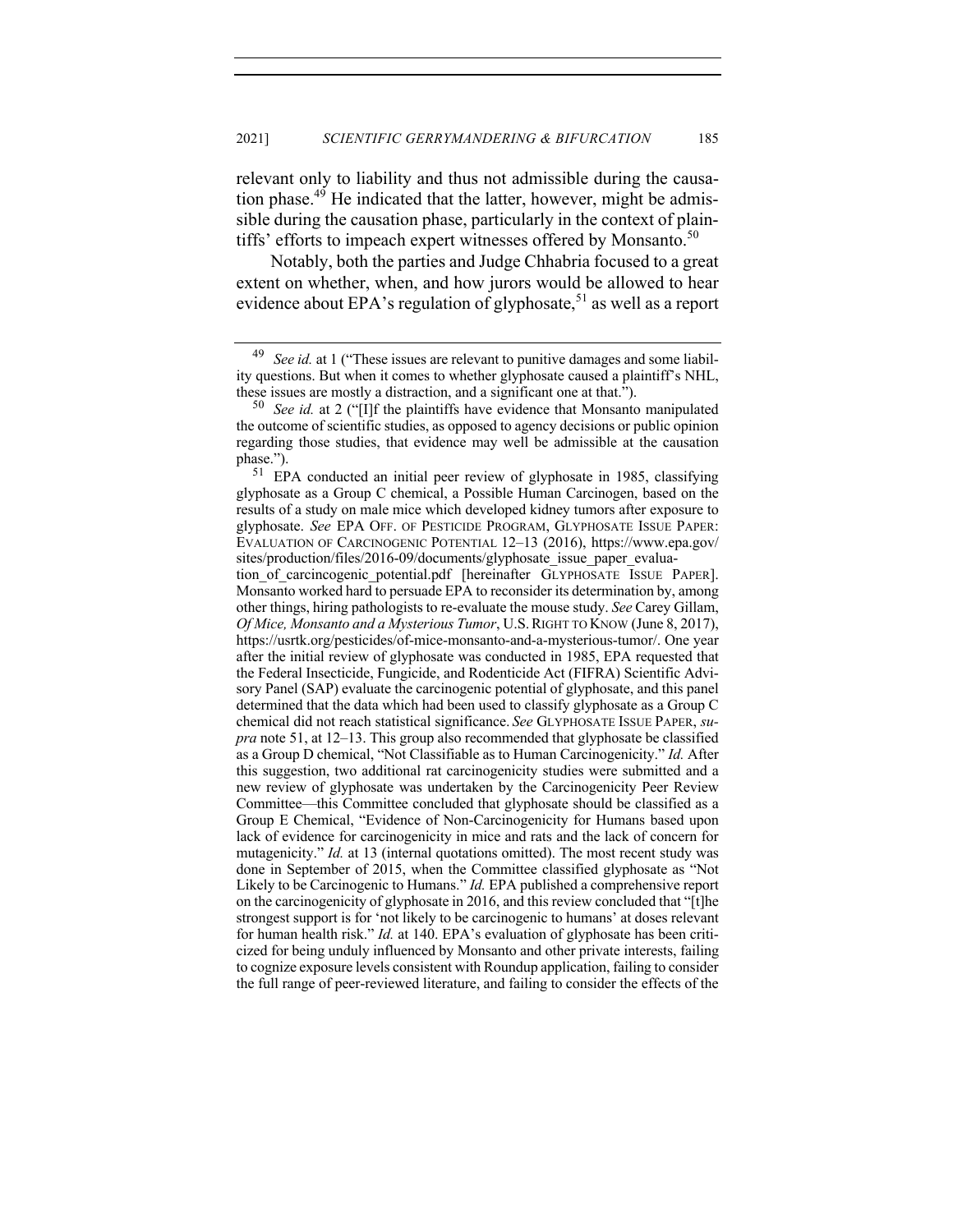relevant only to liability and thus not admissible during the causation phase.[49] He indicated that the latter, however, might be admissible during the causation phase, particularly in the context of plaintiffs' efforts to impeach expert witnesses offered by Monsanto.[50]

Notably, both the parties and Judge Chhabria focused to a great extent on whether, when, and how jurors would be allowed to hear evidence about EPA's regulation of glyphosate,[51] as well as a report

---

[49] *See id.* at 1 ("These issues are relevant to punitive damages and some liability questions. But when it comes to whether glyphosate caused a plaintiff's NHL, these issues are mostly a distraction, and a significant one at that.").

[50] *See id.* at 2 ("[I]f the plaintiffs have evidence that Monsanto manipulated the outcome of scientific studies, as opposed to agency decisions or public opinion regarding those studies, that evidence may well be admissible at the causation phase.").

[51] EPA conducted an initial peer review of glyphosate in 1985, classifying glyphosate as a Group C chemical, a Possible Human Carcinogen, based on the results of a study on male mice which developed kidney tumors after exposure to glyphosate. *See* EPA OFF. OF PESTICIDE PROGRAM, GLYPHOSATE ISSUE PAPER: EVALUATION OF CARCINOGENIC POTENTIAL 12–13 (2016), https://www.epa.gov/sites/production/files/2016-09/documents/glyphosate_issue_paper_evaluation_of_carcincogenic_potential.pdf [hereinafter GLYPHOSATE ISSUE PAPER]. Monsanto worked hard to persuade EPA to reconsider its determination by, among other things, hiring pathologists to re-evaluate the mouse study. *See* Carey Gillam, *Of Mice, Monsanto and a Mysterious Tumor*, U.S. RIGHT TO KNOW (June 8, 2017), https://usrtk.org/pesticides/of-mice-monsanto-and-a-mysterious-tumor/. One year after the initial review of glyphosate was conducted in 1985, EPA requested that the Federal Insecticide, Fungicide, and Rodenticide Act (FIFRA) Scientific Advisory Panel (SAP) evaluate the carcinogenic potential of glyphosate, and this panel determined that the data which had been used to classify glyphosate as a Group C chemical did not reach statistical significance. *See* GLYPHOSATE ISSUE PAPER, *supra* note 51, at 12–13. This group also recommended that glyphosate be classified as a Group D chemical, "Not Classifiable as to Human Carcinogenicity." *Id.* After this suggestion, two additional rat carcinogenicity studies were submitted and a new review of glyphosate was undertaken by the Carcinogenicity Peer Review Committee—this Committee concluded that glyphosate should be classified as a Group E Chemical, "Evidence of Non-Carcinogenicity for Humans based upon lack of evidence for carcinogenicity in mice and rats and the lack of concern for mutagenicity." *Id.* at 13 (internal quotations omitted). The most recent study was done in September of 2015, when the Committee classified glyphosate as "Not Likely to be Carcinogenic to Humans." *Id.* EPA published a comprehensive report on the carcinogenicity of glyphosate in 2016, and this review concluded that "[t]he strongest support is for 'not likely to be carcinogenic to humans' at doses relevant for human health risk." *Id.* at 140. EPA's evaluation of glyphosate has been criticized for being unduly influenced by Monsanto and other private interests, failing to cognize exposure levels consistent with Roundup application, failing to consider the full range of peer-reviewed literature, and failing to consider the effects of the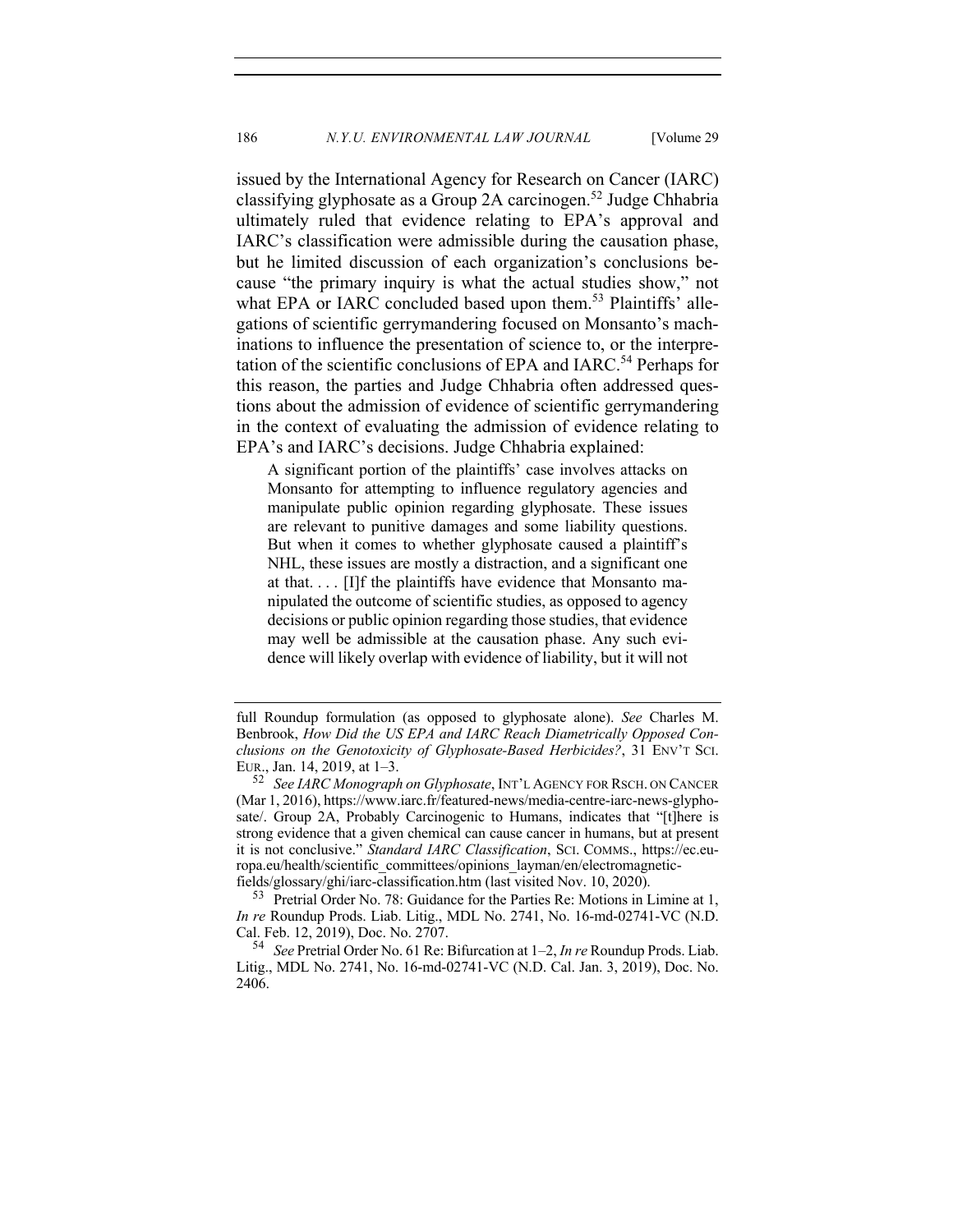issued by the International Agency for Research on Cancer (IARC) classifying glyphosate as a Group 2A carcinogen.[52] Judge Chhabria ultimately ruled that evidence relating to EPA's approval and IARC's classification were admissible during the causation phase, but he limited discussion of each organization's conclusions because "the primary inquiry is what the actual studies show," not what EPA or IARC concluded based upon them.[53] Plaintiffs' allegations of scientific gerrymandering focused on Monsanto's machinations to influence the presentation of science to, or the interpretation of the scientific conclusions of EPA and IARC.[54] Perhaps for this reason, the parties and Judge Chhabria often addressed questions about the admission of evidence of scientific gerrymandering in the context of evaluating the admission of evidence relating to EPA's and IARC's decisions. Judge Chhabria explained:

> A significant portion of the plaintiffs' case involves attacks on Monsanto for attempting to influence regulatory agencies and manipulate public opinion regarding glyphosate. These issues are relevant to punitive damages and some liability questions. But when it comes to whether glyphosate caused a plaintiff's NHL, these issues are mostly a distraction, and a significant one at that. . . . [I]f the plaintiffs have evidence that Monsanto manipulated the outcome of scientific studies, as opposed to agency decisions or public opinion regarding those studies, that evidence may well be admissible at the causation phase. Any such evidence will likely overlap with evidence of liability, but it will not

---

full Roundup formulation (as opposed to glyphosate alone). *See* Charles M. Benbrook, *How Did the US EPA and IARC Reach Diametrically Opposed Conclusions on the Genotoxicity of Glyphosate-Based Herbicides?*, 31 ENV'T SCI. EUR., Jan. 14, 2019, at 1–3.

[52] *See IARC Monograph on Glyphosate*, INT'L AGENCY FOR RSCH. ON CANCER (Mar 1, 2016), https://www.iarc.fr/featured-news/media-centre-iarc-news-glyphosate/. Group 2A, Probably Carcinogenic to Humans, indicates that "[t]here is strong evidence that a given chemical can cause cancer in humans, but at present it is not conclusive." *Standard IARC Classification*, SCI. COMMS., https://ec.europa.eu/health/scientific_committees/opinions_layman/en/electromagnetic-fields/glossary/ghi/iarc-classification.htm (last visited Nov. 10, 2020).

[53] Pretrial Order No. 78: Guidance for the Parties Re: Motions in Limine at 1, *In re* Roundup Prods. Liab. Litig., MDL No. 2741, No. 16-md-02741-VC (N.D. Cal. Feb. 12, 2019), Doc. No. 2707.

[54] *See* Pretrial Order No. 61 Re: Bifurcation at 1–2, *In re* Roundup Prods. Liab. Litig., MDL No. 2741, No. 16-md-02741-VC (N.D. Cal. Jan. 3, 2019), Doc. No. 2406.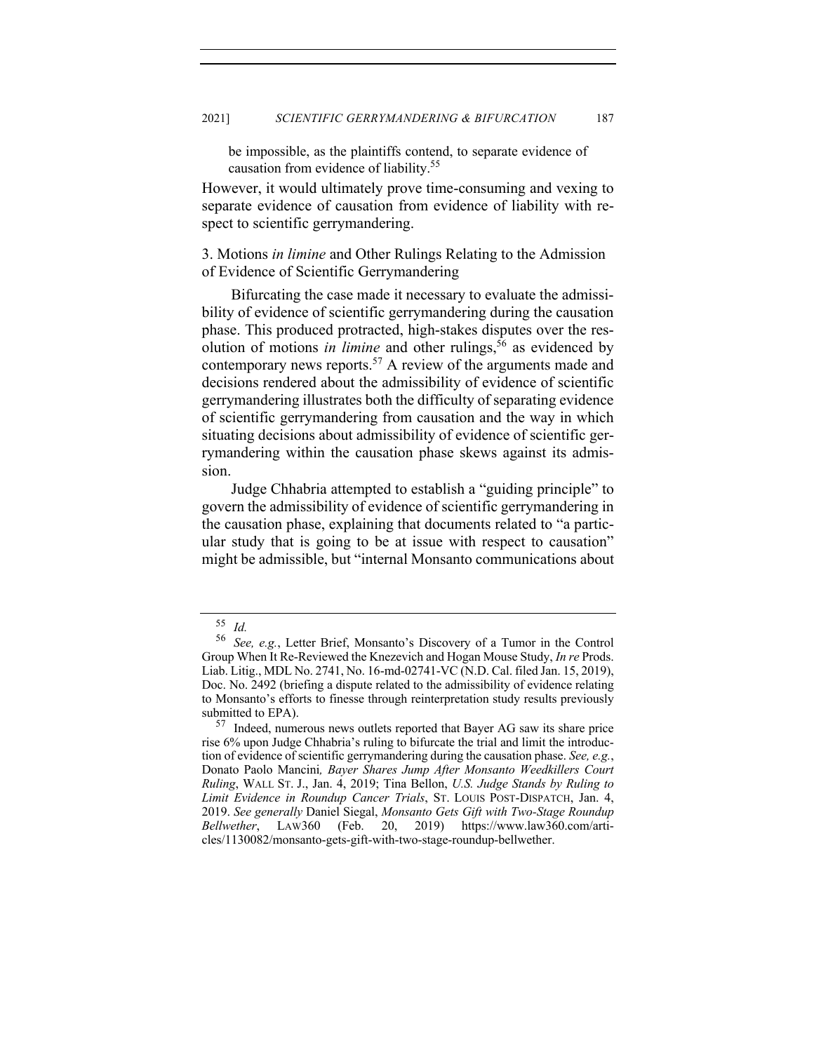be impossible, as the plaintiffs contend, to separate evidence of causation from evidence of liability.[55]

However, it would ultimately prove time-consuming and vexing to separate evidence of causation from evidence of liability with respect to scientific gerrymandering.

### 3. Motions *in limine* and Other Rulings Relating to the Admission of Evidence of Scientific Gerrymandering

Bifurcating the case made it necessary to evaluate the admissibility of evidence of scientific gerrymandering during the causation phase. This produced protracted, high-stakes disputes over the resolution of motions *in limine* and other rulings,[56] as evidenced by contemporary news reports.[57] A review of the arguments made and decisions rendered about the admissibility of evidence of scientific gerrymandering illustrates both the difficulty of separating evidence of scientific gerrymandering from causation and the way in which situating decisions about admissibility of evidence of scientific gerrymandering within the causation phase skews against its admission.

Judge Chhabria attempted to establish a "guiding principle" to govern the admissibility of evidence of scientific gerrymandering in the causation phase, explaining that documents related to "a particular study that is going to be at issue with respect to causation" might be admissible, but "internal Monsanto communications about

---

[55] *Id.*

[56] *See, e.g.*, Letter Brief, Monsanto's Discovery of a Tumor in the Control Group When It Re-Reviewed the Knezevich and Hogan Mouse Study, *In re* Prods. Liab. Litig., MDL No. 2741, No. 16-md-02741-VC (N.D. Cal. filed Jan. 15, 2019), Doc. No. 2492 (briefing a dispute related to the admissibility of evidence relating to Monsanto's efforts to finesse through reinterpretation study results previously submitted to EPA).

[57] Indeed, numerous news outlets reported that Bayer AG saw its share price rise 6% upon Judge Chhabria's ruling to bifurcate the trial and limit the introduction of evidence of scientific gerrymandering during the causation phase. *See, e.g.*, Donato Paolo Mancini*, Bayer Shares Jump After Monsanto Weedkillers Court Ruling*, WALL ST. J., Jan. 4, 2019; Tina Bellon, *U.S. Judge Stands by Ruling to Limit Evidence in Roundup Cancer Trials*, ST. LOUIS POST-DISPATCH, Jan. 4, 2019. *See generally* Daniel Siegal, *Monsanto Gets Gift with Two-Stage Roundup Bellwether*, LAW360 (Feb. 20, 2019) https://www.law360.com/articles/1130082/monsanto-gets-gift-with-two-stage-roundup-bellwether.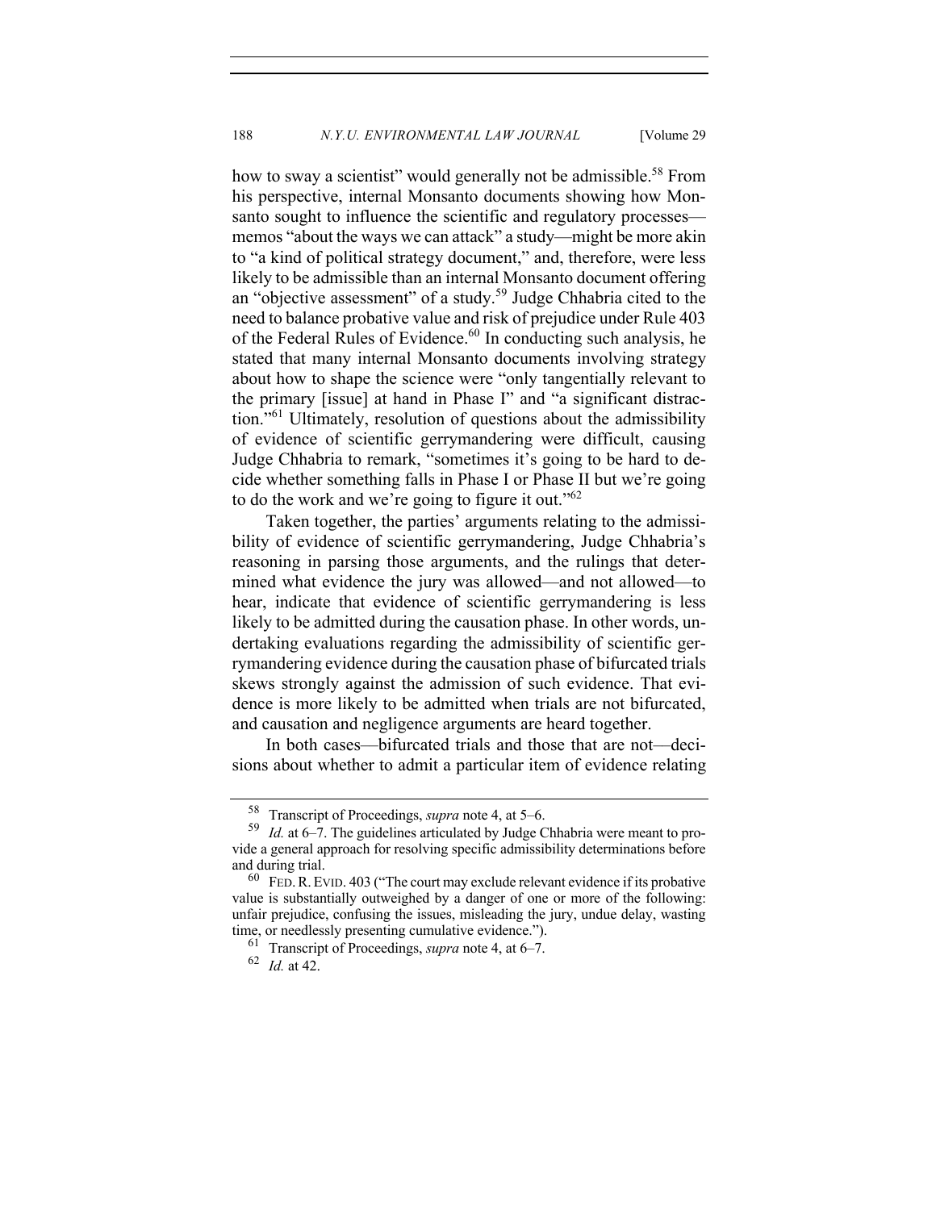how to sway a scientist" would generally not be admissible.[58] From his perspective, internal Monsanto documents showing how Monsanto sought to influence the scientific and regulatory processes—memos "about the ways we can attack" a study—might be more akin to "a kind of political strategy document," and, therefore, were less likely to be admissible than an internal Monsanto document offering an "objective assessment" of a study.[59] Judge Chhabria cited to the need to balance probative value and risk of prejudice under Rule 403 of the Federal Rules of Evidence.[60] In conducting such analysis, he stated that many internal Monsanto documents involving strategy about how to shape the science were "only tangentially relevant to the primary [issue] at hand in Phase I" and "a significant distraction."[61] Ultimately, resolution of questions about the admissibility of evidence of scientific gerrymandering were difficult, causing Judge Chhabria to remark, "sometimes it's going to be hard to decide whether something falls in Phase I or Phase II but we're going to do the work and we're going to figure it out."[62]

Taken together, the parties' arguments relating to the admissibility of evidence of scientific gerrymandering, Judge Chhabria's reasoning in parsing those arguments, and the rulings that determined what evidence the jury was allowed—and not allowed—to hear, indicate that evidence of scientific gerrymandering is less likely to be admitted during the causation phase. In other words, undertaking evaluations regarding the admissibility of scientific gerrymandering evidence during the causation phase of bifurcated trials skews strongly against the admission of such evidence. That evidence is more likely to be admitted when trials are not bifurcated, and causation and negligence arguments are heard together.

In both cases—bifurcated trials and those that are not—decisions about whether to admit a particular item of evidence relating

---

[58] Transcript of Proceedings, *supra* note 4, at 5–6.

[59] *Id.* at 6–7. The guidelines articulated by Judge Chhabria were meant to provide a general approach for resolving specific admissibility determinations before and during trial.

[60] FED. R. EVID. 403 ("The court may exclude relevant evidence if its probative value is substantially outweighed by a danger of one or more of the following: unfair prejudice, confusing the issues, misleading the jury, undue delay, wasting time, or needlessly presenting cumulative evidence.").

[61] Transcript of Proceedings, *supra* note 4, at 6–7.

[62] *Id.* at 42.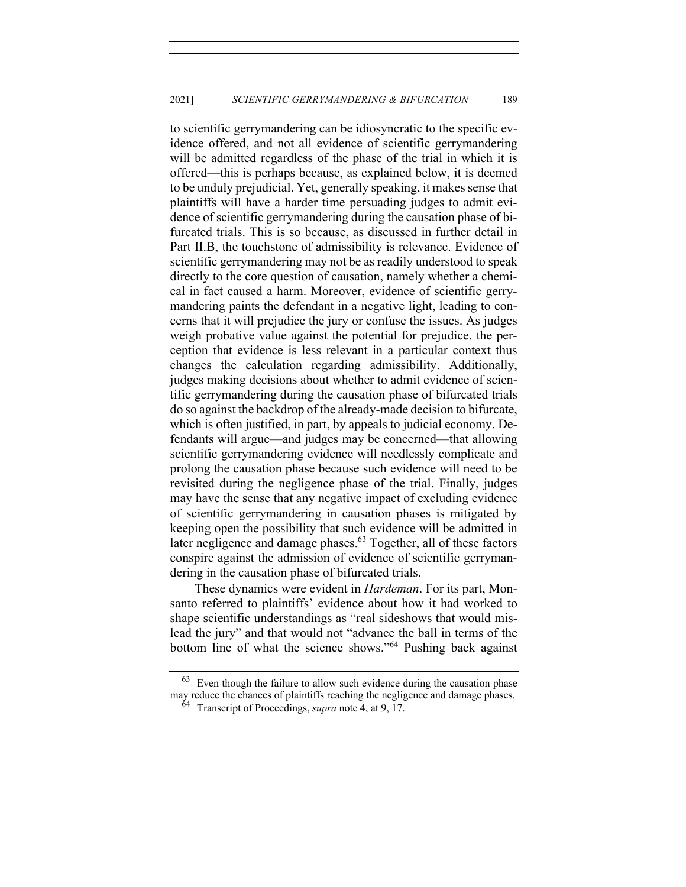to scientific gerrymandering can be idiosyncratic to the specific evidence offered, and not all evidence of scientific gerrymandering will be admitted regardless of the phase of the trial in which it is offered—this is perhaps because, as explained below, it is deemed to be unduly prejudicial. Yet, generally speaking, it makes sense that plaintiffs will have a harder time persuading judges to admit evidence of scientific gerrymandering during the causation phase of bifurcated trials. This is so because, as discussed in further detail in Part II.B, the touchstone of admissibility is relevance. Evidence of scientific gerrymandering may not be as readily understood to speak directly to the core question of causation, namely whether a chemical in fact caused a harm. Moreover, evidence of scientific gerrymandering paints the defendant in a negative light, leading to concerns that it will prejudice the jury or confuse the issues. As judges weigh probative value against the potential for prejudice, the perception that evidence is less relevant in a particular context thus changes the calculation regarding admissibility. Additionally, judges making decisions about whether to admit evidence of scientific gerrymandering during the causation phase of bifurcated trials do so against the backdrop of the already-made decision to bifurcate, which is often justified, in part, by appeals to judicial economy. Defendants will argue—and judges may be concerned—that allowing scientific gerrymandering evidence will needlessly complicate and prolong the causation phase because such evidence will need to be revisited during the negligence phase of the trial. Finally, judges may have the sense that any negative impact of excluding evidence of scientific gerrymandering in causation phases is mitigated by keeping open the possibility that such evidence will be admitted in later negligence and damage phases.[63] Together, all of these factors conspire against the admission of evidence of scientific gerrymandering in the causation phase of bifurcated trials.

These dynamics were evident in *Hardeman*. For its part, Monsanto referred to plaintiffs' evidence about how it had worked to shape scientific understandings as "real sideshows that would mislead the jury" and that would not "advance the ball in terms of the bottom line of what the science shows."[64] Pushing back against

---

[63] Even though the failure to allow such evidence during the causation phase may reduce the chances of plaintiffs reaching the negligence and damage phases.

[64] Transcript of Proceedings, *supra* note 4, at 9, 17.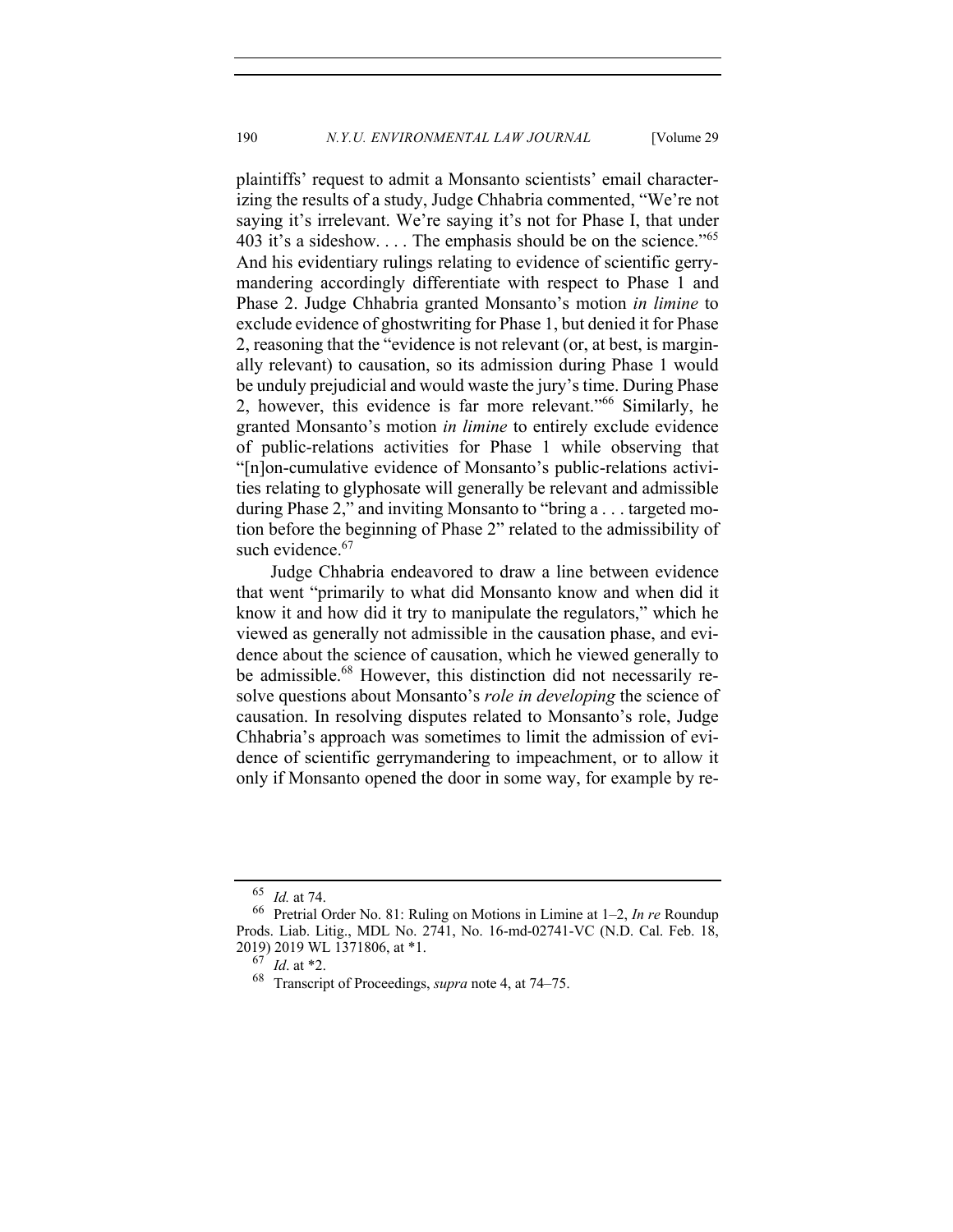plaintiffs' request to admit a Monsanto scientists' email characterizing the results of a study, Judge Chhabria commented, "We're not saying it's irrelevant. We're saying it's not for Phase I, that under 403 it's a sideshow. . . . The emphasis should be on the science."[65] And his evidentiary rulings relating to evidence of scientific gerrymandering accordingly differentiate with respect to Phase 1 and Phase 2. Judge Chhabria granted Monsanto's motion *in limine* to exclude evidence of ghostwriting for Phase 1, but denied it for Phase 2, reasoning that the "evidence is not relevant (or, at best, is marginally relevant) to causation, so its admission during Phase 1 would be unduly prejudicial and would waste the jury's time. During Phase 2, however, this evidence is far more relevant."[66] Similarly, he granted Monsanto's motion *in limine* to entirely exclude evidence of public-relations activities for Phase 1 while observing that "[n]on-cumulative evidence of Monsanto's public-relations activities relating to glyphosate will generally be relevant and admissible during Phase 2," and inviting Monsanto to "bring a . . . targeted motion before the beginning of Phase 2" related to the admissibility of such evidence.[67]

Judge Chhabria endeavored to draw a line between evidence that went "primarily to what did Monsanto know and when did it know it and how did it try to manipulate the regulators," which he viewed as generally not admissible in the causation phase, and evidence about the science of causation, which he viewed generally to be admissible.[68] However, this distinction did not necessarily resolve questions about Monsanto's *role in developing* the science of causation. In resolving disputes related to Monsanto's role, Judge Chhabria's approach was sometimes to limit the admission of evidence of scientific gerrymandering to impeachment, or to allow it only if Monsanto opened the door in some way, for example by re-

---

[65] *Id.* at 74.

[66] Pretrial Order No. 81: Ruling on Motions in Limine at 1–2, *In re* Roundup Prods. Liab. Litig., MDL No. 2741, No. 16-md-02741-VC (N.D. Cal. Feb. 18, 2019) 2019 WL 1371806, at *1.

[67] *Id*. at *2.

[68] Transcript of Proceedings, *supra* note 4, at 74–75.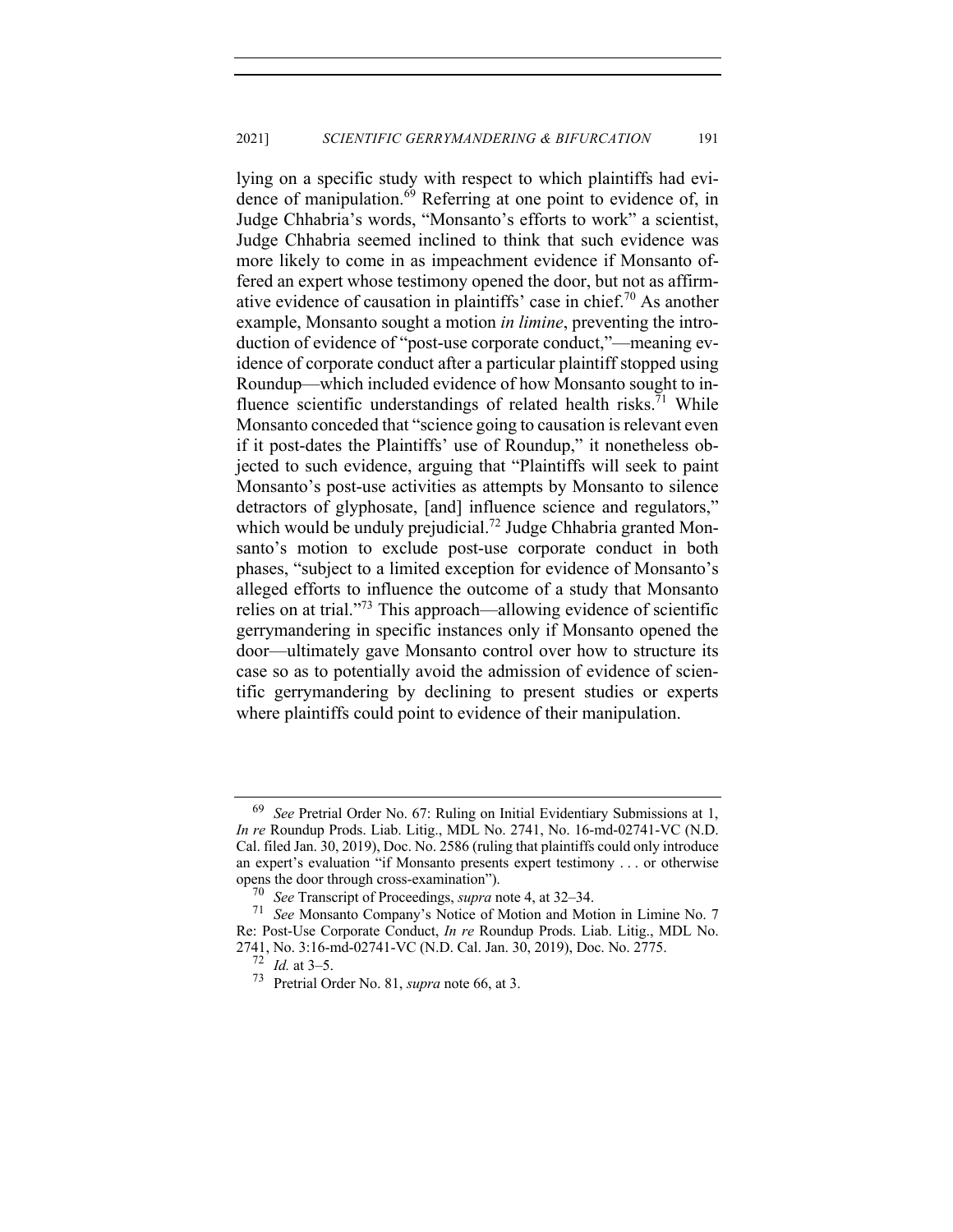lying on a specific study with respect to which plaintiffs had evidence of manipulation.[69] Referring at one point to evidence of, in Judge Chhabria's words, "Monsanto's efforts to work" a scientist, Judge Chhabria seemed inclined to think that such evidence was more likely to come in as impeachment evidence if Monsanto offered an expert whose testimony opened the door, but not as affirmative evidence of causation in plaintiffs' case in chief.[70] As another example, Monsanto sought a motion *in limine*, preventing the introduction of evidence of "post-use corporate conduct,"—meaning evidence of corporate conduct after a particular plaintiff stopped using Roundup—which included evidence of how Monsanto sought to influence scientific understandings of related health risks.[71] While Monsanto conceded that "science going to causation is relevant even if it post-dates the Plaintiffs' use of Roundup," it nonetheless objected to such evidence, arguing that "Plaintiffs will seek to paint Monsanto's post-use activities as attempts by Monsanto to silence detractors of glyphosate, [and] influence science and regulators," which would be unduly prejudicial.[72] Judge Chhabria granted Monsanto's motion to exclude post-use corporate conduct in both phases, "subject to a limited exception for evidence of Monsanto's alleged efforts to influence the outcome of a study that Monsanto relies on at trial."[73] This approach—allowing evidence of scientific gerrymandering in specific instances only if Monsanto opened the door—ultimately gave Monsanto control over how to structure its case so as to potentially avoid the admission of evidence of scientific gerrymandering by declining to present studies or experts where plaintiffs could point to evidence of their manipulation.

---

[69] *See* Pretrial Order No. 67: Ruling on Initial Evidentiary Submissions at 1, *In re* Roundup Prods. Liab. Litig., MDL No. 2741, No. 16-md-02741-VC (N.D. Cal. filed Jan. 30, 2019), Doc. No. 2586 (ruling that plaintiffs could only introduce an expert's evaluation "if Monsanto presents expert testimony . . . or otherwise opens the door through cross-examination").

[70] *See* Transcript of Proceedings, *supra* note 4, at 32–34.

[71] *See* Monsanto Company's Notice of Motion and Motion in Limine No. 7 Re: Post-Use Corporate Conduct, *In re* Roundup Prods. Liab. Litig., MDL No. 2741, No. 3:16-md-02741-VC (N.D. Cal. Jan. 30, 2019), Doc. No. 2775.

[72] *Id.* at 3–5.

[73] Pretrial Order No. 81, *supra* note 66, at 3.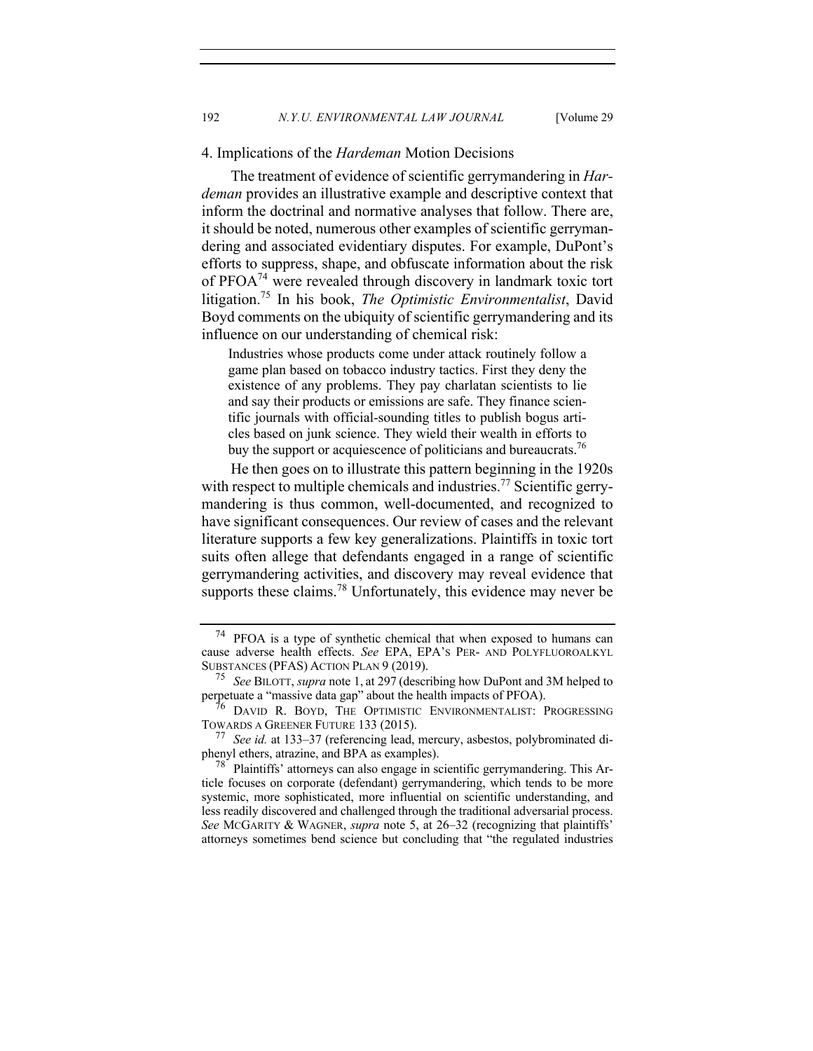### 4. Implications of the *Hardeman* Motion Decisions

The treatment of evidence of scientific gerrymandering in *Hardeman* provides an illustrative example and descriptive context that inform the doctrinal and normative analyses that follow. There are, it should be noted, numerous other examples of scientific gerrymandering and associated evidentiary disputes. For example, DuPont's efforts to suppress, shape, and obfuscate information about the risk of PFOA[74] were revealed through discovery in landmark toxic tort litigation.[75] In his book, *The Optimistic Environmentalist*, David Boyd comments on the ubiquity of scientific gerrymandering and its influence on our understanding of chemical risk:

> Industries whose products come under attack routinely follow a game plan based on tobacco industry tactics. First they deny the existence of any problems. They pay charlatan scientists to lie and say their products or emissions are safe. They finance scientific journals with official-sounding titles to publish bogus articles based on junk science. They wield their wealth in efforts to buy the support or acquiescence of politicians and bureaucrats.[76]

He then goes on to illustrate this pattern beginning in the 1920s with respect to multiple chemicals and industries.[77] Scientific gerrymandering is thus common, well-documented, and recognized to have significant consequences. Our review of cases and the relevant literature supports a few key generalizations. Plaintiffs in toxic tort suits often allege that defendants engaged in a range of scientific gerrymandering activities, and discovery may reveal evidence that supports these claims.[78] Unfortunately, this evidence may never be

---

[74] PFOA is a type of synthetic chemical that when exposed to humans can cause adverse health effects. *See* EPA, EPA'S PER- AND POLYFLUOROALKYL SUBSTANCES (PFAS) ACTION PLAN 9 (2019).

[75] *See* BILOTT, *supra* note 1, at 297 (describing how DuPont and 3M helped to perpetuate a "massive data gap" about the health impacts of PFOA).

[76] DAVID R. BOYD, THE OPTIMISTIC ENVIRONMENTALIST: PROGRESSING TOWARDS A GREENER FUTURE 133 (2015).

[77] *See id.* at 133–37 (referencing lead, mercury, asbestos, polybrominated diphenyl ethers, atrazine, and BPA as examples).

[78] Plaintiffs' attorneys can also engage in scientific gerrymandering. This Article focuses on corporate (defendant) gerrymandering, which tends to be more systemic, more sophisticated, more influential on scientific understanding, and less readily discovered and challenged through the traditional adversarial process. *See* MCGARITY & WAGNER, *supra* note 5, at 26–32 (recognizing that plaintiffs' attorneys sometimes bend science but concluding that "the regulated industries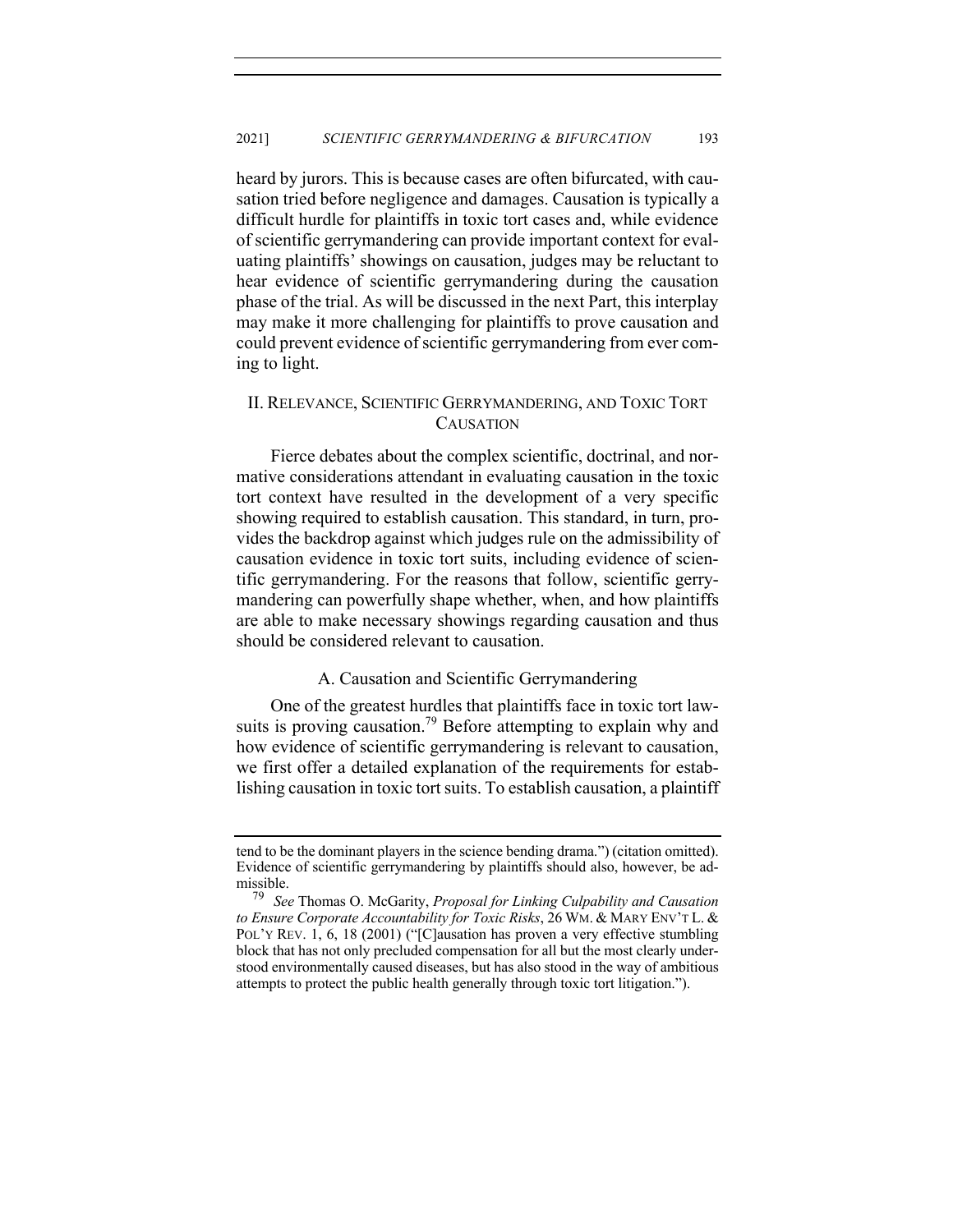heard by jurors. This is because cases are often bifurcated, with causation tried before negligence and damages. Causation is typically a difficult hurdle for plaintiffs in toxic tort cases and, while evidence of scientific gerrymandering can provide important context for evaluating plaintiffs' showings on causation, judges may be reluctant to hear evidence of scientific gerrymandering during the causation phase of the trial. As will be discussed in the next Part, this interplay may make it more challenging for plaintiffs to prove causation and could prevent evidence of scientific gerrymandering from ever coming to light.

## II. RELEVANCE, SCIENTIFIC GERRYMANDERING, AND TOXIC TORT CAUSATION

Fierce debates about the complex scientific, doctrinal, and normative considerations attendant in evaluating causation in the toxic tort context have resulted in the development of a very specific showing required to establish causation. This standard, in turn, provides the backdrop against which judges rule on the admissibility of causation evidence in toxic tort suits, including evidence of scientific gerrymandering. For the reasons that follow, scientific gerrymandering can powerfully shape whether, when, and how plaintiffs are able to make necessary showings regarding causation and thus should be considered relevant to causation.

### A. Causation and Scientific Gerrymandering

One of the greatest hurdles that plaintiffs face in toxic tort lawsuits is proving causation.[79] Before attempting to explain why and how evidence of scientific gerrymandering is relevant to causation, we first offer a detailed explanation of the requirements for establishing causation in toxic tort suits. To establish causation, a plaintiff

---

tend to be the dominant players in the science bending drama.") (citation omitted). Evidence of scientific gerrymandering by plaintiffs should also, however, be admissible.

[79] *See* Thomas O. McGarity, *Proposal for Linking Culpability and Causation to Ensure Corporate Accountability for Toxic Risks*, 26 WM. & MARY ENV'T L. & POL'Y REV. 1, 6, 18 (2001) ("[C]ausation has proven a very effective stumbling block that has not only precluded compensation for all but the most clearly understood environmentally caused diseases, but has also stood in the way of ambitious attempts to protect the public health generally through toxic tort litigation.").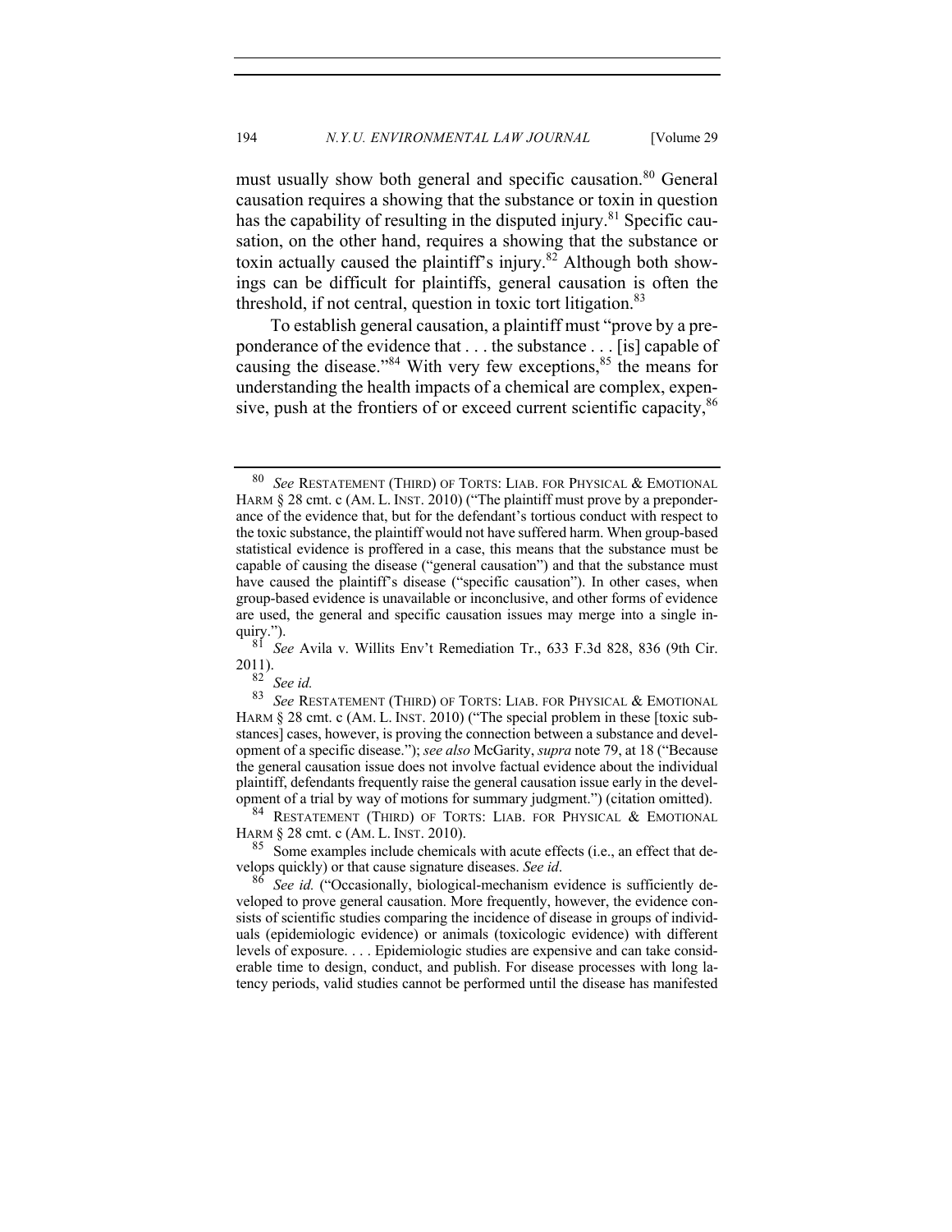must usually show both general and specific causation.[80] General causation requires a showing that the substance or toxin in question has the capability of resulting in the disputed injury.[81] Specific causation, on the other hand, requires a showing that the substance or toxin actually caused the plaintiff's injury.[82] Although both showings can be difficult for plaintiffs, general causation is often the threshold, if not central, question in toxic tort litigation.[83]

To establish general causation, a plaintiff must "prove by a preponderance of the evidence that . . . the substance . . . [is] capable of causing the disease."[84] With very few exceptions,[85] the means for understanding the health impacts of a chemical are complex, expensive, push at the frontiers of or exceed current scientific capacity,[86]

---

[80] *See* RESTATEMENT (THIRD) OF TORTS: LIAB. FOR PHYSICAL & EMOTIONAL HARM § 28 cmt. c (AM. L. INST. 2010) ("The plaintiff must prove by a preponderance of the evidence that, but for the defendant's tortious conduct with respect to the toxic substance, the plaintiff would not have suffered harm. When group-based statistical evidence is proffered in a case, this means that the substance must be capable of causing the disease ("general causation") and that the substance must have caused the plaintiff's disease ("specific causation"). In other cases, when group-based evidence is unavailable or inconclusive, and other forms of evidence are used, the general and specific causation issues may merge into a single inquiry.").

[81] *See* Avila v. Willits Env't Remediation Tr., 633 F.3d 828, 836 (9th Cir. 2011).

[82] *See id.*

[83] *See* RESTATEMENT (THIRD) OF TORTS: LIAB. FOR PHYSICAL & EMOTIONAL HARM § 28 cmt. c (AM. L. INST. 2010) ("The special problem in these [toxic substances] cases, however, is proving the connection between a substance and development of a specific disease."); *see also* McGarity, *supra* note 79, at 18 ("Because the general causation issue does not involve factual evidence about the individual plaintiff, defendants frequently raise the general causation issue early in the development of a trial by way of motions for summary judgment.") (citation omitted).

[84] RESTATEMENT (THIRD) OF TORTS: LIAB. FOR PHYSICAL & EMOTIONAL HARM § 28 cmt. c (AM. L. INST. 2010).

[85] Some examples include chemicals with acute effects (i.e., an effect that develops quickly) or that cause signature diseases. *See id*.

[86] *See id.* ("Occasionally, biological-mechanism evidence is sufficiently developed to prove general causation. More frequently, however, the evidence consists of scientific studies comparing the incidence of disease in groups of individuals (epidemiologic evidence) or animals (toxicologic evidence) with different levels of exposure. . . . Epidemiologic studies are expensive and can take considerable time to design, conduct, and publish. For disease processes with long latency periods, valid studies cannot be performed until the disease has manifested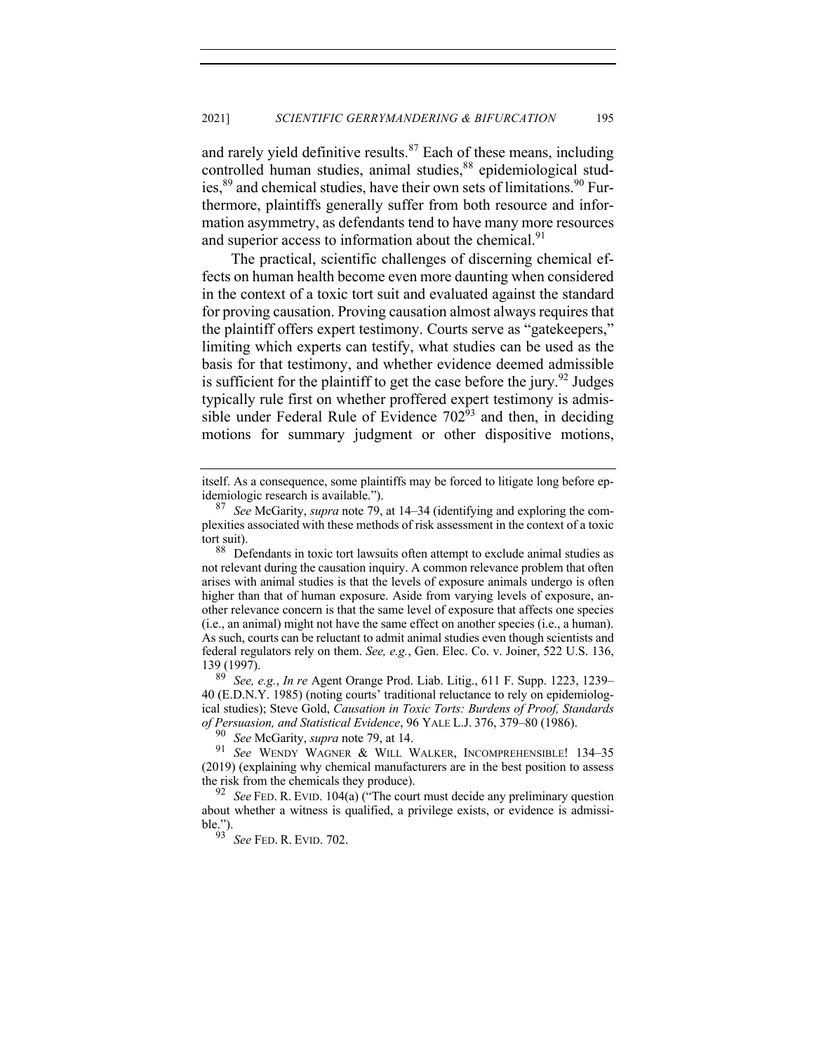and rarely yield definitive results.[87] Each of these means, including controlled human studies, animal studies,[88] epidemiological studies,[89] and chemical studies, have their own sets of limitations.[90] Furthermore, plaintiffs generally suffer from both resource and information asymmetry, as defendants tend to have many more resources and superior access to information about the chemical.[91]

The practical, scientific challenges of discerning chemical effects on human health become even more daunting when considered in the context of a toxic tort suit and evaluated against the standard for proving causation. Proving causation almost always requires that the plaintiff offers expert testimony. Courts serve as "gatekeepers," limiting which experts can testify, what studies can be used as the basis for that testimony, and whether evidence deemed admissible is sufficient for the plaintiff to get the case before the jury.[92] Judges typically rule first on whether proffered expert testimony is admissible under Federal Rule of Evidence 702[93] and then, in deciding motions for summary judgment or other dispositive motions,

---

itself. As a consequence, some plaintiffs may be forced to litigate long before epidemiologic research is available.").

[87] *See* McGarity, *supra* note 79, at 14–34 (identifying and exploring the complexities associated with these methods of risk assessment in the context of a toxic tort suit).

[88] Defendants in toxic tort lawsuits often attempt to exclude animal studies as not relevant during the causation inquiry. A common relevance problem that often arises with animal studies is that the levels of exposure animals undergo is often higher than that of human exposure. Aside from varying levels of exposure, another relevance concern is that the same level of exposure that affects one species (i.e., an animal) might not have the same effect on another species (i.e., a human). As such, courts can be reluctant to admit animal studies even though scientists and federal regulators rely on them. *See, e.g.*, Gen. Elec. Co. v. Joiner, 522 U.S. 136, 139 (1997).

[89] *See, e.g.*, *In re* Agent Orange Prod. Liab. Litig., 611 F. Supp. 1223, 1239–40 (E.D.N.Y. 1985) (noting courts' traditional reluctance to rely on epidemiological studies); Steve Gold, *Causation in Toxic Torts: Burdens of Proof, Standards of Persuasion, and Statistical Evidence*, 96 YALE L.J. 376, 379–80 (1986).

[90] *See* McGarity, *supra* note 79, at 14.

[91] *See* WENDY WAGNER & WILL WALKER, INCOMPREHENSIBLE! 134–35 (2019) (explaining why chemical manufacturers are in the best position to assess the risk from the chemicals they produce).

[92] *See* FED. R. EVID. 104(a) ("The court must decide any preliminary question about whether a witness is qualified, a privilege exists, or evidence is admissible.").

[93] *See* FED. R. EVID. 702.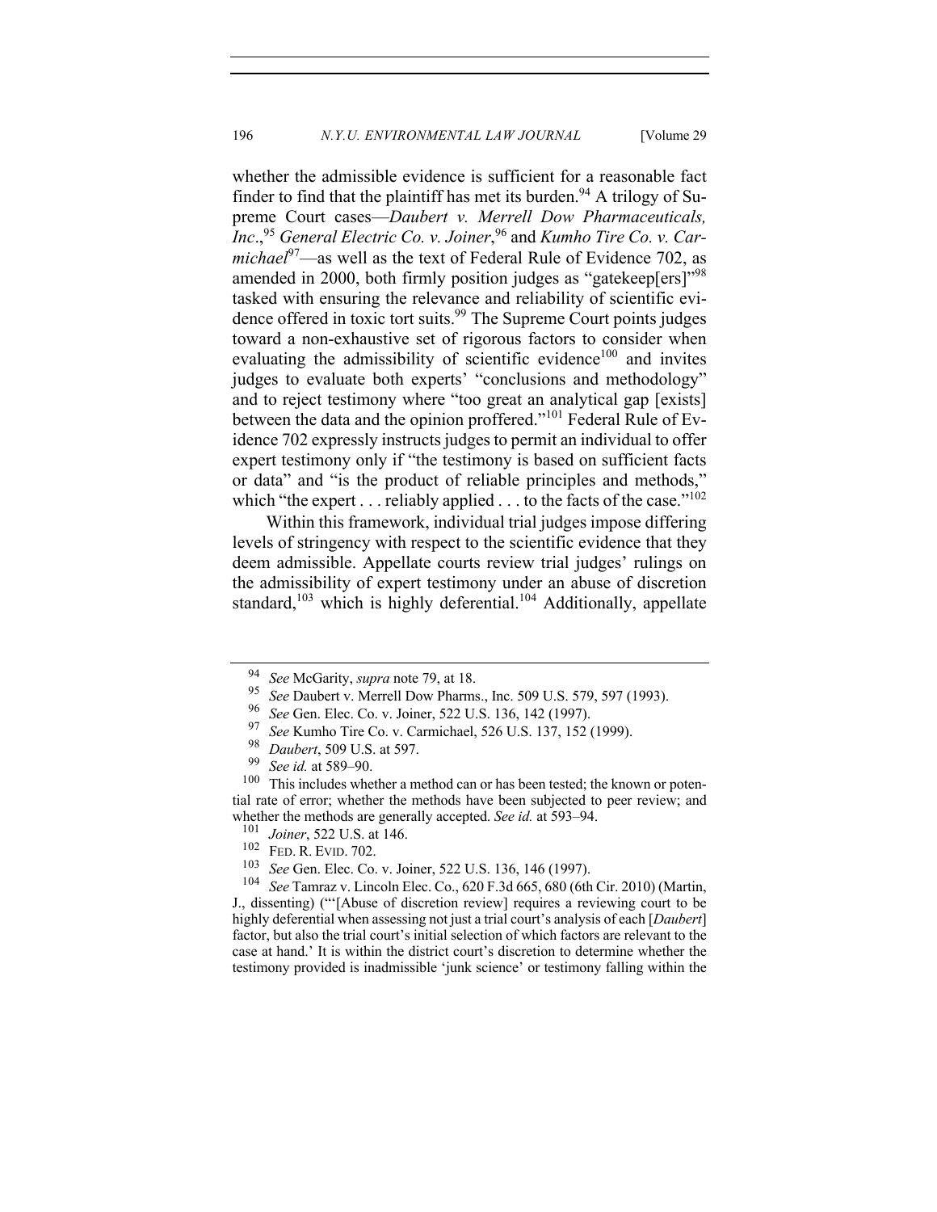whether the admissible evidence is sufficient for a reasonable fact finder to find that the plaintiff has met its burden.[94] A trilogy of Supreme Court cases—*Daubert v. Merrell Dow Pharmaceuticals, Inc.*,[95] *General Electric Co. v. Joiner*,[96] and *Kumho Tire Co. v. Carmichael*[97]—as well as the text of Federal Rule of Evidence 702, as amended in 2000, both firmly position judges as "gatekeep[ers]"[98] tasked with ensuring the relevance and reliability of scientific evidence offered in toxic tort suits.[99] The Supreme Court points judges toward a non-exhaustive set of rigorous factors to consider when evaluating the admissibility of scientific evidence[100] and invites judges to evaluate both experts' "conclusions and methodology" and to reject testimony where "too great an analytical gap [exists] between the data and the opinion proffered."[101] Federal Rule of Evidence 702 expressly instructs judges to permit an individual to offer expert testimony only if "the testimony is based on sufficient facts or data" and "is the product of reliable principles and methods," which "the expert . . . reliably applied . . . to the facts of the case."[102]

Within this framework, individual trial judges impose differing levels of stringency with respect to the scientific evidence that they deem admissible. Appellate courts review trial judges' rulings on the admissibility of expert testimony under an abuse of discretion standard,[103] which is highly deferential.[104] Additionally, appellate

---

[94] *See* McGarity, *supra* note 79, at 18.

[95] *See* Daubert v. Merrell Dow Pharms., Inc. 509 U.S. 579, 597 (1993).

[96] *See* Gen. Elec. Co. v. Joiner, 522 U.S. 136, 142 (1997).

[97] *See* Kumho Tire Co. v. Carmichael, 526 U.S. 137, 152 (1999).

[98] *Daubert*, 509 U.S. at 597.

[99] *See id.* at 589–90.

[100] This includes whether a method can or has been tested; the known or potential rate of error; whether the methods have been subjected to peer review; and whether the methods are generally accepted. *See id.* at 593–94.

[101] *Joiner*, 522 U.S. at 146.

[102] FED. R. EVID. 702.

[103] *See* Gen. Elec. Co. v. Joiner, 522 U.S. 136, 146 (1997).

[104] *See* Tamraz v. Lincoln Elec. Co., 620 F.3d 665, 680 (6th Cir. 2010) (Martin, J., dissenting) ("'[Abuse of discretion review] requires a reviewing court to be highly deferential when assessing not just a trial court's analysis of each [*Daubert*] factor, but also the trial court's initial selection of which factors are relevant to the case at hand.' It is within the district court's discretion to determine whether the testimony provided is inadmissible 'junk science' or testimony falling within the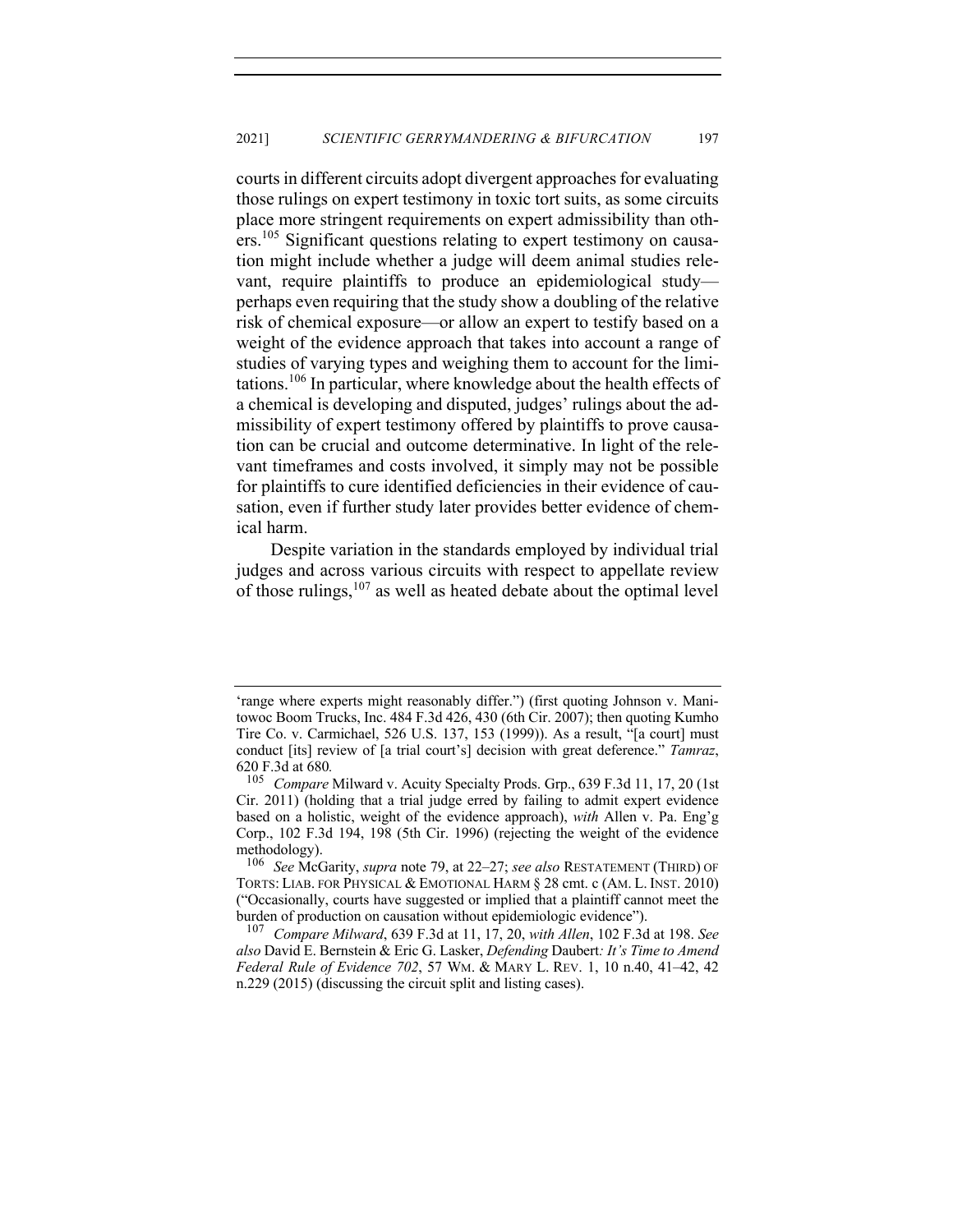courts in different circuits adopt divergent approaches for evaluating those rulings on expert testimony in toxic tort suits, as some circuits place more stringent requirements on expert admissibility than others.[105] Significant questions relating to expert testimony on causation might include whether a judge will deem animal studies relevant, require plaintiffs to produce an epidemiological study—perhaps even requiring that the study show a doubling of the relative risk of chemical exposure—or allow an expert to testify based on a weight of the evidence approach that takes into account a range of studies of varying types and weighing them to account for the limitations.[106] In particular, where knowledge about the health effects of a chemical is developing and disputed, judges' rulings about the admissibility of expert testimony offered by plaintiffs to prove causation can be crucial and outcome determinative. In light of the relevant timeframes and costs involved, it simply may not be possible for plaintiffs to cure identified deficiencies in their evidence of causation, even if further study later provides better evidence of chemical harm.

Despite variation in the standards employed by individual trial judges and across various circuits with respect to appellate review of those rulings,[107] as well as heated debate about the optimal level

---

'range where experts might reasonably differ.") (first quoting Johnson v. Manitowoc Boom Trucks, Inc. 484 F.3d 426, 430 (6th Cir. 2007); then quoting Kumho Tire Co. v. Carmichael, 526 U.S. 137, 153 (1999)). As a result, "[a court] must conduct [its] review of [a trial court's] decision with great deference." *Tamraz*, 620 F.3d at 680.

[105] *Compare* Milward v. Acuity Specialty Prods. Grp., 639 F.3d 11, 17, 20 (1st Cir. 2011) (holding that a trial judge erred by failing to admit expert evidence based on a holistic, weight of the evidence approach), *with* Allen v. Pa. Eng'g Corp., 102 F.3d 194, 198 (5th Cir. 1996) (rejecting the weight of the evidence methodology).

[106] *See* McGarity, *supra* note 79, at 22–27; *see also* RESTATEMENT (THIRD) OF TORTS: LIAB. FOR PHYSICAL & EMOTIONAL HARM § 28 cmt. c (AM. L. INST. 2010) ("Occasionally, courts have suggested or implied that a plaintiff cannot meet the burden of production on causation without epidemiologic evidence").

[107] *Compare Milward*, 639 F.3d at 11, 17, 20, *with Allen*, 102 F.3d at 198. *See also* David E. Bernstein & Eric G. Lasker, *Defending* Daubert*: It's Time to Amend Federal Rule of Evidence 702*, 57 WM. & MARY L. REV. 1, 10 n.40, 41–42, 42 n.229 (2015) (discussing the circuit split and listing cases).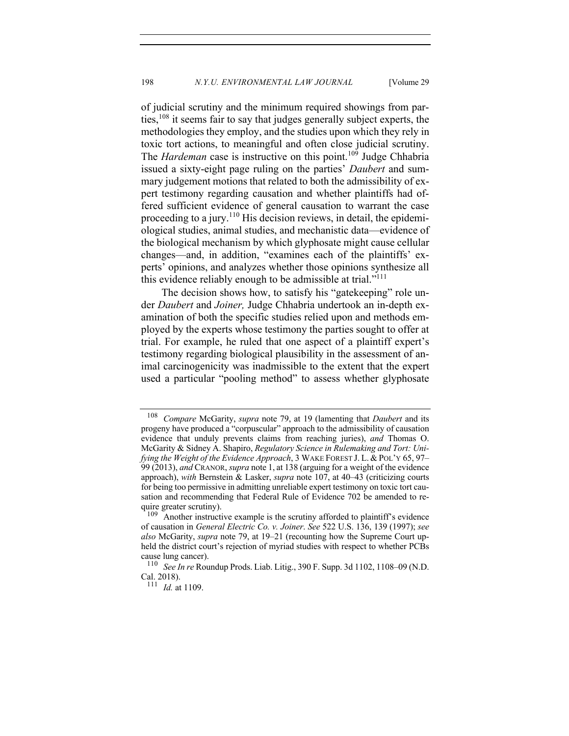of judicial scrutiny and the minimum required showings from parties,[108] it seems fair to say that judges generally subject experts, the methodologies they employ, and the studies upon which they rely in toxic tort actions, to meaningful and often close judicial scrutiny. The *Hardeman* case is instructive on this point.[109] Judge Chhabria issued a sixty-eight page ruling on the parties' *Daubert* and summary judgement motions that related to both the admissibility of expert testimony regarding causation and whether plaintiffs had offered sufficient evidence of general causation to warrant the case proceeding to a jury.[110] His decision reviews, in detail, the epidemiological studies, animal studies, and mechanistic data—evidence of the biological mechanism by which glyphosate might cause cellular changes—and, in addition, "examines each of the plaintiffs' experts' opinions, and analyzes whether those opinions synthesize all this evidence reliably enough to be admissible at trial."[111]

The decision shows how, to satisfy his "gatekeeping" role under *Daubert* and *Joiner,* Judge Chhabria undertook an in-depth examination of both the specific studies relied upon and methods employed by the experts whose testimony the parties sought to offer at trial. For example, he ruled that one aspect of a plaintiff expert's testimony regarding biological plausibility in the assessment of animal carcinogenicity was inadmissible to the extent that the expert used a particular "pooling method" to assess whether glyphosate

---

[108] *Compare* McGarity, *supra* note 79, at 19 (lamenting that *Daubert* and its progeny have produced a "corpuscular" approach to the admissibility of causation evidence that unduly prevents claims from reaching juries), *and* Thomas O. McGarity & Sidney A. Shapiro, *Regulatory Science in Rulemaking and Tort: Unifying the Weight of the Evidence Approach*, 3 WAKE FOREST J. L. & POL'Y 65, 97–99 (2013), *and* CRANOR, *supra* note 1, at 138 (arguing for a weight of the evidence approach), *with* Bernstein & Lasker, *supra* note 107, at 40–43 (criticizing courts for being too permissive in admitting unreliable expert testimony on toxic tort causation and recommending that Federal Rule of Evidence 702 be amended to require greater scrutiny).

[109] Another instructive example is the scrutiny afforded to plaintiff's evidence of causation in *General Electric Co. v. Joiner*. *See* 522 U.S. 136, 139 (1997); *see also* McGarity, *supra* note 79, at 19–21 (recounting how the Supreme Court upheld the district court's rejection of myriad studies with respect to whether PCBs cause lung cancer).

[110] *See In re* Roundup Prods. Liab. Litig., 390 F. Supp. 3d 1102, 1108–09 (N.D. Cal. 2018).

[111] *Id.* at 1109.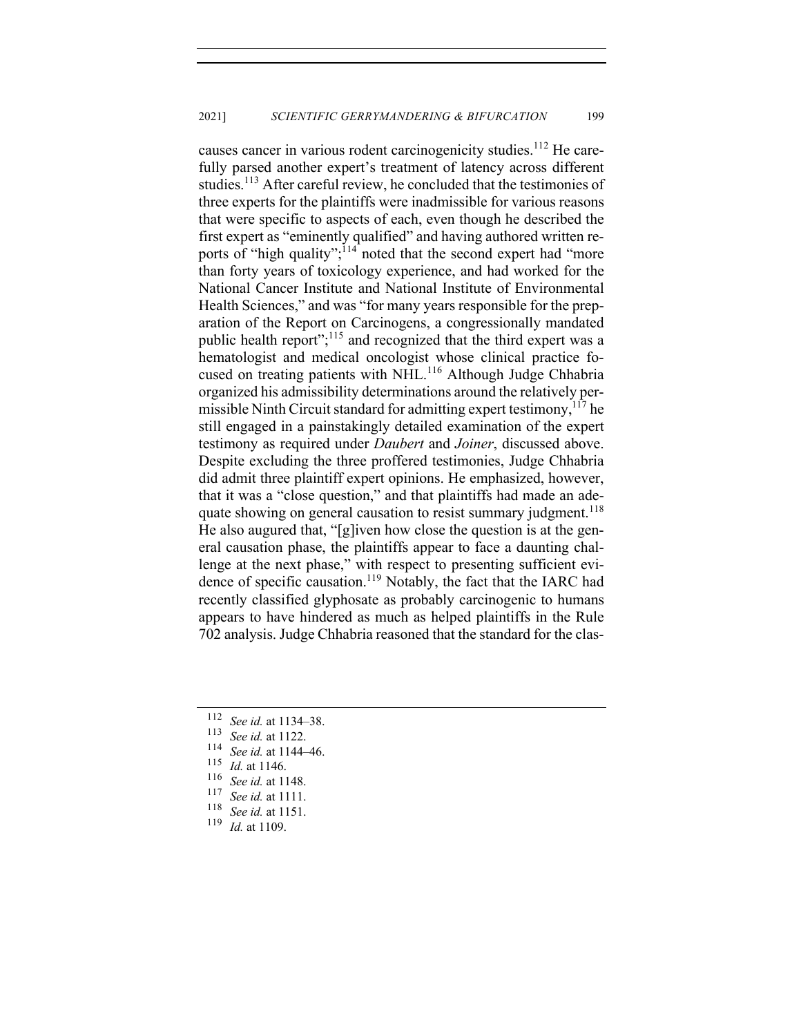causes cancer in various rodent carcinogenicity studies.[112] He carefully parsed another expert's treatment of latency across different studies.[113] After careful review, he concluded that the testimonies of three experts for the plaintiffs were inadmissible for various reasons that were specific to aspects of each, even though he described the first expert as "eminently qualified" and having authored written reports of "high quality";[114] noted that the second expert had "more than forty years of toxicology experience, and had worked for the National Cancer Institute and National Institute of Environmental Health Sciences," and was "for many years responsible for the preparation of the Report on Carcinogens, a congressionally mandated public health report";[115] and recognized that the third expert was a hematologist and medical oncologist whose clinical practice focused on treating patients with NHL.[116] Although Judge Chhabria organized his admissibility determinations around the relatively permissible Ninth Circuit standard for admitting expert testimony,[117] he still engaged in a painstakingly detailed examination of the expert testimony as required under *Daubert* and *Joiner*, discussed above. Despite excluding the three proffered testimonies, Judge Chhabria did admit three plaintiff expert opinions. He emphasized, however, that it was a "close question," and that plaintiffs had made an adequate showing on general causation to resist summary judgment.[118] He also augured that, "[g]iven how close the question is at the general causation phase, the plaintiffs appear to face a daunting challenge at the next phase," with respect to presenting sufficient evidence of specific causation.[119] Notably, the fact that the IARC had recently classified glyphosate as probably carcinogenic to humans appears to have hindered as much as helped plaintiffs in the Rule 702 analysis. Judge Chhabria reasoned that the standard for the clas-

---

[112] *See id.* at 1134–38.

[113] *See id.* at 1122.

[114] *See id.* at 1144–46.

[115] *Id.* at 1146.

[116] *See id.* at 1148.

[117] *See id.* at 1111.

[118] *See id.* at 1151.

[119] *Id.* at 1109.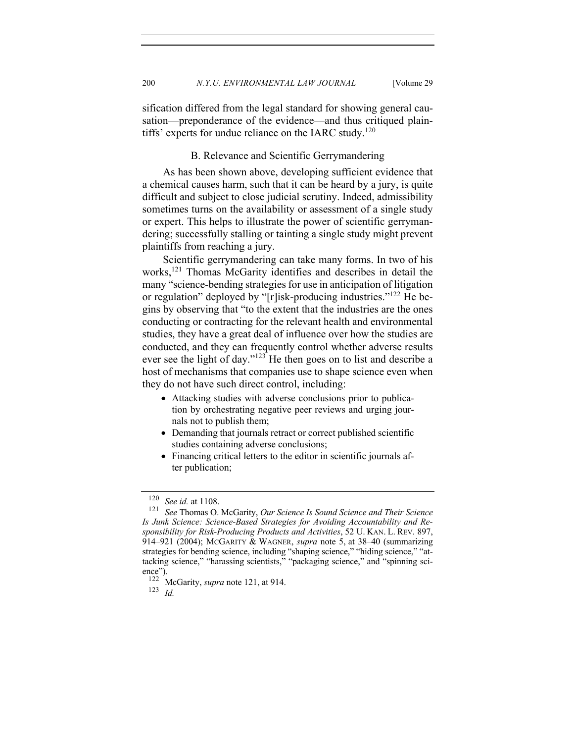sification differed from the legal standard for showing general causation—preponderance of the evidence—and thus critiqued plaintiffs' experts for undue reliance on the IARC study.[120]

### B. Relevance and Scientific Gerrymandering

As has been shown above, developing sufficient evidence that a chemical causes harm, such that it can be heard by a jury, is quite difficult and subject to close judicial scrutiny. Indeed, admissibility sometimes turns on the availability or assessment of a single study or expert. This helps to illustrate the power of scientific gerrymandering; successfully stalling or tainting a single study might prevent plaintiffs from reaching a jury.

Scientific gerrymandering can take many forms. In two of his works,[121] Thomas McGarity identifies and describes in detail the many "science-bending strategies for use in anticipation of litigation or regulation" deployed by "[r]isk-producing industries."[122] He begins by observing that "to the extent that the industries are the ones conducting or contracting for the relevant health and environmental studies, they have a great deal of influence over how the studies are conducted, and they can frequently control whether adverse results ever see the light of day."[123] He then goes on to list and describe a host of mechanisms that companies use to shape science even when they do not have such direct control, including:

- Attacking studies with adverse conclusions prior to publication by orchestrating negative peer reviews and urging journals not to publish them;
- Demanding that journals retract or correct published scientific studies containing adverse conclusions;
- Financing critical letters to the editor in scientific journals after publication;

---

[120] *See id.* at 1108.

[121] *See* Thomas O. McGarity, *Our Science Is Sound Science and Their Science Is Junk Science: Science-Based Strategies for Avoiding Accountability and Responsibility for Risk-Producing Products and Activities*, 52 U. KAN. L. REV. 897, 914–921 (2004); MCGARITY & WAGNER, *supra* note 5, at 38–40 (summarizing strategies for bending science, including "shaping science," "hiding science," "attacking science," "harassing scientists," "packaging science," and "spinning science").

[122] McGarity, *supra* note 121, at 914.

[123] *Id.*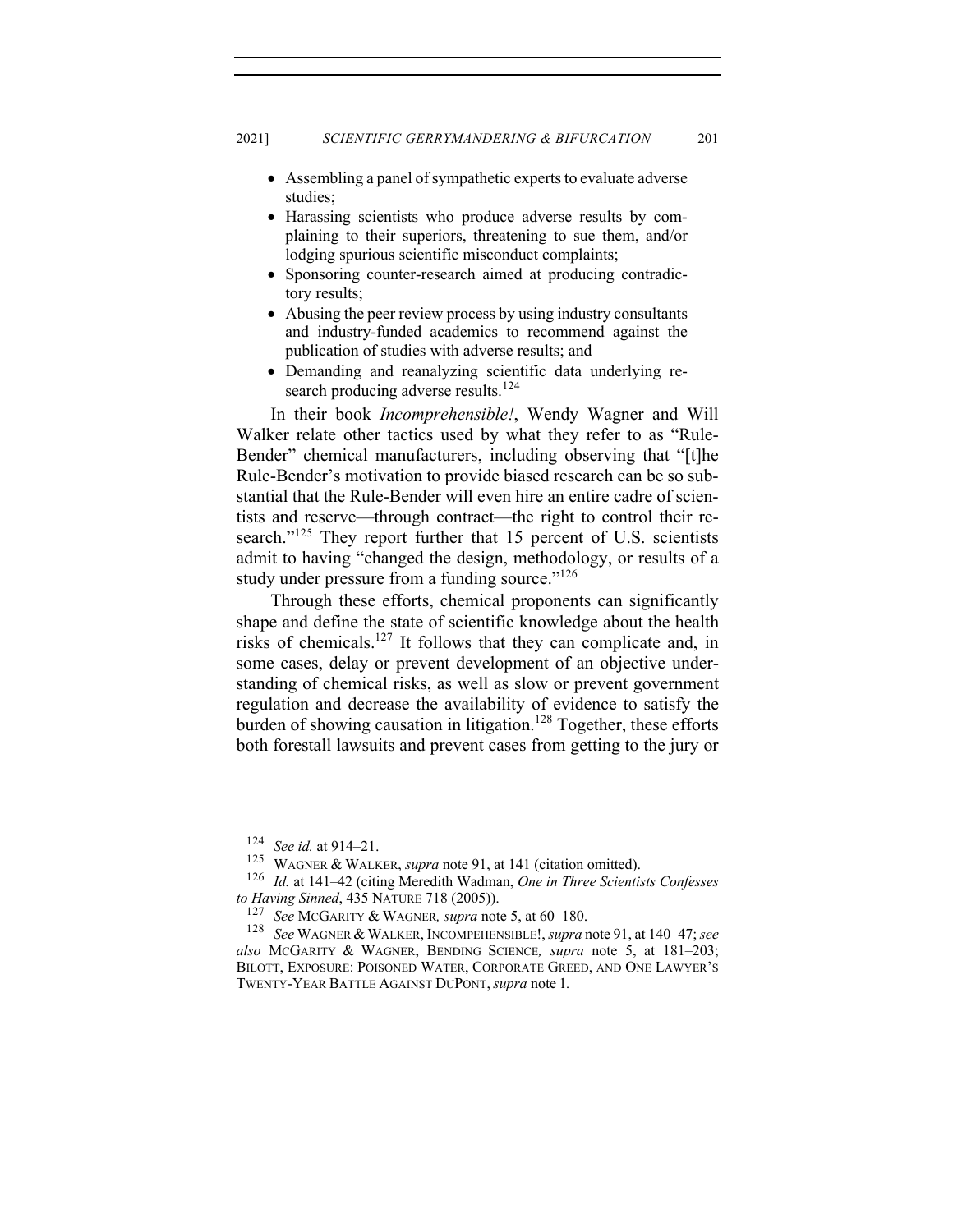- Assembling a panel of sympathetic experts to evaluate adverse studies;
- Harassing scientists who produce adverse results by complaining to their superiors, threatening to sue them, and/or lodging spurious scientific misconduct complaints;
- Sponsoring counter-research aimed at producing contradictory results;
- Abusing the peer review process by using industry consultants and industry-funded academics to recommend against the publication of studies with adverse results; and
- Demanding and reanalyzing scientific data underlying research producing adverse results.[124]

In their book *Incomprehensible!*, Wendy Wagner and Will Walker relate other tactics used by what they refer to as "Rule-Bender" chemical manufacturers, including observing that "[t]he Rule-Bender's motivation to provide biased research can be so substantial that the Rule-Bender will even hire an entire cadre of scientists and reserve—through contract—the right to control their research."[125] They report further that 15 percent of U.S. scientists admit to having "changed the design, methodology, or results of a study under pressure from a funding source."[126]

Through these efforts, chemical proponents can significantly shape and define the state of scientific knowledge about the health risks of chemicals.[127] It follows that they can complicate and, in some cases, delay or prevent development of an objective understanding of chemical risks, as well as slow or prevent government regulation and decrease the availability of evidence to satisfy the burden of showing causation in litigation.[128] Together, these efforts both forestall lawsuits and prevent cases from getting to the jury or

---

[124] *See id.* at 914–21.

[125] WAGNER & WALKER, *supra* note 91, at 141 (citation omitted).

[126] *Id.* at 141–42 (citing Meredith Wadman, *One in Three Scientists Confesses to Having Sinned*, 435 NATURE 718 (2005)).

[127] *See* MCGARITY & WAGNER, *supra* note 5, at 60–180.

[128] *See* WAGNER & WALKER, INCOMPEHENSIBLE!, *supra* note 91, at 140–47; *see also* MCGARITY & WAGNER, BENDING SCIENCE, *supra* note 5, at 181–203; BILOTT, EXPOSURE: POISONED WATER, CORPORATE GREED, AND ONE LAWYER'S TWENTY-YEAR BATTLE AGAINST DUPONT, *supra* note 1.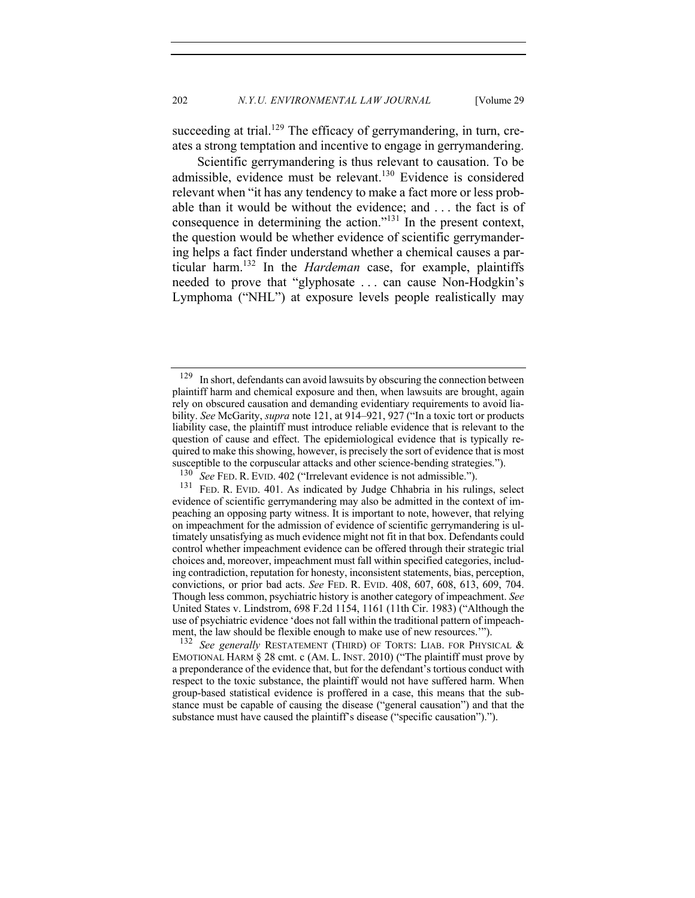succeeding at trial.[129] The efficacy of gerrymandering, in turn, creates a strong temptation and incentive to engage in gerrymandering.

Scientific gerrymandering is thus relevant to causation. To be admissible, evidence must be relevant.[130] Evidence is considered relevant when "it has any tendency to make a fact more or less probable than it would be without the evidence; and . . . the fact is of consequence in determining the action."[131] In the present context, the question would be whether evidence of scientific gerrymandering helps a fact finder understand whether a chemical causes a particular harm.[132] In the *Hardeman* case, for example, plaintiffs needed to prove that "glyphosate . . . can cause Non-Hodgkin's Lymphoma ("NHL") at exposure levels people realistically may

---

[129] In short, defendants can avoid lawsuits by obscuring the connection between plaintiff harm and chemical exposure and then, when lawsuits are brought, again rely on obscured causation and demanding evidentiary requirements to avoid liability. *See* McGarity, *supra* note 121, at 914–921, 927 ("In a toxic tort or products liability case, the plaintiff must introduce reliable evidence that is relevant to the question of cause and effect. The epidemiological evidence that is typically required to make this showing, however, is precisely the sort of evidence that is most susceptible to the corpuscular attacks and other science-bending strategies.").

[130] *See* FED. R. EVID. 402 ("Irrelevant evidence is not admissible.").

[131] FED. R. EVID. 401. As indicated by Judge Chhabria in his rulings, select evidence of scientific gerrymandering may also be admitted in the context of impeaching an opposing party witness. It is important to note, however, that relying on impeachment for the admission of evidence of scientific gerrymandering is ultimately unsatisfying as much evidence might not fit in that box. Defendants could control whether impeachment evidence can be offered through their strategic trial choices and, moreover, impeachment must fall within specified categories, including contradiction, reputation for honesty, inconsistent statements, bias, perception, convictions, or prior bad acts. *See* FED. R. EVID. 408, 607, 608, 613, 609, 704. Though less common, psychiatric history is another category of impeachment. *See* United States v. Lindstrom, 698 F.2d 1154, 1161 (11th Cir. 1983) ("Although the use of psychiatric evidence 'does not fall within the traditional pattern of impeachment, the law should be flexible enough to make use of new resources.'").

[132] *See generally* RESTATEMENT (THIRD) OF TORTS: LIAB. FOR PHYSICAL & EMOTIONAL HARM § 28 cmt. c (AM. L. INST. 2010) ("The plaintiff must prove by a preponderance of the evidence that, but for the defendant's tortious conduct with respect to the toxic substance, the plaintiff would not have suffered harm. When group-based statistical evidence is proffered in a case, this means that the substance must be capable of causing the disease ("general causation") and that the substance must have caused the plaintiff's disease ("specific causation").").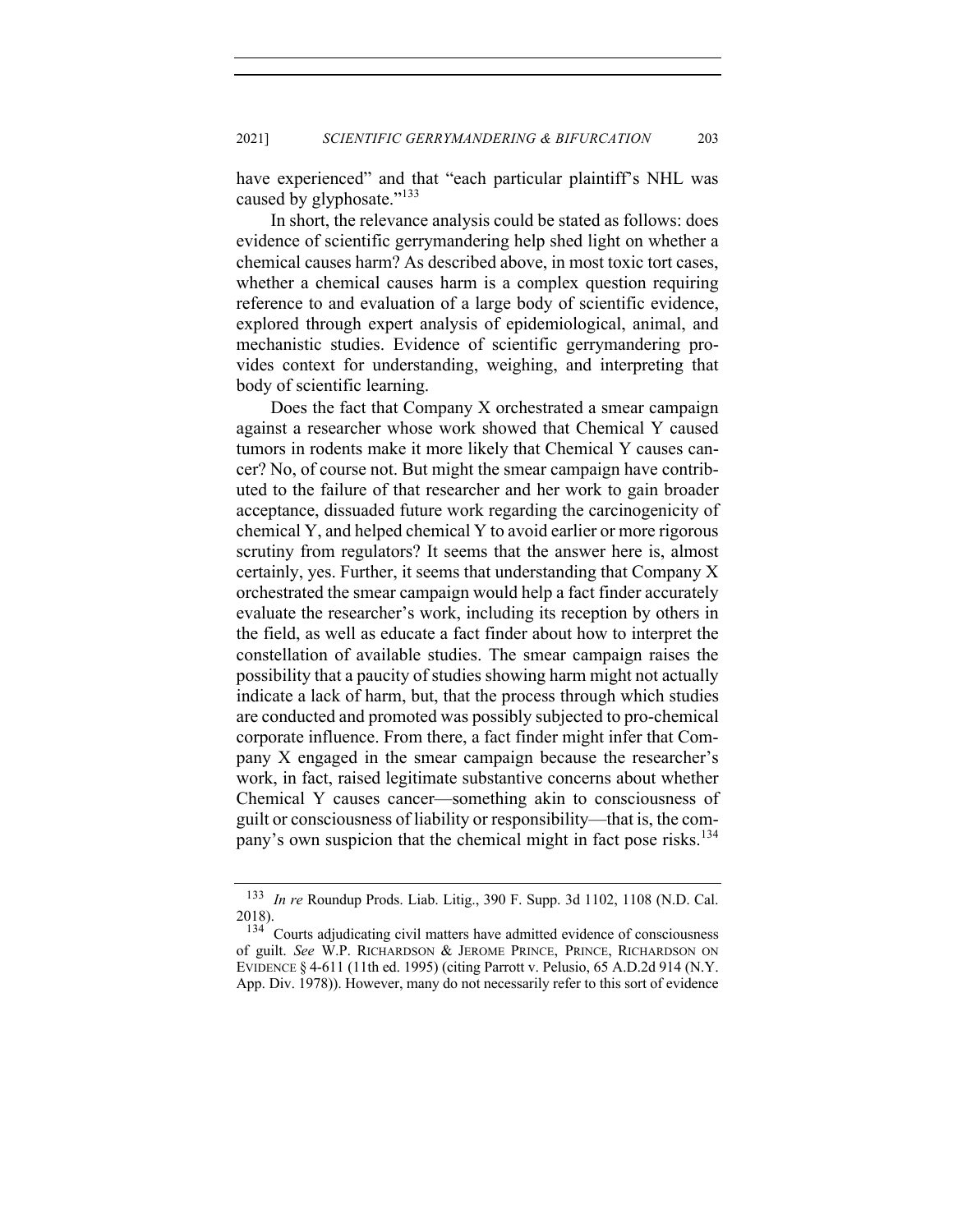have experienced" and that "each particular plaintiff's NHL was caused by glyphosate."[133]

In short, the relevance analysis could be stated as follows: does evidence of scientific gerrymandering help shed light on whether a chemical causes harm? As described above, in most toxic tort cases, whether a chemical causes harm is a complex question requiring reference to and evaluation of a large body of scientific evidence, explored through expert analysis of epidemiological, animal, and mechanistic studies. Evidence of scientific gerrymandering provides context for understanding, weighing, and interpreting that body of scientific learning.

Does the fact that Company X orchestrated a smear campaign against a researcher whose work showed that Chemical Y caused tumors in rodents make it more likely that Chemical Y causes cancer? No, of course not. But might the smear campaign have contributed to the failure of that researcher and her work to gain broader acceptance, dissuaded future work regarding the carcinogenicity of chemical Y, and helped chemical Y to avoid earlier or more rigorous scrutiny from regulators? It seems that the answer here is, almost certainly, yes. Further, it seems that understanding that Company X orchestrated the smear campaign would help a fact finder accurately evaluate the researcher's work, including its reception by others in the field, as well as educate a fact finder about how to interpret the constellation of available studies. The smear campaign raises the possibility that a paucity of studies showing harm might not actually indicate a lack of harm, but, that the process through which studies are conducted and promoted was possibly subjected to pro-chemical corporate influence. From there, a fact finder might infer that Company X engaged in the smear campaign because the researcher's work, in fact, raised legitimate substantive concerns about whether Chemical Y causes cancer—something akin to consciousness of guilt or consciousness of liability or responsibility—that is, the company's own suspicion that the chemical might in fact pose risks.[134]

---

[133] *In re* Roundup Prods. Liab. Litig., 390 F. Supp. 3d 1102, 1108 (N.D. Cal. 2018).

[134] Courts adjudicating civil matters have admitted evidence of consciousness of guilt. *See* W.P. RICHARDSON & JEROME PRINCE, PRINCE, RICHARDSON ON EVIDENCE § 4-611 (11th ed. 1995) (citing Parrott v. Pelusio, 65 A.D.2d 914 (N.Y. App. Div. 1978)). However, many do not necessarily refer to this sort of evidence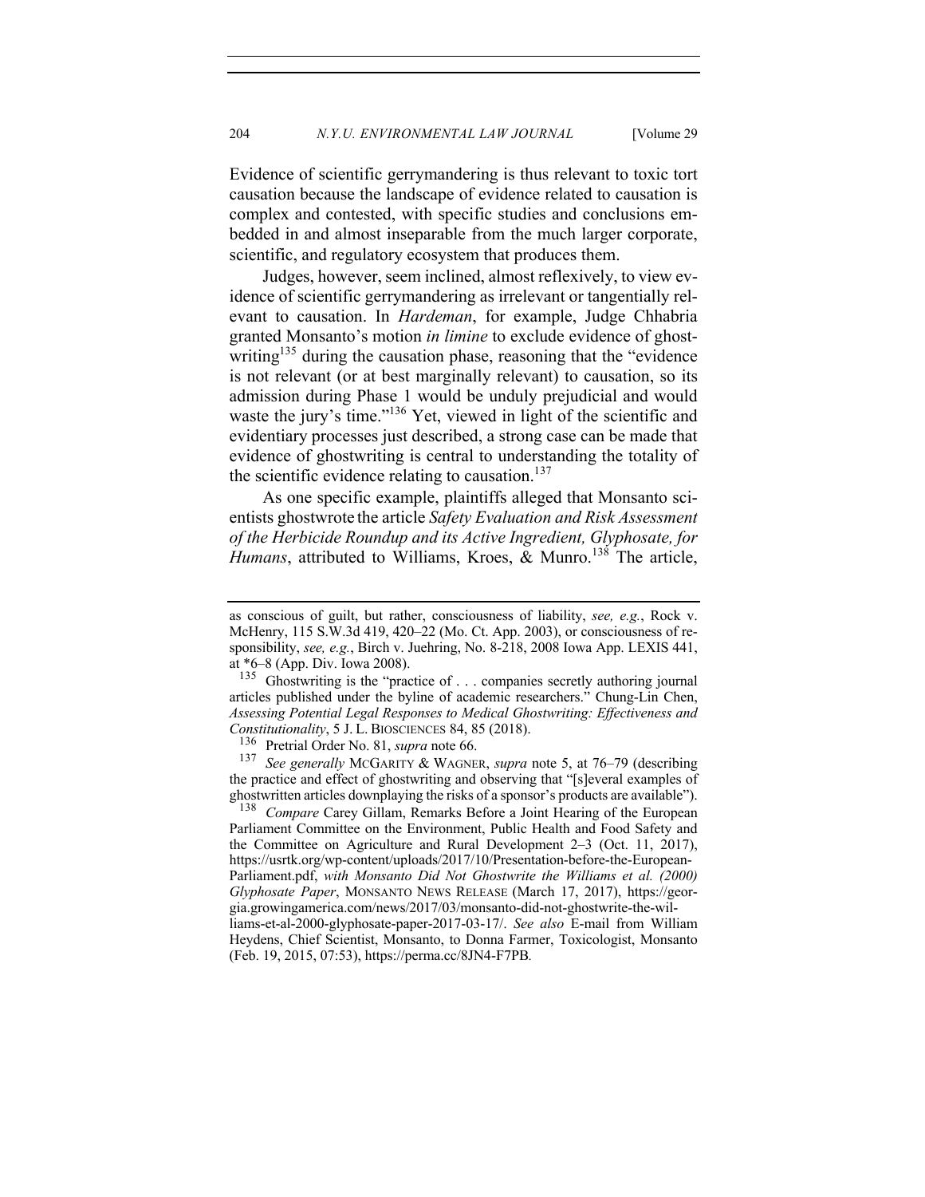Evidence of scientific gerrymandering is thus relevant to toxic tort causation because the landscape of evidence related to causation is complex and contested, with specific studies and conclusions embedded in and almost inseparable from the much larger corporate, scientific, and regulatory ecosystem that produces them.

Judges, however, seem inclined, almost reflexively, to view evidence of scientific gerrymandering as irrelevant or tangentially relevant to causation. In *Hardeman*, for example, Judge Chhabria granted Monsanto's motion *in limine* to exclude evidence of ghostwriting[135] during the causation phase, reasoning that the "evidence is not relevant (or at best marginally relevant) to causation, so its admission during Phase 1 would be unduly prejudicial and would waste the jury's time."[136] Yet, viewed in light of the scientific and evidentiary processes just described, a strong case can be made that evidence of ghostwriting is central to understanding the totality of the scientific evidence relating to causation.[137]

As one specific example, plaintiffs alleged that Monsanto scientists ghostwrote the article *Safety Evaluation and Risk Assessment of the Herbicide Roundup and its Active Ingredient, Glyphosate, for Humans*, attributed to Williams, Kroes, & Munro.[138] The article,

---

as conscious of guilt, but rather, consciousness of liability, *see, e.g.*, Rock v. McHenry, 115 S.W.3d 419, 420–22 (Mo. Ct. App. 2003), or consciousness of responsibility, *see, e.g.*, Birch v. Juehring, No. 8-218, 2008 Iowa App. LEXIS 441, at *6–8 (App. Div. Iowa 2008).

[135] Ghostwriting is the "practice of . . . companies secretly authoring journal articles published under the byline of academic researchers." Chung-Lin Chen, *Assessing Potential Legal Responses to Medical Ghostwriting: Effectiveness and Constitutionality*, 5 J. L. BIOSCIENCES 84, 85 (2018).

[136] Pretrial Order No. 81, *supra* note 66.

[137] *See generally* MCGARITY & WAGNER, *supra* note 5, at 76–79 (describing the practice and effect of ghostwriting and observing that "[s]everal examples of ghostwritten articles downplaying the risks of a sponsor's products are available").

[138] *Compare* Carey Gillam, Remarks Before a Joint Hearing of the European Parliament Committee on the Environment, Public Health and Food Safety and the Committee on Agriculture and Rural Development 2–3 (Oct. 11, 2017), https://usrtk.org/wp-content/uploads/2017/10/Presentation-before-the-European-Parliament.pdf, *with Monsanto Did Not Ghostwrite the Williams et al. (2000) Glyphosate Paper*, MONSANTO NEWS RELEASE (March 17, 2017), https://georgia.growingamerica.com/news/2017/03/monsanto-did-not-ghostwrite-the-williams-et-al-2000-glyphosate-paper-2017-03-17/. *See also* E-mail from William Heydens, Chief Scientist, Monsanto, to Donna Farmer, Toxicologist, Monsanto (Feb. 19, 2015, 07:53), https://perma.cc/8JN4-F7PB.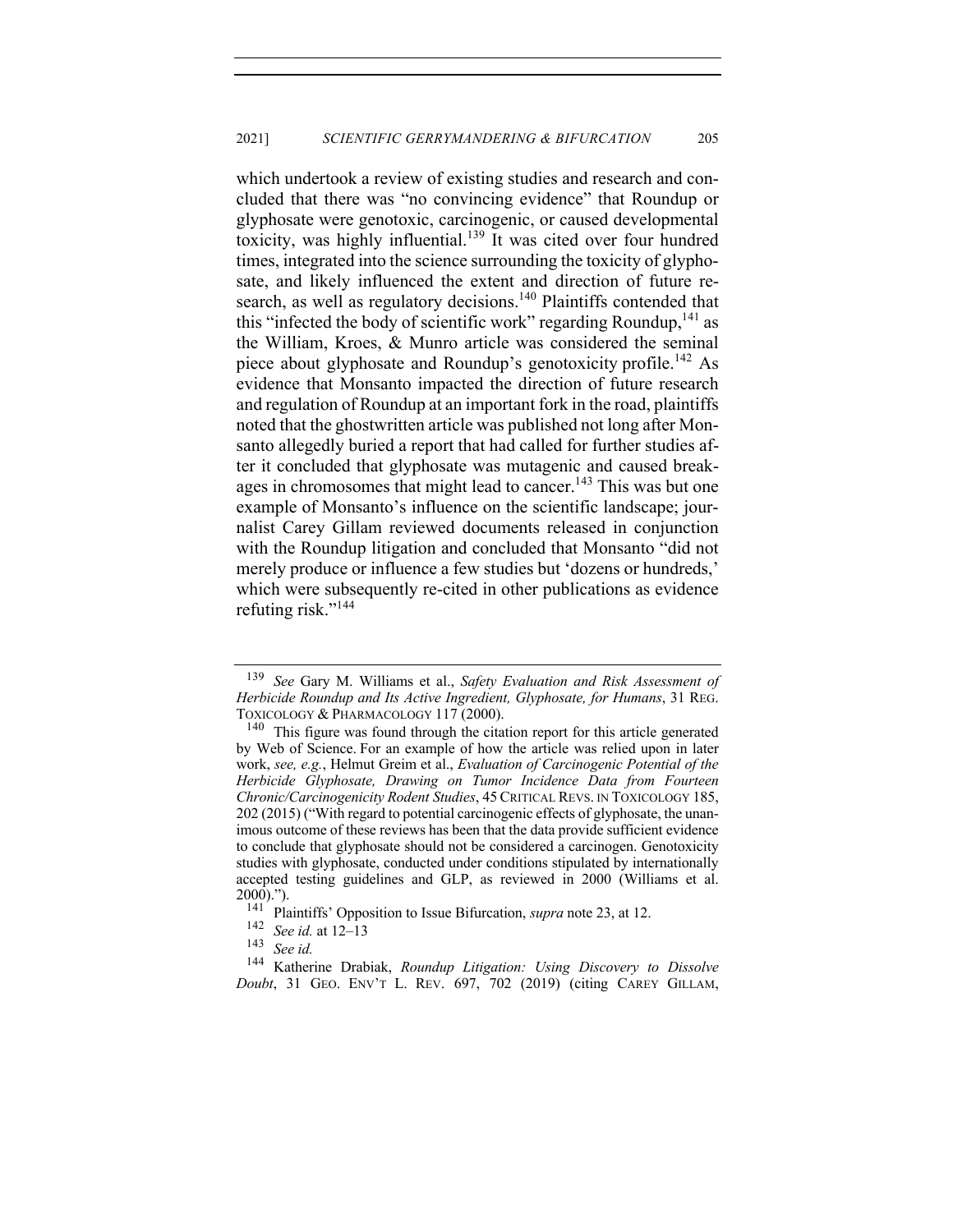which undertook a review of existing studies and research and concluded that there was "no convincing evidence" that Roundup or glyphosate were genotoxic, carcinogenic, or caused developmental toxicity, was highly influential.[139] It was cited over four hundred times, integrated into the science surrounding the toxicity of glyphosate, and likely influenced the extent and direction of future research, as well as regulatory decisions.[140] Plaintiffs contended that this "infected the body of scientific work" regarding Roundup,[141] as the William, Kroes, & Munro article was considered the seminal piece about glyphosate and Roundup's genotoxicity profile.[142] As evidence that Monsanto impacted the direction of future research and regulation of Roundup at an important fork in the road, plaintiffs noted that the ghostwritten article was published not long after Monsanto allegedly buried a report that had called for further studies after it concluded that glyphosate was mutagenic and caused breakages in chromosomes that might lead to cancer.[143] This was but one example of Monsanto's influence on the scientific landscape; journalist Carey Gillam reviewed documents released in conjunction with the Roundup litigation and concluded that Monsanto "did not merely produce or influence a few studies but 'dozens or hundreds,' which were subsequently re-cited in other publications as evidence refuting risk."[144]

---

[139] *See* Gary M. Williams et al., *Safety Evaluation and Risk Assessment of Herbicide Roundup and Its Active Ingredient, Glyphosate, for Humans*, 31 REG. TOXICOLOGY & PHARMACOLOGY 117 (2000).

[140] This figure was found through the citation report for this article generated by Web of Science. For an example of how the article was relied upon in later work, *see, e.g.*, Helmut Greim et al., *Evaluation of Carcinogenic Potential of the Herbicide Glyphosate, Drawing on Tumor Incidence Data from Fourteen Chronic/Carcinogenicity Rodent Studies*, 45 CRITICAL REVS. IN TOXICOLOGY 185, 202 (2015) ("With regard to potential carcinogenic effects of glyphosate, the unanimous outcome of these reviews has been that the data provide sufficient evidence to conclude that glyphosate should not be considered a carcinogen. Genotoxicity studies with glyphosate, conducted under conditions stipulated by internationally accepted testing guidelines and GLP, as reviewed in 2000 (Williams et al. 2000).").

[141] Plaintiffs' Opposition to Issue Bifurcation, *supra* note 23, at 12.

[142] *See id.* at 12–13

[143] *See id.*

[144] Katherine Drabiak, *Roundup Litigation: Using Discovery to Dissolve Doubt*, 31 GEO. ENV'T L. REV. 697, 702 (2019) (citing CAREY GILLAM,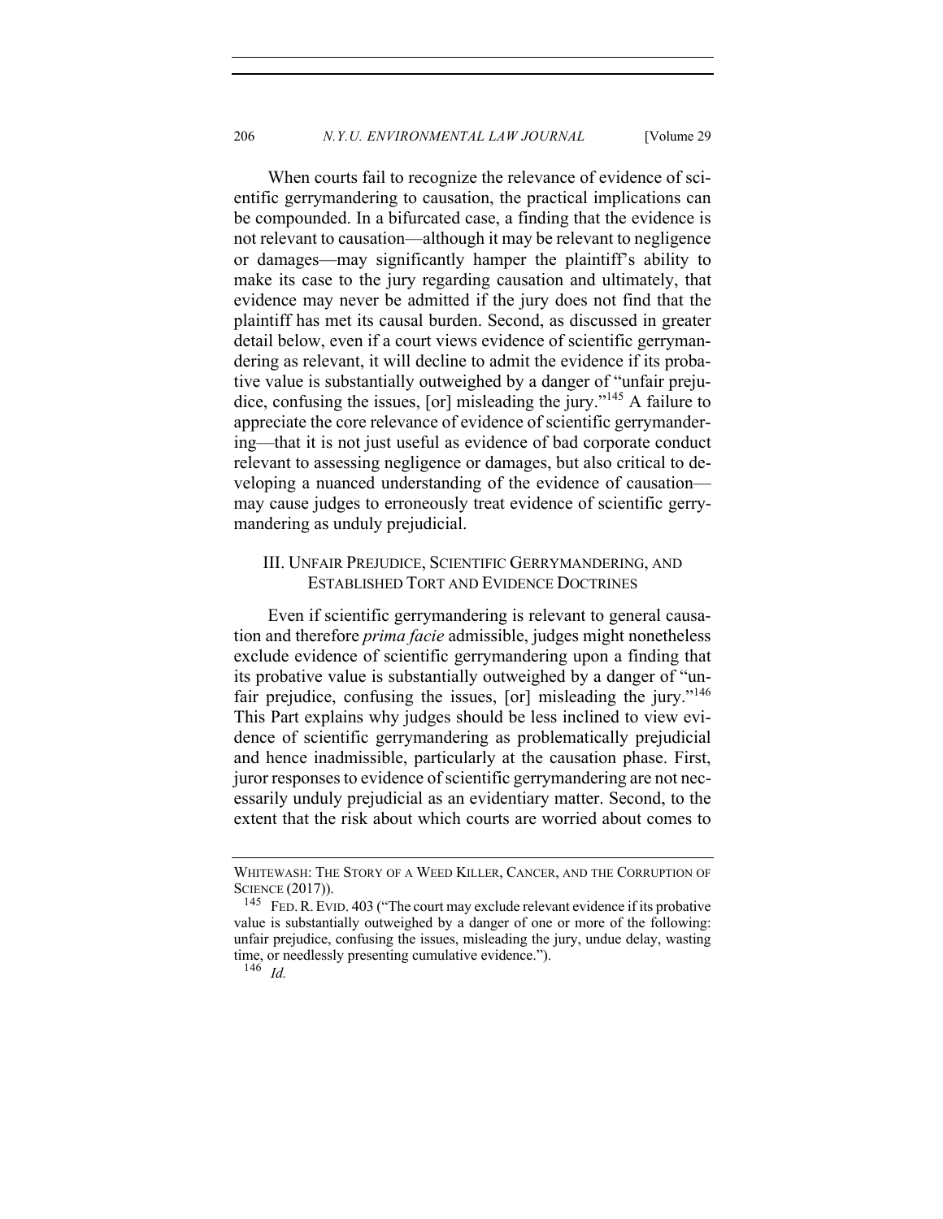When courts fail to recognize the relevance of evidence of scientific gerrymandering to causation, the practical implications can be compounded. In a bifurcated case, a finding that the evidence is not relevant to causation—although it may be relevant to negligence or damages—may significantly hamper the plaintiff's ability to make its case to the jury regarding causation and ultimately, that evidence may never be admitted if the jury does not find that the plaintiff has met its causal burden. Second, as discussed in greater detail below, even if a court views evidence of scientific gerrymandering as relevant, it will decline to admit the evidence if its probative value is substantially outweighed by a danger of "unfair prejudice, confusing the issues, [or] misleading the jury."[145] A failure to appreciate the core relevance of evidence of scientific gerrymandering—that it is not just useful as evidence of bad corporate conduct relevant to assessing negligence or damages, but also critical to developing a nuanced understanding of the evidence of causation—may cause judges to erroneously treat evidence of scientific gerrymandering as unduly prejudicial.

## III. Unfair Prejudice, Scientific Gerrymandering, and Established Tort and Evidence Doctrines

Even if scientific gerrymandering is relevant to general causation and therefore *prima facie* admissible, judges might nonetheless exclude evidence of scientific gerrymandering upon a finding that its probative value is substantially outweighed by a danger of "unfair prejudice, confusing the issues, [or] misleading the jury."[146] This Part explains why judges should be less inclined to view evidence of scientific gerrymandering as problematically prejudicial and hence inadmissible, particularly at the causation phase. First, juror responses to evidence of scientific gerrymandering are not necessarily unduly prejudicial as an evidentiary matter. Second, to the extent that the risk about which courts are worried about comes to

---

Whitewash: The Story of a Weed Killer, Cancer, and the Corruption of Science (2017)).

[145] Fed. R. Evid. 403 ("The court may exclude relevant evidence if its probative value is substantially outweighed by a danger of one or more of the following: unfair prejudice, confusing the issues, misleading the jury, undue delay, wasting time, or needlessly presenting cumulative evidence.").

[146] *Id.*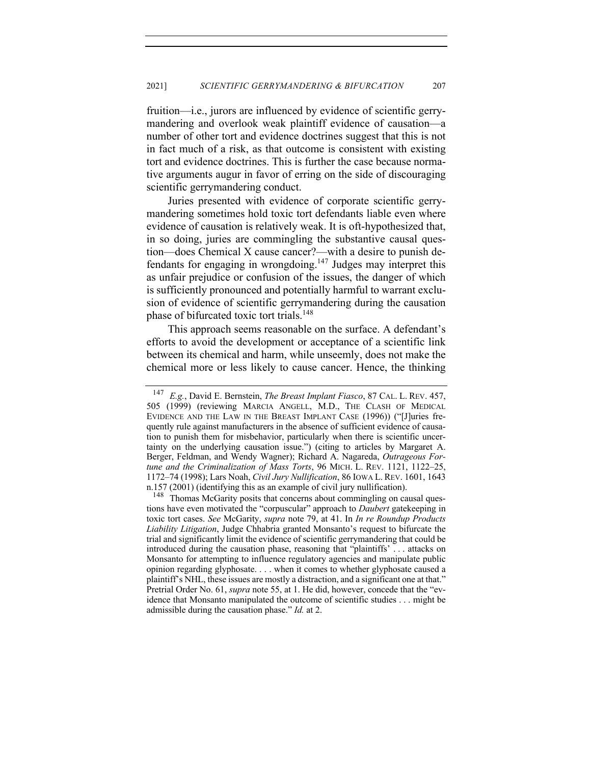fruition—i.e., jurors are influenced by evidence of scientific gerrymandering and overlook weak plaintiff evidence of causation—a number of other tort and evidence doctrines suggest that this is not in fact much of a risk, as that outcome is consistent with existing tort and evidence doctrines. This is further the case because normative arguments augur in favor of erring on the side of discouraging scientific gerrymandering conduct.

Juries presented with evidence of corporate scientific gerrymandering sometimes hold toxic tort defendants liable even where evidence of causation is relatively weak. It is oft-hypothesized that, in so doing, juries are commingling the substantive causal question—does Chemical X cause cancer?—with a desire to punish defendants for engaging in wrongdoing.[147] Judges may interpret this as unfair prejudice or confusion of the issues, the danger of which is sufficiently pronounced and potentially harmful to warrant exclusion of evidence of scientific gerrymandering during the causation phase of bifurcated toxic tort trials.[148]

This approach seems reasonable on the surface. A defendant's efforts to avoid the development or acceptance of a scientific link between its chemical and harm, while unseemly, does not make the chemical more or less likely to cause cancer. Hence, the thinking

---

[147] *E.g.*, David E. Bernstein, *The Breast Implant Fiasco*, 87 CAL. L. REV. 457, 505 (1999) (reviewing MARCIA ANGELL, M.D., THE CLASH OF MEDICAL EVIDENCE AND THE LAW IN THE BREAST IMPLANT CASE (1996)) ("[J]uries frequently rule against manufacturers in the absence of sufficient evidence of causation to punish them for misbehavior, particularly when there is scientific uncertainty on the underlying causation issue.") (citing to articles by Margaret A. Berger, Feldman, and Wendy Wagner); Richard A. Nagareda, *Outrageous Fortune and the Criminalization of Mass Torts*, 96 MICH. L. REV. 1121, 1122–25, 1172–74 (1998); Lars Noah, *Civil Jury Nullification*, 86 IOWA L. REV. 1601, 1643 n.157 (2001) (identifying this as an example of civil jury nullification).

[148] Thomas McGarity posits that concerns about commingling on causal questions have even motivated the "corpuscular" approach to *Daubert* gatekeeping in toxic tort cases. *See* McGarity, *supra* note 79, at 41. In *In re Roundup Products Liability Litigation*, Judge Chhabria granted Monsanto's request to bifurcate the trial and significantly limit the evidence of scientific gerrymandering that could be introduced during the causation phase, reasoning that "plaintiffs' . . . attacks on Monsanto for attempting to influence regulatory agencies and manipulate public opinion regarding glyphosate. . . . when it comes to whether glyphosate caused a plaintiff's NHL, these issues are mostly a distraction, and a significant one at that." Pretrial Order No. 61, *supra* note 55, at 1. He did, however, concede that the "evidence that Monsanto manipulated the outcome of scientific studies . . . might be admissible during the causation phase." *Id.* at 2.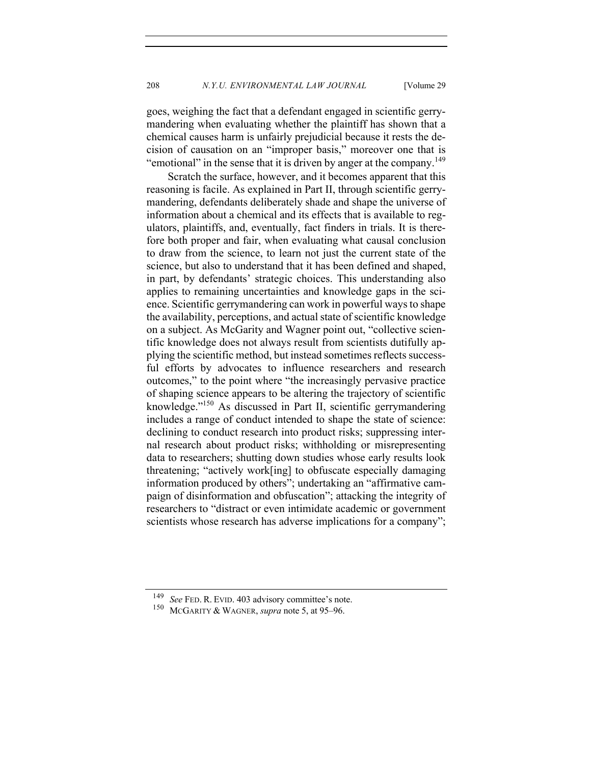goes, weighing the fact that a defendant engaged in scientific gerrymandering when evaluating whether the plaintiff has shown that a chemical causes harm is unfairly prejudicial because it rests the decision of causation on an "improper basis," moreover one that is "emotional" in the sense that it is driven by anger at the company.[149]

Scratch the surface, however, and it becomes apparent that this reasoning is facile. As explained in Part II, through scientific gerrymandering, defendants deliberately shade and shape the universe of information about a chemical and its effects that is available to regulators, plaintiffs, and, eventually, fact finders in trials. It is therefore both proper and fair, when evaluating what causal conclusion to draw from the science, to learn not just the current state of the science, but also to understand that it has been defined and shaped, in part, by defendants' strategic choices. This understanding also applies to remaining uncertainties and knowledge gaps in the science. Scientific gerrymandering can work in powerful ways to shape the availability, perceptions, and actual state of scientific knowledge on a subject. As McGarity and Wagner point out, "collective scientific knowledge does not always result from scientists dutifully applying the scientific method, but instead sometimes reflects successful efforts by advocates to influence researchers and research outcomes," to the point where "the increasingly pervasive practice of shaping science appears to be altering the trajectory of scientific knowledge."[150] As discussed in Part II, scientific gerrymandering includes a range of conduct intended to shape the state of science: declining to conduct research into product risks; suppressing internal research about product risks; withholding or misrepresenting data to researchers; shutting down studies whose early results look threatening; "actively work[ing] to obfuscate especially damaging information produced by others"; undertaking an "affirmative campaign of disinformation and obfuscation"; attacking the integrity of researchers to "distract or even intimidate academic or government scientists whose research has adverse implications for a company";

---

[149] *See* FED. R. EVID. 403 advisory committee's note.

[150] MCGARITY & WAGNER, *supra* note 5, at 95–96.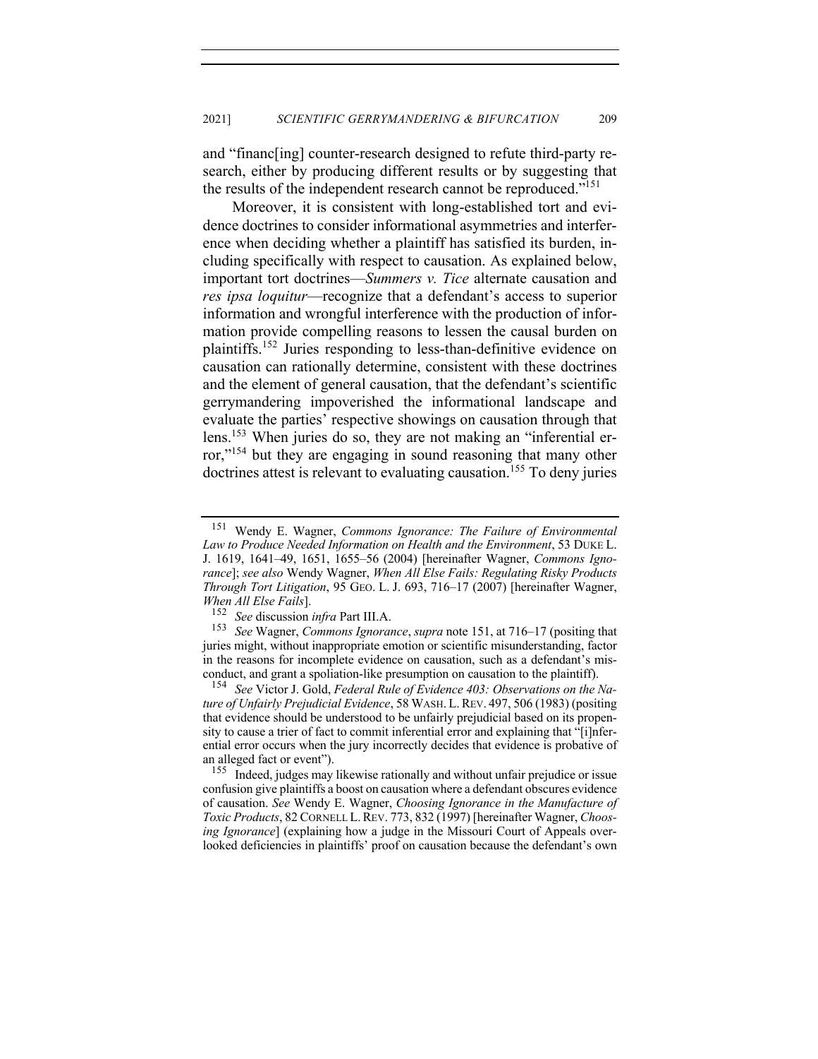and "financ[ing] counter-research designed to refute third-party research, either by producing different results or by suggesting that the results of the independent research cannot be reproduced."[151]

Moreover, it is consistent with long-established tort and evidence doctrines to consider informational asymmetries and interference when deciding whether a plaintiff has satisfied its burden, including specifically with respect to causation. As explained below, important tort doctrines—*Summers v. Tice* alternate causation and *res ipsa loquitur*—recognize that a defendant's access to superior information and wrongful interference with the production of information provide compelling reasons to lessen the causal burden on plaintiffs.[152] Juries responding to less-than-definitive evidence on causation can rationally determine, consistent with these doctrines and the element of general causation, that the defendant's scientific gerrymandering impoverished the informational landscape and evaluate the parties' respective showings on causation through that lens.[153] When juries do so, they are not making an "inferential error,"[154] but they are engaging in sound reasoning that many other doctrines attest is relevant to evaluating causation.[155] To deny juries

---

[151] Wendy E. Wagner, *Commons Ignorance: The Failure of Environmental Law to Produce Needed Information on Health and the Environment*, 53 DUKE L. J. 1619, 1641–49, 1651, 1655–56 (2004) [hereinafter Wagner, *Commons Ignorance*]; *see also* Wendy Wagner, *When All Else Fails: Regulating Risky Products Through Tort Litigation*, 95 GEO. L. J. 693, 716–17 (2007) [hereinafter Wagner, *When All Else Fails*].

[152] *See* discussion *infra* Part III.A.

[153] *See* Wagner, *Commons Ignorance*, *supra* note 151, at 716–17 (positing that juries might, without inappropriate emotion or scientific misunderstanding, factor in the reasons for incomplete evidence on causation, such as a defendant's misconduct, and grant a spoliation-like presumption on causation to the plaintiff).

[154] *See* Victor J. Gold, *Federal Rule of Evidence 403: Observations on the Nature of Unfairly Prejudicial Evidence*, 58 WASH. L. REV. 497, 506 (1983) (positing that evidence should be understood to be unfairly prejudicial based on its propensity to cause a trier of fact to commit inferential error and explaining that "[i]nferential error occurs when the jury incorrectly decides that evidence is probative of an alleged fact or event").

[155] Indeed, judges may likewise rationally and without unfair prejudice or issue confusion give plaintiffs a boost on causation where a defendant obscures evidence of causation. *See* Wendy E. Wagner, *Choosing Ignorance in the Manufacture of Toxic Products*, 82 CORNELL L. REV. 773, 832 (1997) [hereinafter Wagner, *Choosing Ignorance*] (explaining how a judge in the Missouri Court of Appeals overlooked deficiencies in plaintiffs' proof on causation because the defendant's own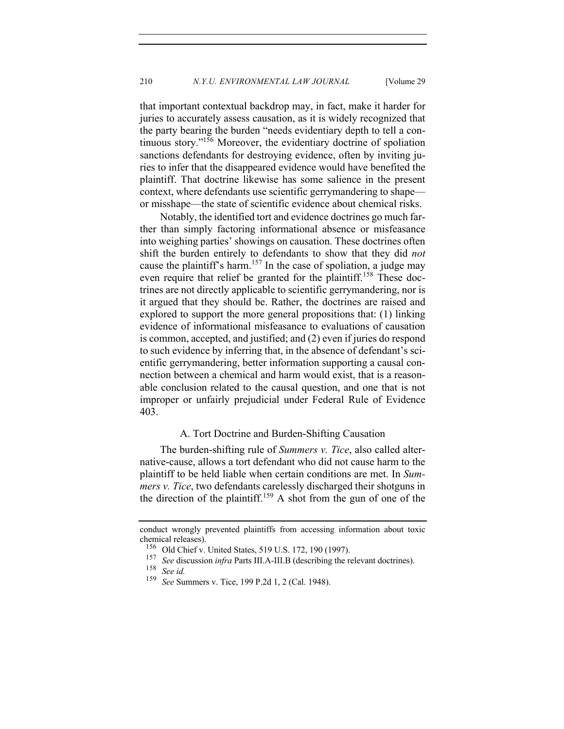that important contextual backdrop may, in fact, make it harder for juries to accurately assess causation, as it is widely recognized that the party bearing the burden "needs evidentiary depth to tell a continuous story."[156] Moreover, the evidentiary doctrine of spoliation sanctions defendants for destroying evidence, often by inviting juries to infer that the disappeared evidence would have benefited the plaintiff. That doctrine likewise has some salience in the present context, where defendants use scientific gerrymandering to shape—or misshape—the state of scientific evidence about chemical risks.

Notably, the identified tort and evidence doctrines go much farther than simply factoring informational absence or misfeasance into weighing parties' showings on causation. These doctrines often shift the burden entirely to defendants to show that they did *not* cause the plaintiff's harm.[157] In the case of spoliation, a judge may even require that relief be granted for the plaintiff.[158] These doctrines are not directly applicable to scientific gerrymandering, nor is it argued that they should be. Rather, the doctrines are raised and explored to support the more general propositions that: (1) linking evidence of informational misfeasance to evaluations of causation is common, accepted, and justified; and (2) even if juries do respond to such evidence by inferring that, in the absence of defendant's scientific gerrymandering, better information supporting a causal connection between a chemical and harm would exist, that is a reasonable conclusion related to the causal question, and one that is not improper or unfairly prejudicial under Federal Rule of Evidence 403.

### A. Tort Doctrine and Burden-Shifting Causation

The burden-shifting rule of *Summers v. Tice*, also called alternative-cause, allows a tort defendant who did not cause harm to the plaintiff to be held liable when certain conditions are met. In *Summers v. Tice*, two defendants carelessly discharged their shotguns in the direction of the plaintiff.[159] A shot from the gun of one of the

---

conduct wrongly prevented plaintiffs from accessing information about toxic chemical releases).

[156] Old Chief v. United States, 519 U.S. 172, 190 (1997).

[157] *See* discussion *infra* Parts III.A-III.B (describing the relevant doctrines).

[158] *See id.*

[159] *See* Summers v. Tice, 199 P.2d 1, 2 (Cal. 1948).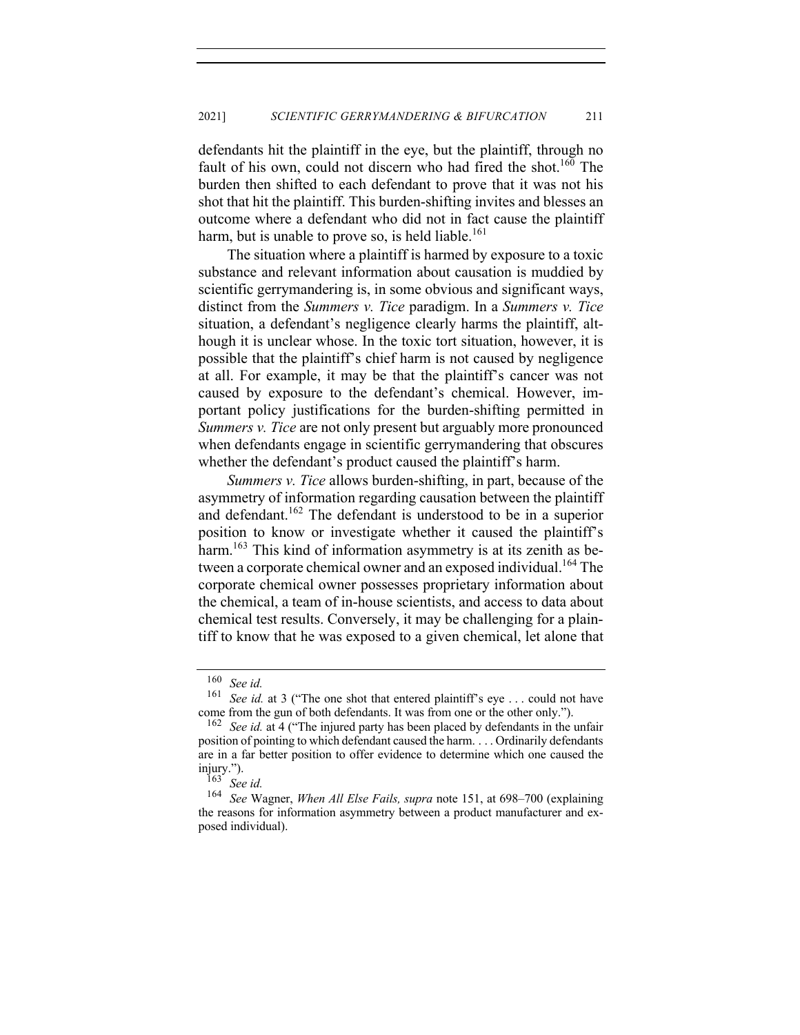defendants hit the plaintiff in the eye, but the plaintiff, through no fault of his own, could not discern who had fired the shot.[160] The burden then shifted to each defendant to prove that it was not his shot that hit the plaintiff. This burden-shifting invites and blesses an outcome where a defendant who did not in fact cause the plaintiff harm, but is unable to prove so, is held liable.[161]

The situation where a plaintiff is harmed by exposure to a toxic substance and relevant information about causation is muddied by scientific gerrymandering is, in some obvious and significant ways, distinct from the *Summers v. Tice* paradigm. In a *Summers v. Tice* situation, a defendant's negligence clearly harms the plaintiff, although it is unclear whose. In the toxic tort situation, however, it is possible that the plaintiff's chief harm is not caused by negligence at all. For example, it may be that the plaintiff's cancer was not caused by exposure to the defendant's chemical. However, important policy justifications for the burden-shifting permitted in *Summers v. Tice* are not only present but arguably more pronounced when defendants engage in scientific gerrymandering that obscures whether the defendant's product caused the plaintiff's harm.

*Summers v. Tice* allows burden-shifting, in part, because of the asymmetry of information regarding causation between the plaintiff and defendant.[162] The defendant is understood to be in a superior position to know or investigate whether it caused the plaintiff's harm.[163] This kind of information asymmetry is at its zenith as between a corporate chemical owner and an exposed individual.[164] The corporate chemical owner possesses proprietary information about the chemical, a team of in-house scientists, and access to data about chemical test results. Conversely, it may be challenging for a plaintiff to know that he was exposed to a given chemical, let alone that

---

[160] *See id.*

[161] *See id.* at 3 ("The one shot that entered plaintiff's eye . . . could not have come from the gun of both defendants. It was from one or the other only.").

[162] *See id.* at 4 ("The injured party has been placed by defendants in the unfair position of pointing to which defendant caused the harm. . . . Ordinarily defendants are in a far better position to offer evidence to determine which one caused the injury.").

[163] *See id.*

[164] *See* Wagner, *When All Else Fails, supra* note 151, at 698–700 (explaining the reasons for information asymmetry between a product manufacturer and exposed individual).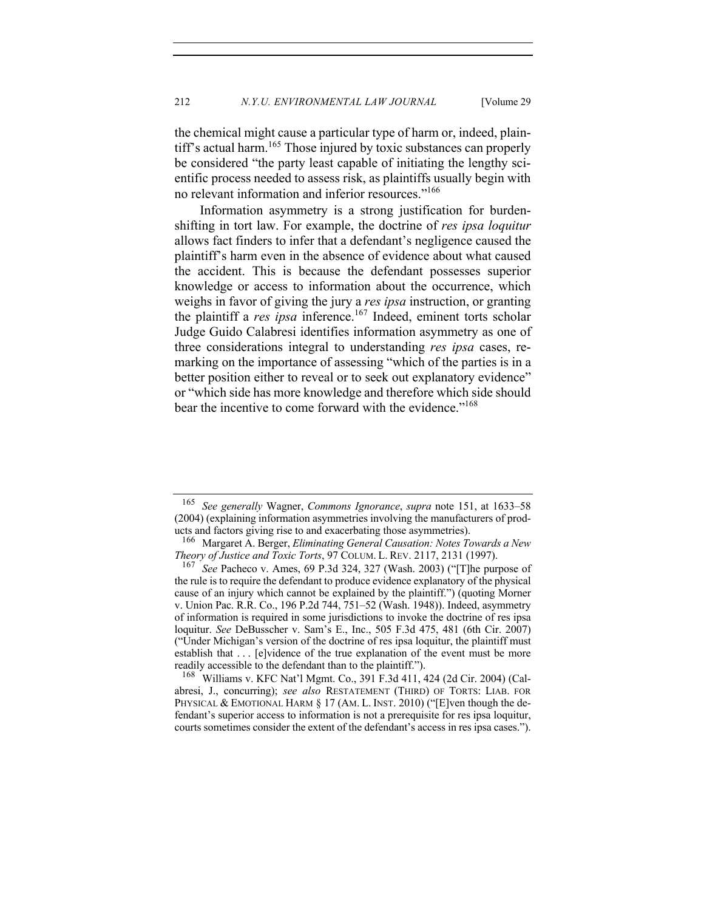the chemical might cause a particular type of harm or, indeed, plaintiff's actual harm.[165] Those injured by toxic substances can properly be considered "the party least capable of initiating the lengthy scientific process needed to assess risk, as plaintiffs usually begin with no relevant information and inferior resources."[166]

Information asymmetry is a strong justification for burden-shifting in tort law. For example, the doctrine of *res ipsa loquitur* allows fact finders to infer that a defendant's negligence caused the plaintiff's harm even in the absence of evidence about what caused the accident. This is because the defendant possesses superior knowledge or access to information about the occurrence, which weighs in favor of giving the jury a *res ipsa* instruction, or granting the plaintiff a *res ipsa* inference.[167] Indeed, eminent torts scholar Judge Guido Calabresi identifies information asymmetry as one of three considerations integral to understanding *res ipsa* cases, remarking on the importance of assessing "which of the parties is in a better position either to reveal or to seek out explanatory evidence" or "which side has more knowledge and therefore which side should bear the incentive to come forward with the evidence."[168]

---

[165] *See generally* Wagner, *Commons Ignorance*, *supra* note 151, at 1633–58 (2004) (explaining information asymmetries involving the manufacturers of products and factors giving rise to and exacerbating those asymmetries).

[166] Margaret A. Berger, *Eliminating General Causation: Notes Towards a New Theory of Justice and Toxic Torts*, 97 COLUM. L. REV. 2117, 2131 (1997).

[167] *See* Pacheco v. Ames, 69 P.3d 324, 327 (Wash. 2003) ("[T]he purpose of the rule is to require the defendant to produce evidence explanatory of the physical cause of an injury which cannot be explained by the plaintiff.") (quoting Morner v. Union Pac. R.R. Co., 196 P.2d 744, 751–52 (Wash. 1948)). Indeed, asymmetry of information is required in some jurisdictions to invoke the doctrine of res ipsa loquitur. *See* DeBusscher v. Sam's E., Inc., 505 F.3d 475, 481 (6th Cir. 2007) ("Under Michigan's version of the doctrine of res ipsa loquitur, the plaintiff must establish that . . . [e]vidence of the true explanation of the event must be more readily accessible to the defendant than to the plaintiff.").

[168] Williams v. KFC Nat'l Mgmt. Co., 391 F.3d 411, 424 (2d Cir. 2004) (Calabresi, J., concurring); *see also* RESTATEMENT (THIRD) OF TORTS: LIAB. FOR PHYSICAL & EMOTIONAL HARM § 17 (AM. L. INST. 2010) ("[E]ven though the defendant's superior access to information is not a prerequisite for res ipsa loquitur, courts sometimes consider the extent of the defendant's access in res ipsa cases.").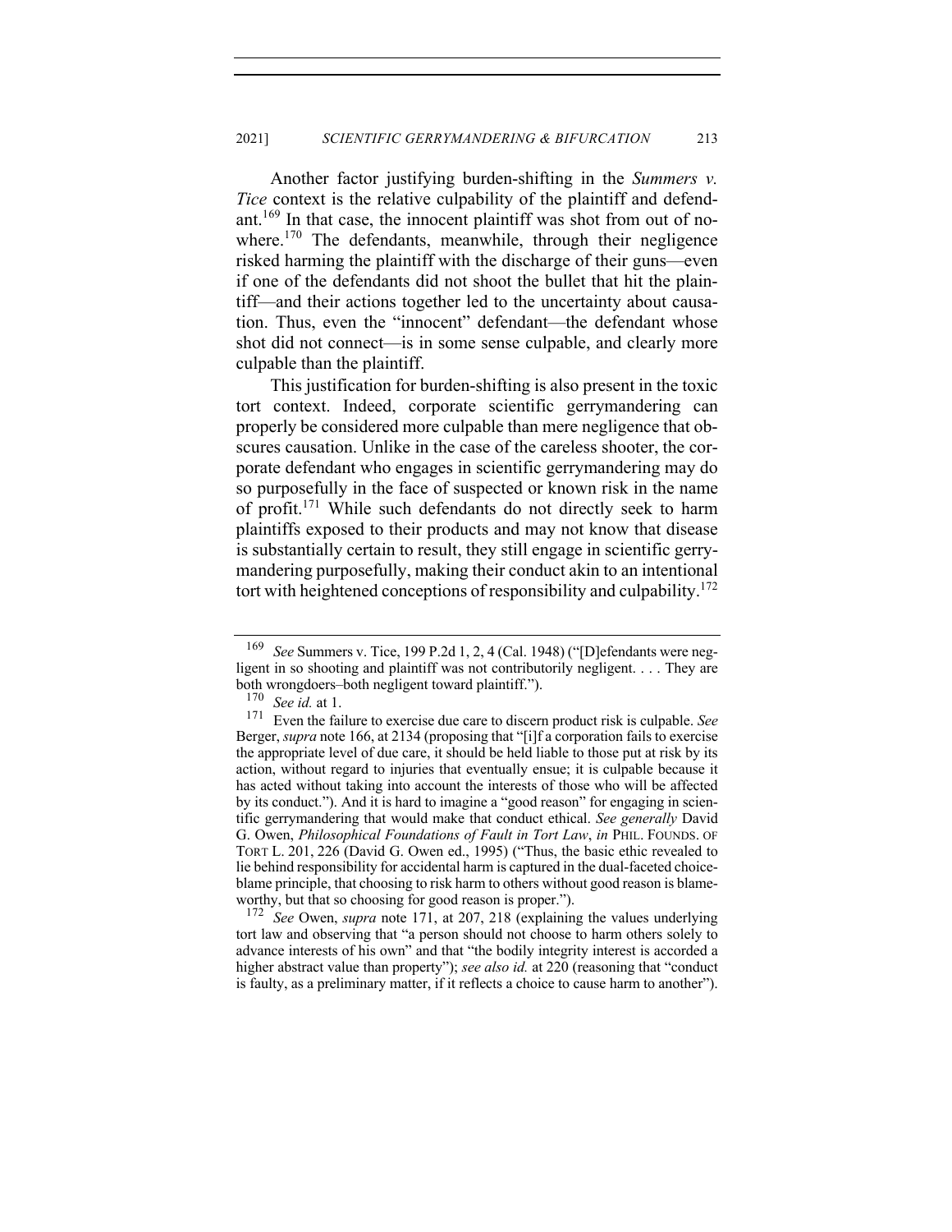Another factor justifying burden-shifting in the *Summers v. Tice* context is the relative culpability of the plaintiff and defendant.[169] In that case, the innocent plaintiff was shot from out of nowhere.[170] The defendants, meanwhile, through their negligence risked harming the plaintiff with the discharge of their guns—even if one of the defendants did not shoot the bullet that hit the plaintiff—and their actions together led to the uncertainty about causation. Thus, even the "innocent" defendant—the defendant whose shot did not connect—is in some sense culpable, and clearly more culpable than the plaintiff.

This justification for burden-shifting is also present in the toxic tort context. Indeed, corporate scientific gerrymandering can properly be considered more culpable than mere negligence that obscures causation. Unlike in the case of the careless shooter, the corporate defendant who engages in scientific gerrymandering may do so purposefully in the face of suspected or known risk in the name of profit.[171] While such defendants do not directly seek to harm plaintiffs exposed to their products and may not know that disease is substantially certain to result, they still engage in scientific gerrymandering purposefully, making their conduct akin to an intentional tort with heightened conceptions of responsibility and culpability.[172]

---

[169] *See* Summers v. Tice, 199 P.2d 1, 2, 4 (Cal. 1948) ("[D]efendants were negligent in so shooting and plaintiff was not contributorily negligent. . . . They are both wrongdoers–both negligent toward plaintiff.").

[170] *See id.* at 1.

[171] Even the failure to exercise due care to discern product risk is culpable. *See* Berger, *supra* note 166, at 2134 (proposing that "[i]f a corporation fails to exercise the appropriate level of due care, it should be held liable to those put at risk by its action, without regard to injuries that eventually ensue; it is culpable because it has acted without taking into account the interests of those who will be affected by its conduct."). And it is hard to imagine a "good reason" for engaging in scientific gerrymandering that would make that conduct ethical. *See generally* David G. Owen, *Philosophical Foundations of Fault in Tort Law*, *in* PHIL. FOUNDS. OF TORT L. 201, 226 (David G. Owen ed., 1995) ("Thus, the basic ethic revealed to lie behind responsibility for accidental harm is captured in the dual-faceted choice-blame principle, that choosing to risk harm to others without good reason is blameworthy, but that so choosing for good reason is proper.").

[172] *See* Owen, *supra* note 171, at 207, 218 (explaining the values underlying tort law and observing that "a person should not choose to harm others solely to advance interests of his own" and that "the bodily integrity interest is accorded a higher abstract value than property"); *see also id.* at 220 (reasoning that "conduct is faulty, as a preliminary matter, if it reflects a choice to cause harm to another").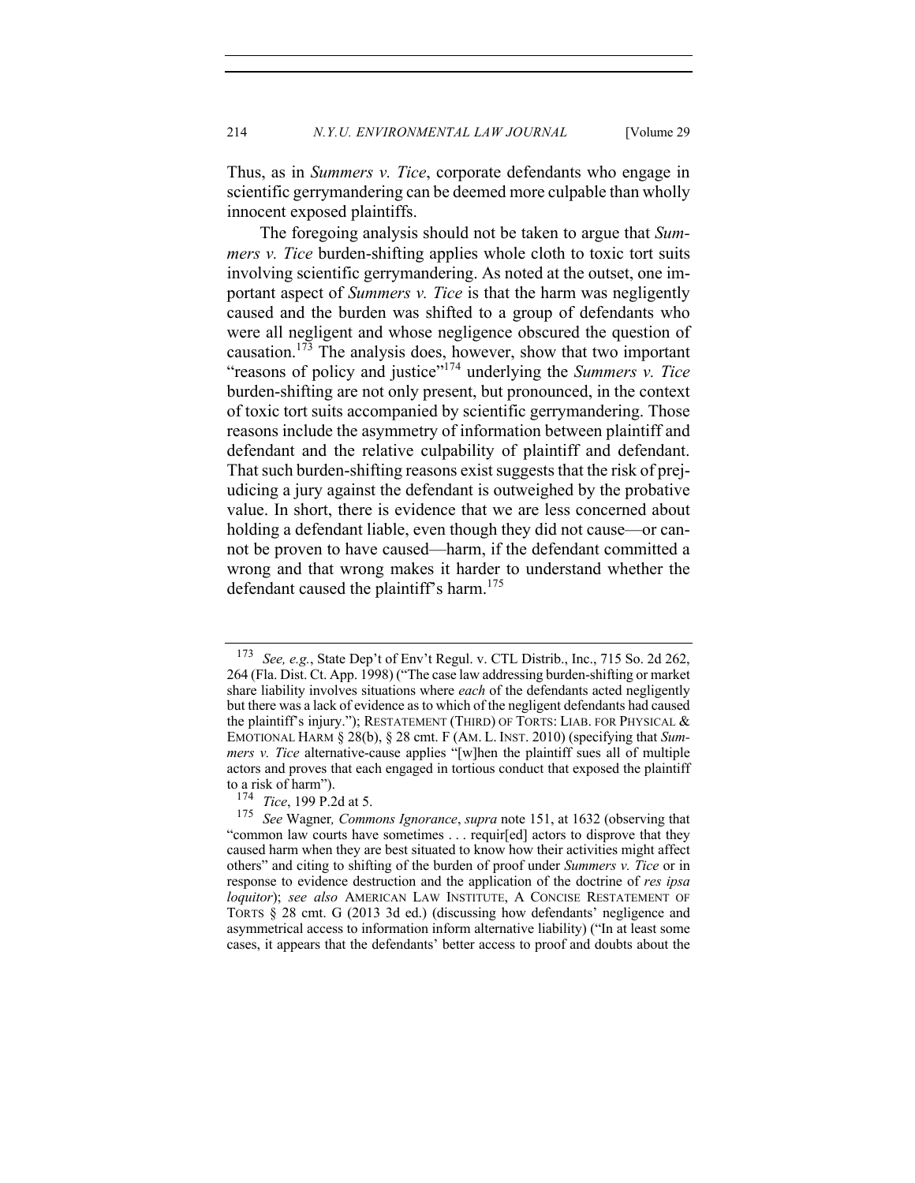Thus, as in *Summers v. Tice*, corporate defendants who engage in scientific gerrymandering can be deemed more culpable than wholly innocent exposed plaintiffs.

The foregoing analysis should not be taken to argue that *Summers v. Tice* burden-shifting applies whole cloth to toxic tort suits involving scientific gerrymandering. As noted at the outset, one important aspect of *Summers v. Tice* is that the harm was negligently caused and the burden was shifted to a group of defendants who were all negligent and whose negligence obscured the question of causation.[173] The analysis does, however, show that two important "reasons of policy and justice"[174] underlying the *Summers v. Tice* burden-shifting are not only present, but pronounced, in the context of toxic tort suits accompanied by scientific gerrymandering. Those reasons include the asymmetry of information between plaintiff and defendant and the relative culpability of plaintiff and defendant. That such burden-shifting reasons exist suggests that the risk of prejudicing a jury against the defendant is outweighed by the probative value. In short, there is evidence that we are less concerned about holding a defendant liable, even though they did not cause—or cannot be proven to have caused—harm, if the defendant committed a wrong and that wrong makes it harder to understand whether the defendant caused the plaintiff's harm.[175]

---

[173] *See, e.g.*, State Dep't of Env't Regul. v. CTL Distrib., Inc., 715 So. 2d 262, 264 (Fla. Dist. Ct. App. 1998) ("The case law addressing burden-shifting or market share liability involves situations where *each* of the defendants acted negligently but there was a lack of evidence as to which of the negligent defendants had caused the plaintiff's injury."); RESTATEMENT (THIRD) OF TORTS: LIAB. FOR PHYSICAL & EMOTIONAL HARM § 28(b), § 28 cmt. F (AM. L. INST. 2010) (specifying that *Summers v. Tice* alternative-cause applies "[w]hen the plaintiff sues all of multiple actors and proves that each engaged in tortious conduct that exposed the plaintiff to a risk of harm").

[174] *Tice*, 199 P.2d at 5.

[175] *See* Wagner*, Commons Ignorance*, *supra* note 151, at 1632 (observing that "common law courts have sometimes . . . requir[ed] actors to disprove that they caused harm when they are best situated to know how their activities might affect others" and citing to shifting of the burden of proof under *Summers v. Tice* or in response to evidence destruction and the application of the doctrine of *res ipsa loquitor*); *see also* AMERICAN LAW INSTITUTE, A CONCISE RESTATEMENT OF TORTS § 28 cmt. G (2013 3d ed.) (discussing how defendants' negligence and asymmetrical access to information inform alternative liability) ("In at least some cases, it appears that the defendants' better access to proof and doubts about the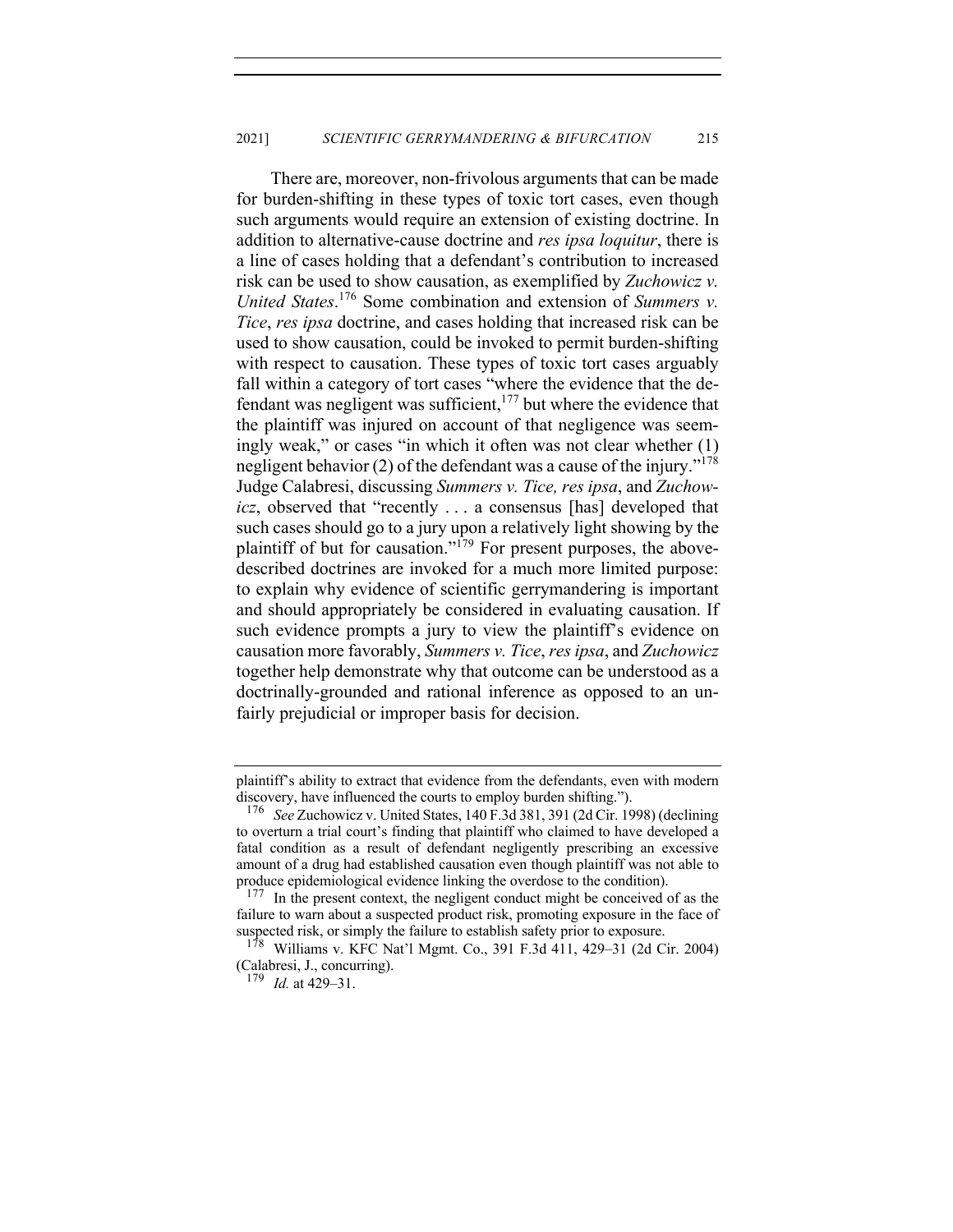There are, moreover, non-frivolous arguments that can be made for burden-shifting in these types of toxic tort cases, even though such arguments would require an extension of existing doctrine. In addition to alternative-cause doctrine and *res ipsa loquitur*, there is a line of cases holding that a defendant's contribution to increased risk can be used to show causation, as exemplified by *Zuchowicz v. United States*.[176] Some combination and extension of *Summers v. Tice*, *res ipsa* doctrine, and cases holding that increased risk can be used to show causation, could be invoked to permit burden-shifting with respect to causation. These types of toxic tort cases arguably fall within a category of tort cases "where the evidence that the defendant was negligent was sufficient,[177] but where the evidence that the plaintiff was injured on account of that negligence was seemingly weak," or cases "in which it often was not clear whether (1) negligent behavior (2) of the defendant was a cause of the injury."[178] Judge Calabresi, discussing *Summers v. Tice, res ipsa*, and *Zuchowicz*, observed that "recently . . . a consensus [has] developed that such cases should go to a jury upon a relatively light showing by the plaintiff of but for causation."[179] For present purposes, the above-described doctrines are invoked for a much more limited purpose: to explain why evidence of scientific gerrymandering is important and should appropriately be considered in evaluating causation. If such evidence prompts a jury to view the plaintiff's evidence on causation more favorably, *Summers v. Tice*, *res ipsa*, and *Zuchowicz* together help demonstrate why that outcome can be understood as a doctrinally-grounded and rational inference as opposed to an unfairly prejudicial or improper basis for decision.

---

plaintiff's ability to extract that evidence from the defendants, even with modern discovery, have influenced the courts to employ burden shifting.").

[176] *See* Zuchowicz v. United States, 140 F.3d 381, 391 (2d Cir. 1998) (declining to overturn a trial court's finding that plaintiff who claimed to have developed a fatal condition as a result of defendant negligently prescribing an excessive amount of a drug had established causation even though plaintiff was not able to produce epidemiological evidence linking the overdose to the condition).

[177] In the present context, the negligent conduct might be conceived of as the failure to warn about a suspected product risk, promoting exposure in the face of suspected risk, or simply the failure to establish safety prior to exposure.

[178] Williams v. KFC Nat'l Mgmt. Co., 391 F.3d 411, 429–31 (2d Cir. 2004) (Calabresi, J., concurring).

[179] *Id.* at 429–31.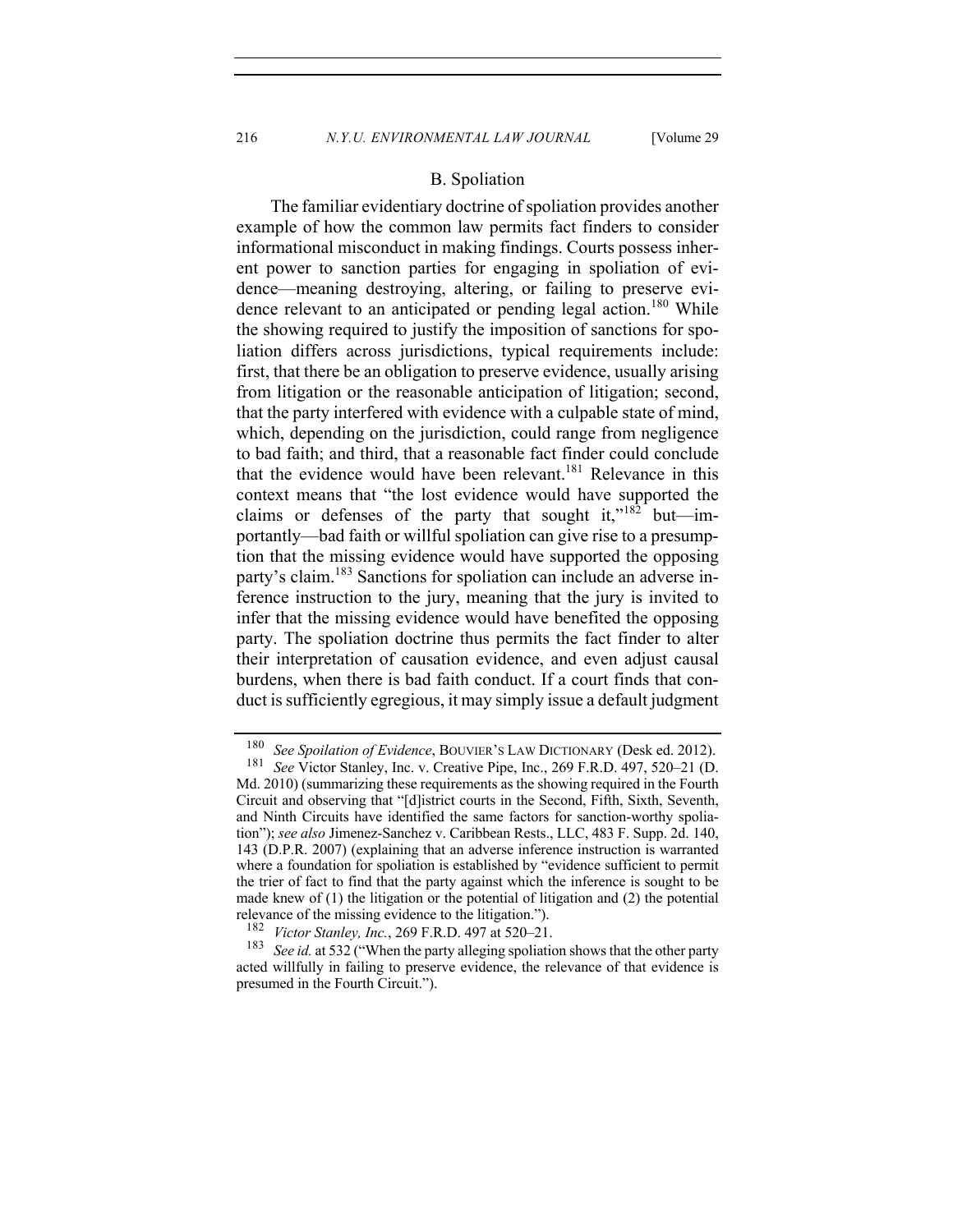### B. Spoliation

The familiar evidentiary doctrine of spoliation provides another example of how the common law permits fact finders to consider informational misconduct in making findings. Courts possess inherent power to sanction parties for engaging in spoliation of evidence—meaning destroying, altering, or failing to preserve evidence relevant to an anticipated or pending legal action.[180] While the showing required to justify the imposition of sanctions for spoliation differs across jurisdictions, typical requirements include: first, that there be an obligation to preserve evidence, usually arising from litigation or the reasonable anticipation of litigation; second, that the party interfered with evidence with a culpable state of mind, which, depending on the jurisdiction, could range from negligence to bad faith; and third, that a reasonable fact finder could conclude that the evidence would have been relevant.[181] Relevance in this context means that "the lost evidence would have supported the claims or defenses of the party that sought it,"[182] but—importantly—bad faith or willful spoliation can give rise to a presumption that the missing evidence would have supported the opposing party's claim.[183] Sanctions for spoliation can include an adverse inference instruction to the jury, meaning that the jury is invited to infer that the missing evidence would have benefited the opposing party. The spoliation doctrine thus permits the fact finder to alter their interpretation of causation evidence, and even adjust causal burdens, when there is bad faith conduct. If a court finds that conduct is sufficiently egregious, it may simply issue a default judgment

---

[180] *See Spoliation of Evidence*, BOUVIER'S LAW DICTIONARY (Desk ed. 2012).

[181] *See* Victor Stanley, Inc. v. Creative Pipe, Inc., 269 F.R.D. 497, 520–21 (D. Md. 2010) (summarizing these requirements as the showing required in the Fourth Circuit and observing that "[d]istrict courts in the Second, Fifth, Sixth, Seventh, and Ninth Circuits have identified the same factors for sanction-worthy spoliation"); *see also* Jimenez-Sanchez v. Caribbean Rests., LLC, 483 F. Supp. 2d. 140, 143 (D.P.R. 2007) (explaining that an adverse inference instruction is warranted where a foundation for spoliation is established by "evidence sufficient to permit the trier of fact to find that the party against which the inference is sought to be made knew of (1) the litigation or the potential of litigation and (2) the potential relevance of the missing evidence to the litigation.").

[182] *Victor Stanley, Inc.*, 269 F.R.D. 497 at 520–21.

[183] *See id.* at 532 ("When the party alleging spoliation shows that the other party acted willfully in failing to preserve evidence, the relevance of that evidence is presumed in the Fourth Circuit.").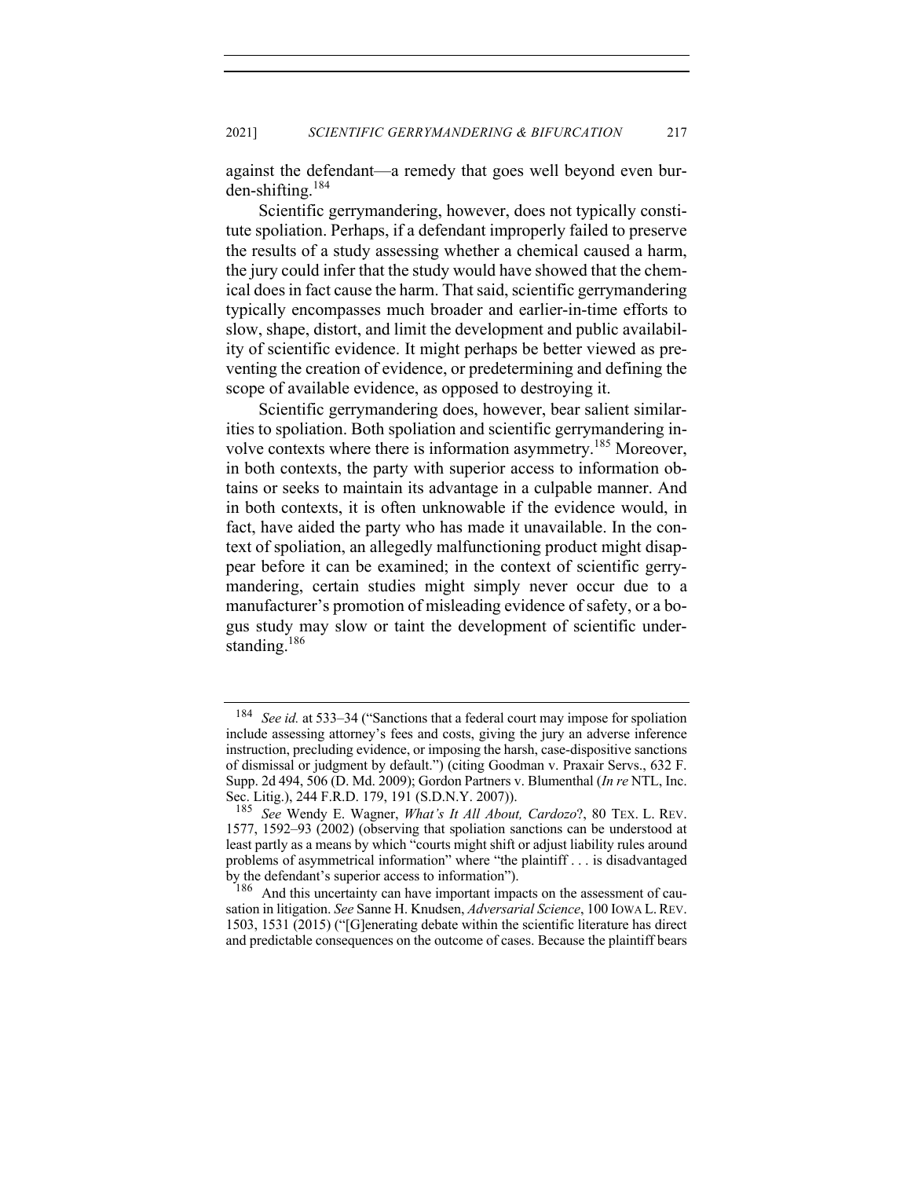against the defendant—a remedy that goes well beyond even burden-shifting.[184]

Scientific gerrymandering, however, does not typically constitute spoliation. Perhaps, if a defendant improperly failed to preserve the results of a study assessing whether a chemical caused a harm, the jury could infer that the study would have showed that the chemical does in fact cause the harm. That said, scientific gerrymandering typically encompasses much broader and earlier-in-time efforts to slow, shape, distort, and limit the development and public availability of scientific evidence. It might perhaps be better viewed as preventing the creation of evidence, or predetermining and defining the scope of available evidence, as opposed to destroying it.

Scientific gerrymandering does, however, bear salient similarities to spoliation. Both spoliation and scientific gerrymandering involve contexts where there is information asymmetry.[185] Moreover, in both contexts, the party with superior access to information obtains or seeks to maintain its advantage in a culpable manner. And in both contexts, it is often unknowable if the evidence would, in fact, have aided the party who has made it unavailable. In the context of spoliation, an allegedly malfunctioning product might disappear before it can be examined; in the context of scientific gerrymandering, certain studies might simply never occur due to a manufacturer's promotion of misleading evidence of safety, or a bogus study may slow or taint the development of scientific understanding.[186]

---

[184] *See id.* at 533–34 ("Sanctions that a federal court may impose for spoliation include assessing attorney's fees and costs, giving the jury an adverse inference instruction, precluding evidence, or imposing the harsh, case-dispositive sanctions of dismissal or judgment by default.") (citing Goodman v. Praxair Servs., 632 F. Supp. 2d 494, 506 (D. Md. 2009); Gordon Partners v. Blumenthal (*In re* NTL, Inc. Sec. Litig.), 244 F.R.D. 179, 191 (S.D.N.Y. 2007)).

[185] *See* Wendy E. Wagner, *What's It All About, Cardozo*?, 80 TEX. L. REV. 1577, 1592–93 (2002) (observing that spoliation sanctions can be understood at least partly as a means by which "courts might shift or adjust liability rules around problems of asymmetrical information" where "the plaintiff . . . is disadvantaged by the defendant's superior access to information").

[186] And this uncertainty can have important impacts on the assessment of causation in litigation. *See* Sanne H. Knudsen, *Adversarial Science*, 100 IOWA L. REV. 1503, 1531 (2015) ("[G]enerating debate within the scientific literature has direct and predictable consequences on the outcome of cases. Because the plaintiff bears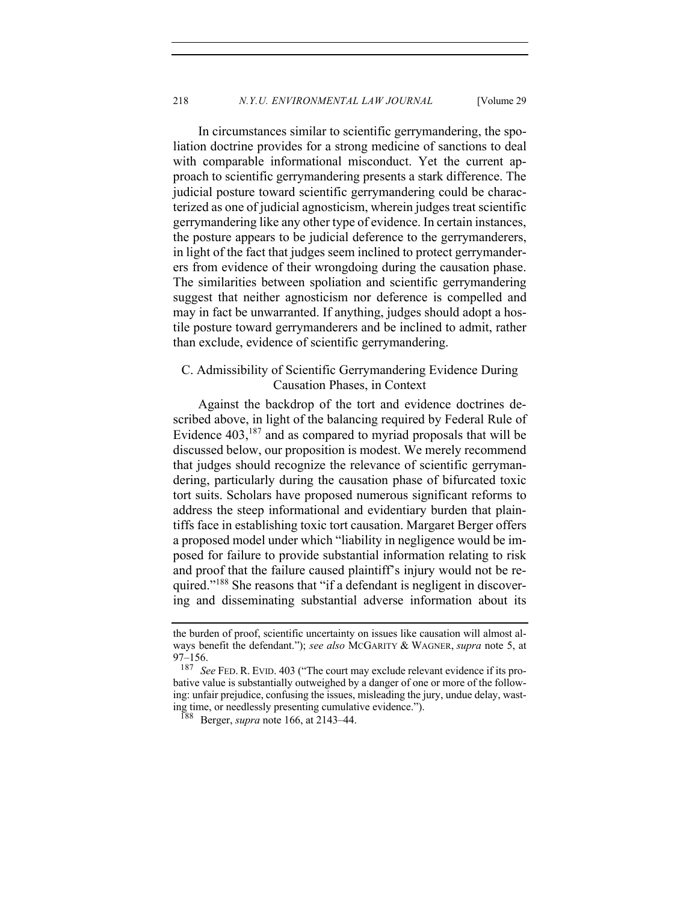In circumstances similar to scientific gerrymandering, the spoliation doctrine provides for a strong medicine of sanctions to deal with comparable informational misconduct. Yet the current approach to scientific gerrymandering presents a stark difference. The judicial posture toward scientific gerrymandering could be characterized as one of judicial agnosticism, wherein judges treat scientific gerrymandering like any other type of evidence. In certain instances, the posture appears to be judicial deference to the gerrymanderers, in light of the fact that judges seem inclined to protect gerrymanderers from evidence of their wrongdoing during the causation phase. The similarities between spoliation and scientific gerrymandering suggest that neither agnosticism nor deference is compelled and may in fact be unwarranted. If anything, judges should adopt a hostile posture toward gerrymanderers and be inclined to admit, rather than exclude, evidence of scientific gerrymandering.

### C. Admissibility of Scientific Gerrymandering Evidence During Causation Phases, in Context

Against the backdrop of the tort and evidence doctrines described above, in light of the balancing required by Federal Rule of Evidence 403,[187] and as compared to myriad proposals that will be discussed below, our proposition is modest. We merely recommend that judges should recognize the relevance of scientific gerrymandering, particularly during the causation phase of bifurcated toxic tort suits. Scholars have proposed numerous significant reforms to address the steep informational and evidentiary burden that plaintiffs face in establishing toxic tort causation. Margaret Berger offers a proposed model under which "liability in negligence would be imposed for failure to provide substantial information relating to risk and proof that the failure caused plaintiff's injury would not be required."[188] She reasons that "if a defendant is negligent in discovering and disseminating substantial adverse information about its

---

the burden of proof, scientific uncertainty on issues like causation will almost always benefit the defendant."); *see also* McGarity & Wagner, *supra* note 5, at 97–156.

[187] *See* Fed. R. Evid. 403 ("The court may exclude relevant evidence if its probative value is substantially outweighed by a danger of one or more of the following: unfair prejudice, confusing the issues, misleading the jury, undue delay, wasting time, or needlessly presenting cumulative evidence.").

[188] Berger, *supra* note 166, at 2143–44.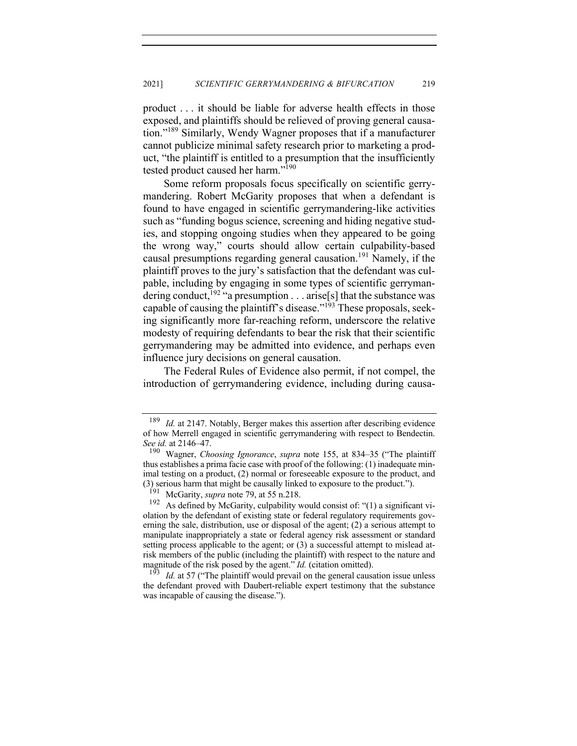product . . . it should be liable for adverse health effects in those exposed, and plaintiffs should be relieved of proving general causation."[189] Similarly, Wendy Wagner proposes that if a manufacturer cannot publicize minimal safety research prior to marketing a product, "the plaintiff is entitled to a presumption that the insufficiently tested product caused her harm."[190]

Some reform proposals focus specifically on scientific gerrymandering. Robert McGarity proposes that when a defendant is found to have engaged in scientific gerrymandering-like activities such as "funding bogus science, screening and hiding negative studies, and stopping ongoing studies when they appeared to be going the wrong way," courts should allow certain culpability-based causal presumptions regarding general causation.[191] Namely, if the plaintiff proves to the jury's satisfaction that the defendant was culpable, including by engaging in some types of scientific gerrymandering conduct,[192] "a presumption . . . arise[s] that the substance was capable of causing the plaintiff's disease."[193] These proposals, seeking significantly more far-reaching reform, underscore the relative modesty of requiring defendants to bear the risk that their scientific gerrymandering may be admitted into evidence, and perhaps even influence jury decisions on general causation.

The Federal Rules of Evidence also permit, if not compel, the introduction of gerrymandering evidence, including during causa-

---

[189] *Id.* at 2147. Notably, Berger makes this assertion after describing evidence of how Merrell engaged in scientific gerrymandering with respect to Bendectin. *See id.* at 2146–47.

[190] Wagner, *Choosing Ignorance*, *supra* note 155, at 834–35 ("The plaintiff thus establishes a prima facie case with proof of the following: (1) inadequate minimal testing on a product, (2) normal or foreseeable exposure to the product, and (3) serious harm that might be causally linked to exposure to the product.").

[191] McGarity, *supra* note 79, at 55 n.218.

[192] As defined by McGarity, culpability would consist of: "(1) a significant violation by the defendant of existing state or federal regulatory requirements governing the sale, distribution, use or disposal of the agent; (2) a serious attempt to manipulate inappropriately a state or federal agency risk assessment or standard setting process applicable to the agent; or (3) a successful attempt to mislead at-risk members of the public (including the plaintiff) with respect to the nature and magnitude of the risk posed by the agent." *Id.* (citation omitted).

[193] *Id.* at 57 ("The plaintiff would prevail on the general causation issue unless the defendant proved with Daubert-reliable expert testimony that the substance was incapable of causing the disease.").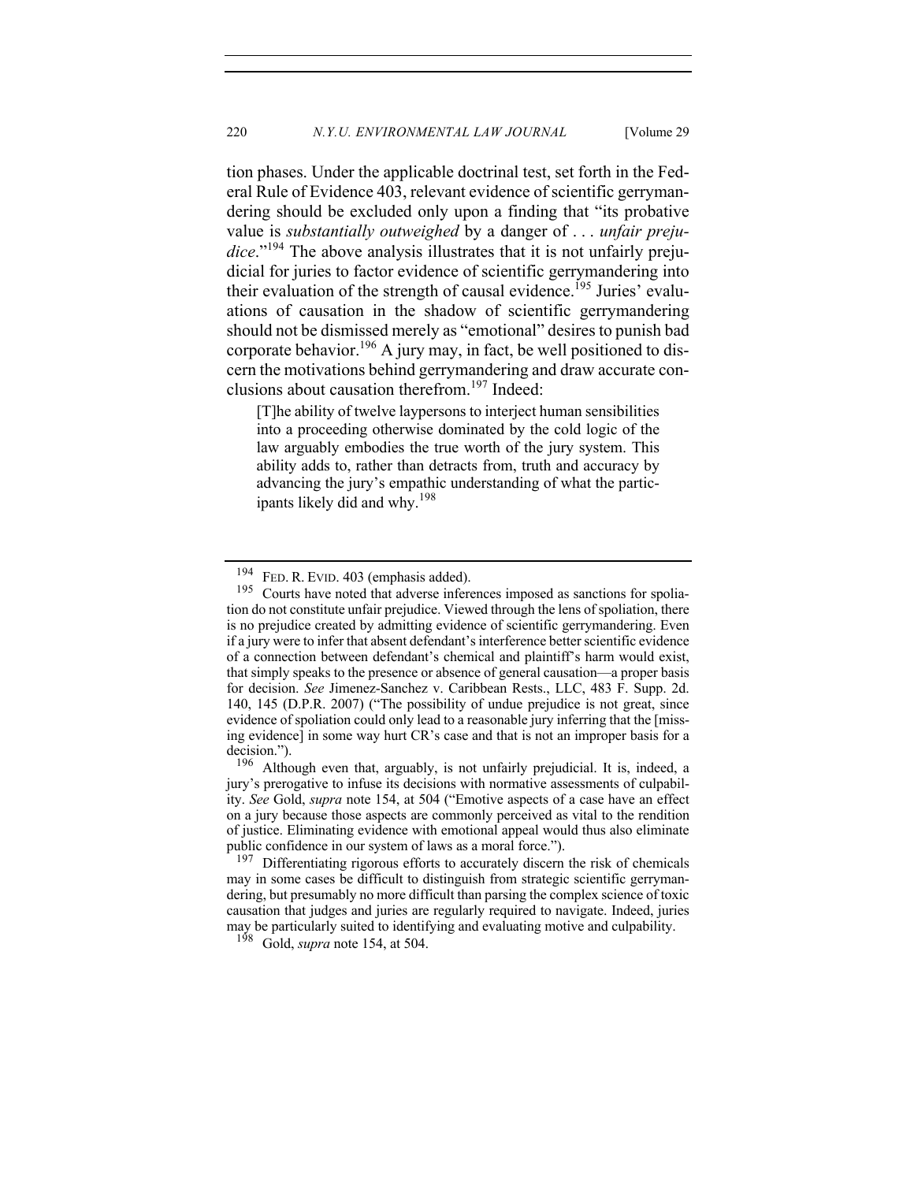tion phases. Under the applicable doctrinal test, set forth in the Federal Rule of Evidence 403, relevant evidence of scientific gerrymandering should be excluded only upon a finding that "its probative value is *substantially outweighed* by a danger of . . . *unfair prejudice*."[194] The above analysis illustrates that it is not unfairly prejudicial for juries to factor evidence of scientific gerrymandering into their evaluation of the strength of causal evidence.[195] Juries' evaluations of causation in the shadow of scientific gerrymandering should not be dismissed merely as "emotional" desires to punish bad corporate behavior.[196] A jury may, in fact, be well positioned to discern the motivations behind gerrymandering and draw accurate conclusions about causation therefrom.[197] Indeed:

> [T]he ability of twelve laypersons to interject human sensibilities into a proceeding otherwise dominated by the cold logic of the law arguably embodies the true worth of the jury system. This ability adds to, rather than detracts from, truth and accuracy by advancing the jury's empathic understanding of what the participants likely did and why.[198]

---

[194] FED. R. EVID. 403 (emphasis added).

[195] Courts have noted that adverse inferences imposed as sanctions for spoliation do not constitute unfair prejudice. Viewed through the lens of spoliation, there is no prejudice created by admitting evidence of scientific gerrymandering. Even if a jury were to infer that absent defendant's interference better scientific evidence of a connection between defendant's chemical and plaintiff's harm would exist, that simply speaks to the presence or absence of general causation—a proper basis for decision. *See* Jimenez-Sanchez v. Caribbean Rests., LLC, 483 F. Supp. 2d. 140, 145 (D.P.R. 2007) ("The possibility of undue prejudice is not great, since evidence of spoliation could only lead to a reasonable jury inferring that the [missing evidence] in some way hurt CR's case and that is not an improper basis for a decision.").

[196] Although even that, arguably, is not unfairly prejudicial. It is, indeed, a jury's prerogative to infuse its decisions with normative assessments of culpability. *See* Gold, *supra* note 154, at 504 ("Emotive aspects of a case have an effect on a jury because those aspects are commonly perceived as vital to the rendition of justice. Eliminating evidence with emotional appeal would thus also eliminate public confidence in our system of laws as a moral force.").

[197] Differentiating rigorous efforts to accurately discern the risk of chemicals may in some cases be difficult to distinguish from strategic scientific gerrymandering, but presumably no more difficult than parsing the complex science of toxic causation that judges and juries are regularly required to navigate. Indeed, juries may be particularly suited to identifying and evaluating motive and culpability.

[198] Gold, *supra* note 154, at 504.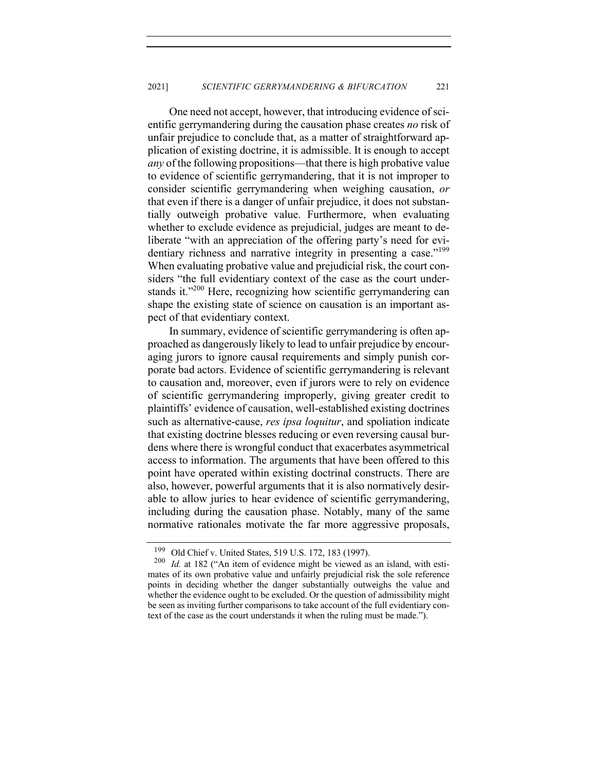One need not accept, however, that introducing evidence of scientific gerrymandering during the causation phase creates *no* risk of unfair prejudice to conclude that, as a matter of straightforward application of existing doctrine, it is admissible. It is enough to accept *any* of the following propositions—that there is high probative value to evidence of scientific gerrymandering, that it is not improper to consider scientific gerrymandering when weighing causation, *or* that even if there is a danger of unfair prejudice, it does not substantially outweigh probative value. Furthermore, when evaluating whether to exclude evidence as prejudicial, judges are meant to deliberate "with an appreciation of the offering party's need for evidentiary richness and narrative integrity in presenting a case."[199] When evaluating probative value and prejudicial risk, the court considers "the full evidentiary context of the case as the court understands it."[200] Here, recognizing how scientific gerrymandering can shape the existing state of science on causation is an important aspect of that evidentiary context.

In summary, evidence of scientific gerrymandering is often approached as dangerously likely to lead to unfair prejudice by encouraging jurors to ignore causal requirements and simply punish corporate bad actors. Evidence of scientific gerrymandering is relevant to causation and, moreover, even if jurors were to rely on evidence of scientific gerrymandering improperly, giving greater credit to plaintiffs' evidence of causation, well-established existing doctrines such as alternative-cause, *res ipsa loquitur*, and spoliation indicate that existing doctrine blesses reducing or even reversing causal burdens where there is wrongful conduct that exacerbates asymmetrical access to information. The arguments that have been offered to this point have operated within existing doctrinal constructs. There are also, however, powerful arguments that it is also normatively desirable to allow juries to hear evidence of scientific gerrymandering, including during the causation phase. Notably, many of the same normative rationales motivate the far more aggressive proposals,

---

[199] Old Chief v. United States, 519 U.S. 172, 183 (1997).

[200] *Id.* at 182 ("An item of evidence might be viewed as an island, with estimates of its own probative value and unfairly prejudicial risk the sole reference points in deciding whether the danger substantially outweighs the value and whether the evidence ought to be excluded. Or the question of admissibility might be seen as inviting further comparisons to take account of the full evidentiary context of the case as the court understands it when the ruling must be made.").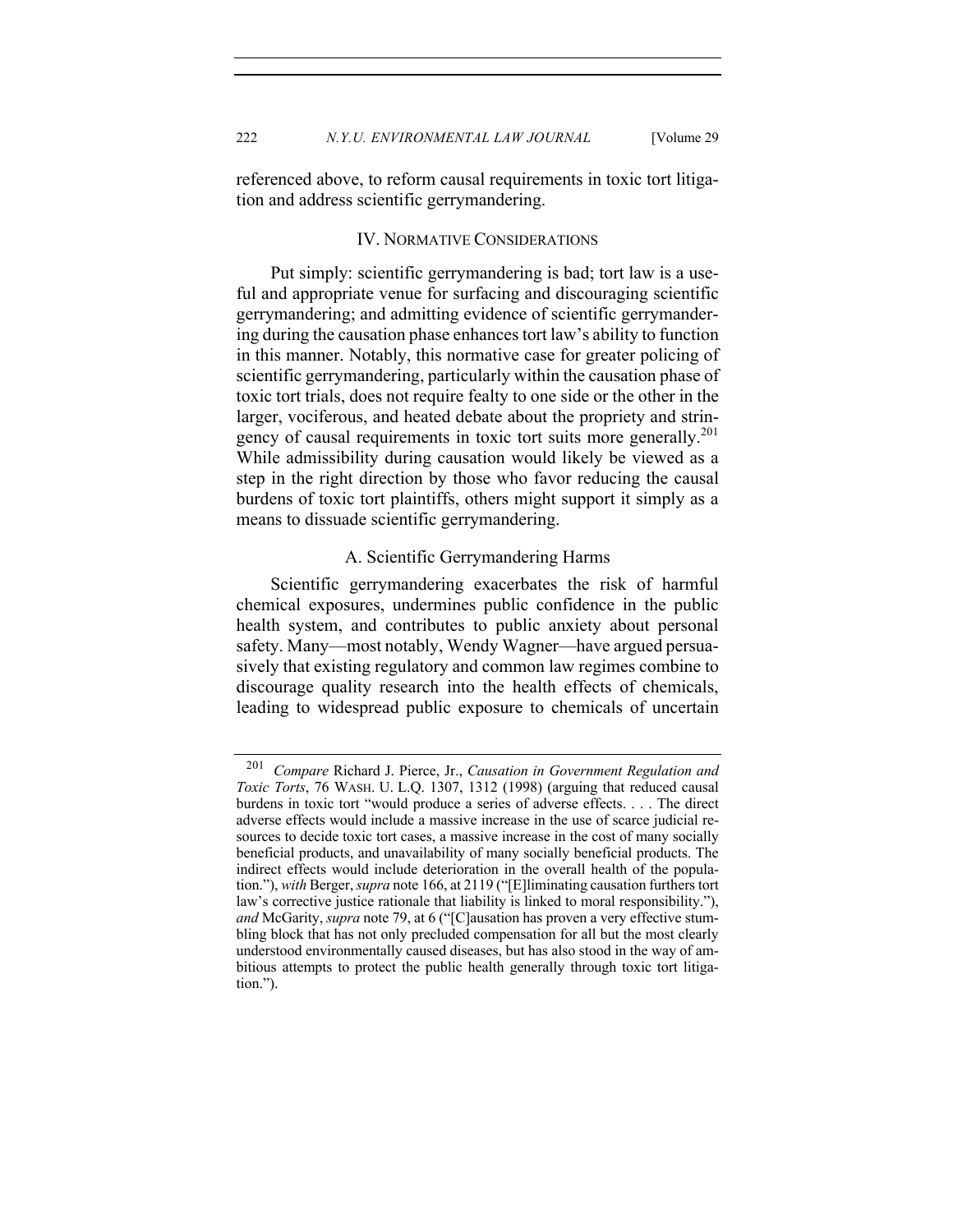referenced above, to reform causal requirements in toxic tort litigation and address scientific gerrymandering.

## IV. Normative Considerations

Put simply: scientific gerrymandering is bad; tort law is a useful and appropriate venue for surfacing and discouraging scientific gerrymandering; and admitting evidence of scientific gerrymandering during the causation phase enhances tort law's ability to function in this manner. Notably, this normative case for greater policing of scientific gerrymandering, particularly within the causation phase of toxic tort trials, does not require fealty to one side or the other in the larger, vociferous, and heated debate about the propriety and stringency of causal requirements in toxic tort suits more generally.[201] While admissibility during causation would likely be viewed as a step in the right direction by those who favor reducing the causal burdens of toxic tort plaintiffs, others might support it simply as a means to dissuade scientific gerrymandering.

### A. Scientific Gerrymandering Harms

Scientific gerrymandering exacerbates the risk of harmful chemical exposures, undermines public confidence in the public health system, and contributes to public anxiety about personal safety. Many—most notably, Wendy Wagner—have argued persuasively that existing regulatory and common law regimes combine to discourage quality research into the health effects of chemicals, leading to widespread public exposure to chemicals of uncertain

---

[201] *Compare* Richard J. Pierce, Jr., *Causation in Government Regulation and Toxic Torts*, 76 WASH. U. L.Q. 1307, 1312 (1998) (arguing that reduced causal burdens in toxic tort "would produce a series of adverse effects. . . . The direct adverse effects would include a massive increase in the use of scarce judicial resources to decide toxic tort cases, a massive increase in the cost of many socially beneficial products, and unavailability of many socially beneficial products. The indirect effects would include deterioration in the overall health of the population."), *with* Berger, *supra* note 166, at 2119 ("[E]liminating causation furthers tort law's corrective justice rationale that liability is linked to moral responsibility."), *and* McGarity, *supra* note 79, at 6 ("[C]ausation has proven a very effective stumbling block that has not only precluded compensation for all but the most clearly understood environmentally caused diseases, but has also stood in the way of ambitious attempts to protect the public health generally through toxic tort litigation.").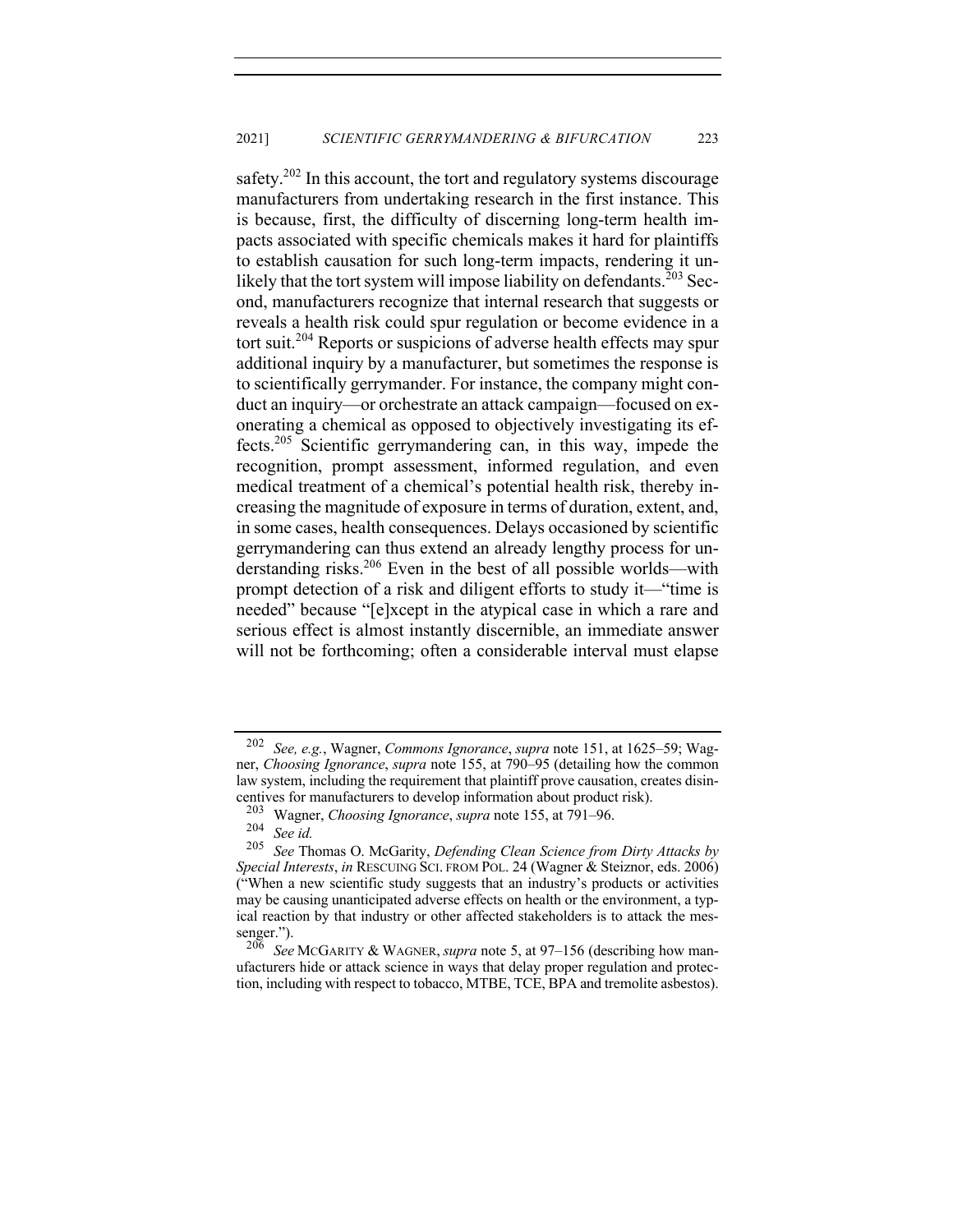safety.[202] In this account, the tort and regulatory systems discourage manufacturers from undertaking research in the first instance. This is because, first, the difficulty of discerning long-term health impacts associated with specific chemicals makes it hard for plaintiffs to establish causation for such long-term impacts, rendering it unlikely that the tort system will impose liability on defendants.[203] Second, manufacturers recognize that internal research that suggests or reveals a health risk could spur regulation or become evidence in a tort suit.[204] Reports or suspicions of adverse health effects may spur additional inquiry by a manufacturer, but sometimes the response is to scientifically gerrymander. For instance, the company might conduct an inquiry—or orchestrate an attack campaign—focused on exonerating a chemical as opposed to objectively investigating its effects.[205] Scientific gerrymandering can, in this way, impede the recognition, prompt assessment, informed regulation, and even medical treatment of a chemical's potential health risk, thereby increasing the magnitude of exposure in terms of duration, extent, and, in some cases, health consequences. Delays occasioned by scientific gerrymandering can thus extend an already lengthy process for understanding risks.[206] Even in the best of all possible worlds—with prompt detection of a risk and diligent efforts to study it—"time is needed" because "[e]xcept in the atypical case in which a rare and serious effect is almost instantly discernible, an immediate answer will not be forthcoming; often a considerable interval must elapse

---

202 *See, e.g.*, Wagner, *Commons Ignorance*, *supra* note 151, at 1625–59; Wagner, *Choosing Ignorance*, *supra* note 155, at 790–95 (detailing how the common law system, including the requirement that plaintiff prove causation, creates disincentives for manufacturers to develop information about product risk).

203 Wagner, *Choosing Ignorance*, *supra* note 155, at 791–96.

204 *See id.*

205 *See* Thomas O. McGarity, *Defending Clean Science from Dirty Attacks by Special Interests*, *in* RESCUING SCI. FROM POL. 24 (Wagner & Steiznor, eds. 2006) ("When a new scientific study suggests that an industry's products or activities may be causing unanticipated adverse effects on health or the environment, a typical reaction by that industry or other affected stakeholders is to attack the messenger.").

206 *See* MCGARITY & WAGNER, *supra* note 5, at 97–156 (describing how manufacturers hide or attack science in ways that delay proper regulation and protection, including with respect to tobacco, MTBE, TCE, BPA and tremolite asbestos).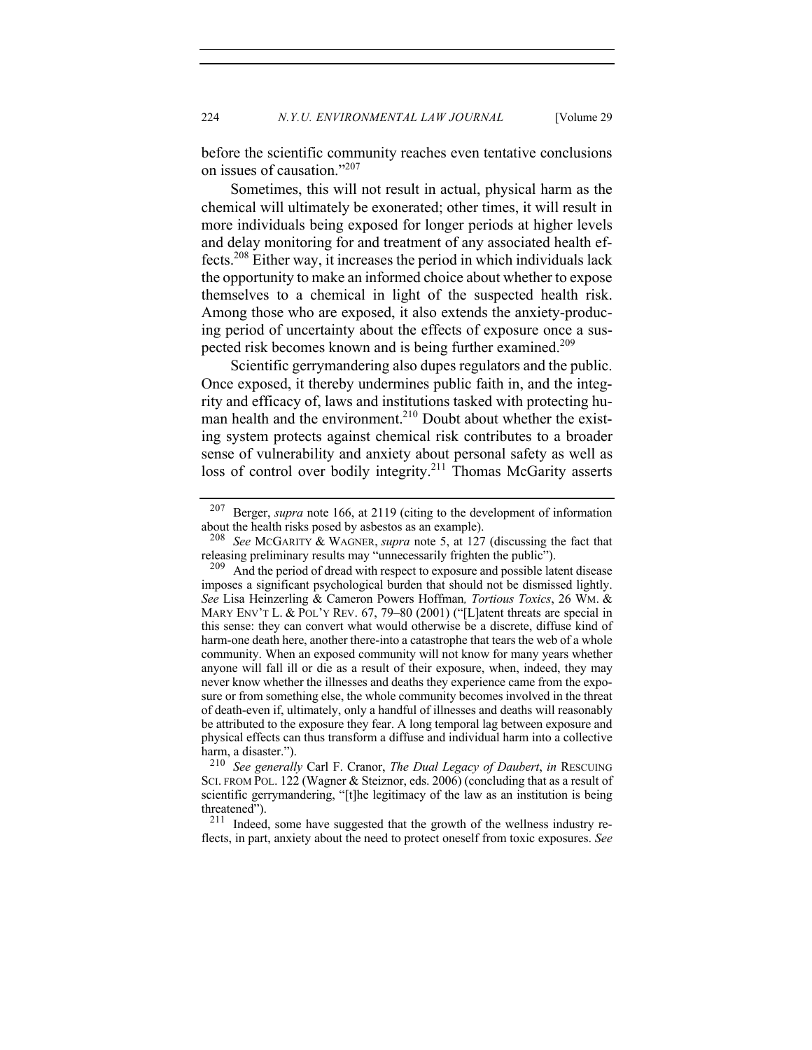before the scientific community reaches even tentative conclusions on issues of causation."[207]

Sometimes, this will not result in actual, physical harm as the chemical will ultimately be exonerated; other times, it will result in more individuals being exposed for longer periods at higher levels and delay monitoring for and treatment of any associated health effects.[208] Either way, it increases the period in which individuals lack the opportunity to make an informed choice about whether to expose themselves to a chemical in light of the suspected health risk. Among those who are exposed, it also extends the anxiety-producing period of uncertainty about the effects of exposure once a suspected risk becomes known and is being further examined.[209]

Scientific gerrymandering also dupes regulators and the public. Once exposed, it thereby undermines public faith in, and the integrity and efficacy of, laws and institutions tasked with protecting human health and the environment.[210] Doubt about whether the existing system protects against chemical risk contributes to a broader sense of vulnerability and anxiety about personal safety as well as loss of control over bodily integrity.[211] Thomas McGarity asserts

---

[207] Berger, *supra* note 166, at 2119 (citing to the development of information about the health risks posed by asbestos as an example).

[208] *See* McGarity & Wagner, *supra* note 5, at 127 (discussing the fact that releasing preliminary results may "unnecessarily frighten the public").

[209] And the period of dread with respect to exposure and possible latent disease imposes a significant psychological burden that should not be dismissed lightly. *See* Lisa Heinzerling & Cameron Powers Hoffman*, Tortious Toxics*, 26 Wm. & Mary Env't L. & Pol'y Rev. 67, 79–80 (2001) ("[L]atent threats are special in this sense: they can convert what would otherwise be a discrete, diffuse kind of harm-one death here, another there-into a catastrophe that tears the web of a whole community. When an exposed community will not know for many years whether anyone will fall ill or die as a result of their exposure, when, indeed, they may never know whether the illnesses and deaths they experience came from the exposure or from something else, the whole community becomes involved in the threat of death-even if, ultimately, only a handful of illnesses and deaths will reasonably be attributed to the exposure they fear. A long temporal lag between exposure and physical effects can thus transform a diffuse and individual harm into a collective harm, a disaster.").

[210] *See generally* Carl F. Cranor, *The Dual Legacy of Daubert*, *in* Rescuing Sci. from Pol. 122 (Wagner & Steiznor, eds. 2006) (concluding that as a result of scientific gerrymandering, "[t]he legitimacy of the law as an institution is being threatened").

[211] Indeed, some have suggested that the growth of the wellness industry reflects, in part, anxiety about the need to protect oneself from toxic exposures. *See*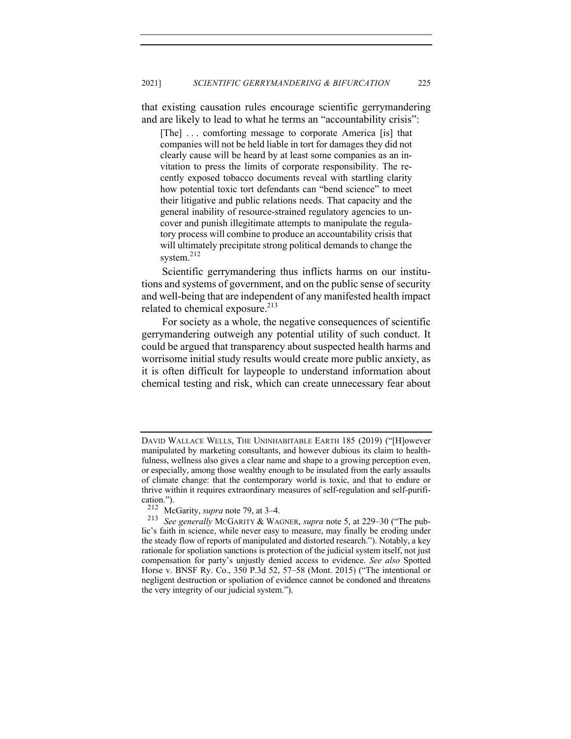that existing causation rules encourage scientific gerrymandering and are likely to lead to what he terms an "accountability crisis":

> [The] . . . comforting message to corporate America [is] that companies will not be held liable in tort for damages they did not clearly cause will be heard by at least some companies as an invitation to press the limits of corporate responsibility. The recently exposed tobacco documents reveal with startling clarity how potential toxic tort defendants can "bend science" to meet their litigative and public relations needs. That capacity and the general inability of resource-strained regulatory agencies to uncover and punish illegitimate attempts to manipulate the regulatory process will combine to produce an accountability crisis that will ultimately precipitate strong political demands to change the system.[212]

Scientific gerrymandering thus inflicts harms on our institutions and systems of government, and on the public sense of security and well-being that are independent of any manifested health impact related to chemical exposure.[213]

For society as a whole, the negative consequences of scientific gerrymandering outweigh any potential utility of such conduct. It could be argued that transparency about suspected health harms and worrisome initial study results would create more public anxiety, as it is often difficult for laypeople to understand information about chemical testing and risk, which can create unnecessary fear about

---

DAVID WALLACE WELLS, THE UNINHABITABLE EARTH 185 (2019) ("[H]owever manipulated by marketing consultants, and however dubious its claim to healthfulness, wellness also gives a clear name and shape to a growing perception even, or especially, among those wealthy enough to be insulated from the early assaults of climate change: that the contemporary world is toxic, and that to endure or thrive within it requires extraordinary measures of self-regulation and self-purification.").

[212] McGarity, *supra* note 79, at 3–4.

[213] *See generally* MCGARITY & WAGNER, *supra* note 5, at 229–30 ("The public's faith in science, while never easy to measure, may finally be eroding under the steady flow of reports of manipulated and distorted research."). Notably, a key rationale for spoliation sanctions is protection of the judicial system itself, not just compensation for party's unjustly denied access to evidence. *See also* Spotted Horse v. BNSF Ry. Co., 350 P.3d 52, 57–58 (Mont. 2015) ("The intentional or negligent destruction or spoliation of evidence cannot be condoned and threatens the very integrity of our judicial system.").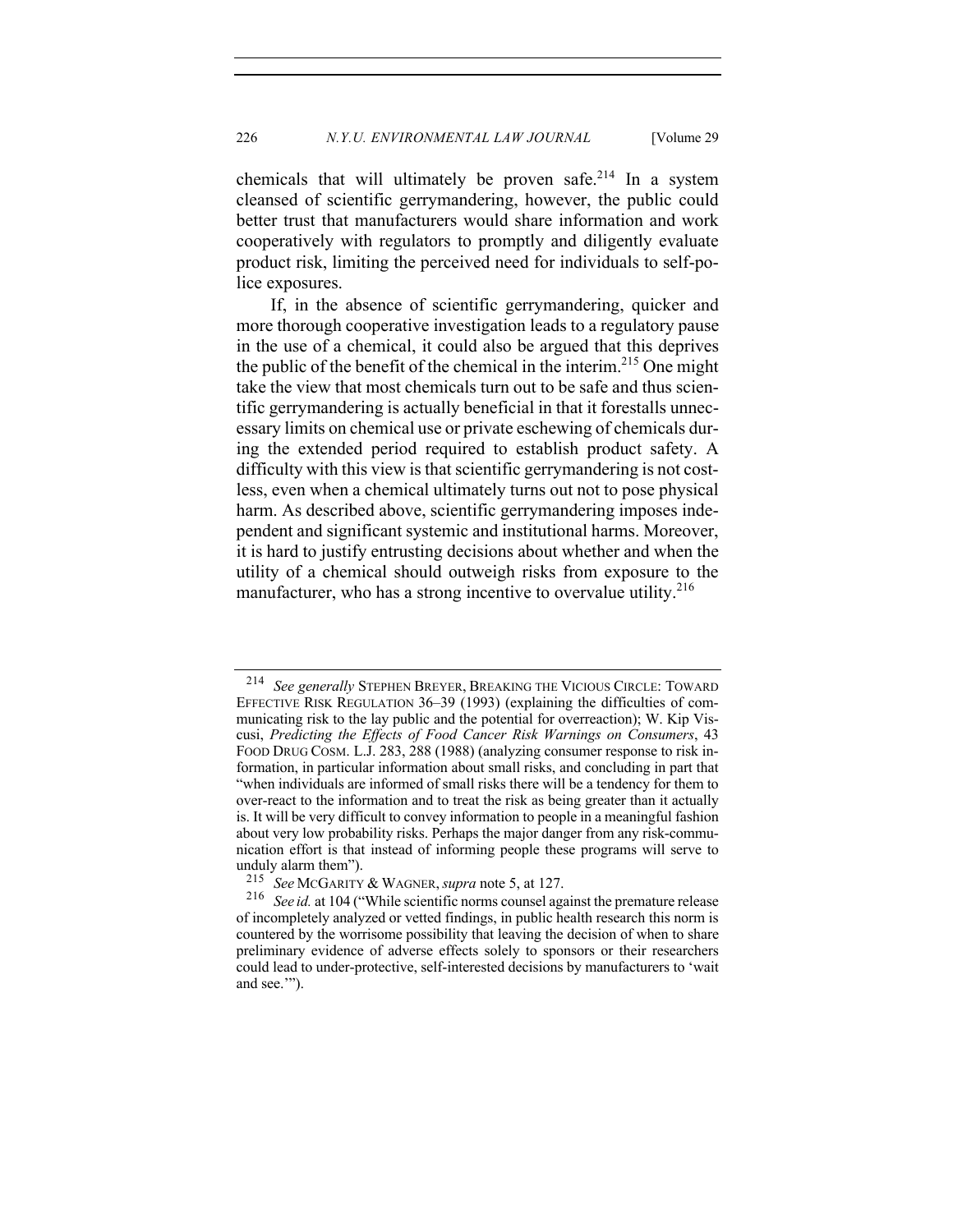chemicals that will ultimately be proven safe.[214] In a system cleansed of scientific gerrymandering, however, the public could better trust that manufacturers would share information and work cooperatively with regulators to promptly and diligently evaluate product risk, limiting the perceived need for individuals to self-police exposures.

If, in the absence of scientific gerrymandering, quicker and more thorough cooperative investigation leads to a regulatory pause in the use of a chemical, it could also be argued that this deprives the public of the benefit of the chemical in the interim.[215] One might take the view that most chemicals turn out to be safe and thus scientific gerrymandering is actually beneficial in that it forestalls unnecessary limits on chemical use or private eschewing of chemicals during the extended period required to establish product safety. A difficulty with this view is that scientific gerrymandering is not costless, even when a chemical ultimately turns out not to pose physical harm. As described above, scientific gerrymandering imposes independent and significant systemic and institutional harms. Moreover, it is hard to justify entrusting decisions about whether and when the utility of a chemical should outweigh risks from exposure to the manufacturer, who has a strong incentive to overvalue utility.[216]

---

[214] *See generally* STEPHEN BREYER, BREAKING THE VICIOUS CIRCLE: TOWARD EFFECTIVE RISK REGULATION 36–39 (1993) (explaining the difficulties of communicating risk to the lay public and the potential for overreaction); W. Kip Viscusi, *Predicting the Effects of Food Cancer Risk Warnings on Consumers*, 43 FOOD DRUG COSM. L.J. 283, 288 (1988) (analyzing consumer response to risk information, in particular information about small risks, and concluding in part that "when individuals are informed of small risks there will be a tendency for them to over-react to the information and to treat the risk as being greater than it actually is. It will be very difficult to convey information to people in a meaningful fashion about very low probability risks. Perhaps the major danger from any risk-communication effort is that instead of informing people these programs will serve to unduly alarm them").

[215] *See* MCGARITY & WAGNER, *supra* note 5, at 127.

[216] *See id.* at 104 ("While scientific norms counsel against the premature release of incompletely analyzed or vetted findings, in public health research this norm is countered by the worrisome possibility that leaving the decision of when to share preliminary evidence of adverse effects solely to sponsors or their researchers could lead to under-protective, self-interested decisions by manufacturers to 'wait and see.'").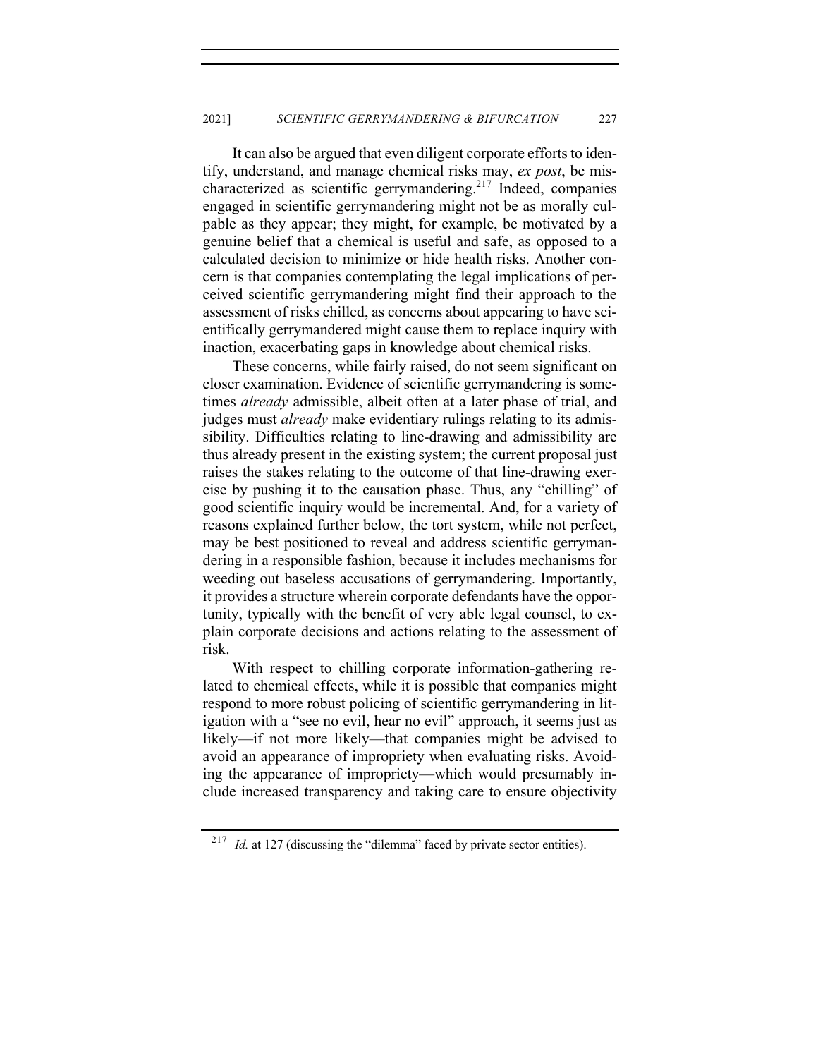It can also be argued that even diligent corporate efforts to identify, understand, and manage chemical risks may, *ex post*, be mischaracterized as scientific gerrymandering.[217] Indeed, companies engaged in scientific gerrymandering might not be as morally culpable as they appear; they might, for example, be motivated by a genuine belief that a chemical is useful and safe, as opposed to a calculated decision to minimize or hide health risks. Another concern is that companies contemplating the legal implications of perceived scientific gerrymandering might find their approach to the assessment of risks chilled, as concerns about appearing to have scientifically gerrymandered might cause them to replace inquiry with inaction, exacerbating gaps in knowledge about chemical risks.

These concerns, while fairly raised, do not seem significant on closer examination. Evidence of scientific gerrymandering is sometimes *already* admissible, albeit often at a later phase of trial, and judges must *already* make evidentiary rulings relating to its admissibility. Difficulties relating to line-drawing and admissibility are thus already present in the existing system; the current proposal just raises the stakes relating to the outcome of that line-drawing exercise by pushing it to the causation phase. Thus, any "chilling" of good scientific inquiry would be incremental. And, for a variety of reasons explained further below, the tort system, while not perfect, may be best positioned to reveal and address scientific gerrymandering in a responsible fashion, because it includes mechanisms for weeding out baseless accusations of gerrymandering. Importantly, it provides a structure wherein corporate defendants have the opportunity, typically with the benefit of very able legal counsel, to explain corporate decisions and actions relating to the assessment of risk.

With respect to chilling corporate information-gathering related to chemical effects, while it is possible that companies might respond to more robust policing of scientific gerrymandering in litigation with a "see no evil, hear no evil" approach, it seems just as likely—if not more likely—that companies might be advised to avoid an appearance of impropriety when evaluating risks. Avoiding the appearance of impropriety—which would presumably include increased transparency and taking care to ensure objectivity

---

[217] *Id.* at 127 (discussing the "dilemma" faced by private sector entities).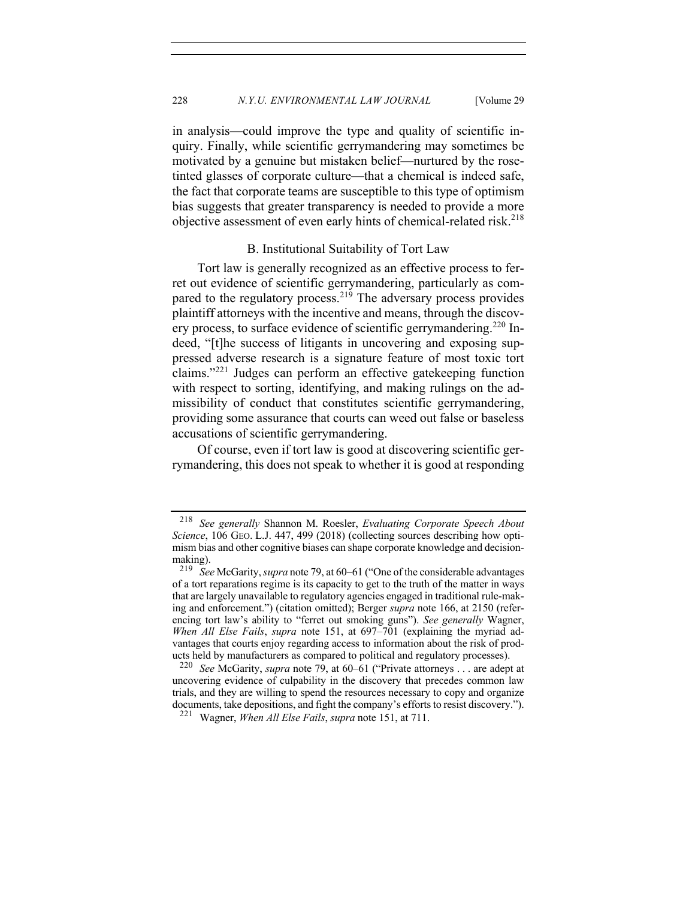in analysis—could improve the type and quality of scientific inquiry. Finally, while scientific gerrymandering may sometimes be motivated by a genuine but mistaken belief—nurtured by the rose-tinted glasses of corporate culture—that a chemical is indeed safe, the fact that corporate teams are susceptible to this type of optimism bias suggests that greater transparency is needed to provide a more objective assessment of even early hints of chemical-related risk.[218]

## B. Institutional Suitability of Tort Law

Tort law is generally recognized as an effective process to ferret out evidence of scientific gerrymandering, particularly as compared to the regulatory process.[219] The adversary process provides plaintiff attorneys with the incentive and means, through the discovery process, to surface evidence of scientific gerrymandering.[220] Indeed, "[t]he success of litigants in uncovering and exposing suppressed adverse research is a signature feature of most toxic tort claims."[221] Judges can perform an effective gatekeeping function with respect to sorting, identifying, and making rulings on the admissibility of conduct that constitutes scientific gerrymandering, providing some assurance that courts can weed out false or baseless accusations of scientific gerrymandering.

Of course, even if tort law is good at discovering scientific gerrymandering, this does not speak to whether it is good at responding

---

[218] *See generally* Shannon M. Roesler, *Evaluating Corporate Speech About Science*, 106 GEO. L.J. 447, 499 (2018) (collecting sources describing how optimism bias and other cognitive biases can shape corporate knowledge and decision-making).

[219] *See* McGarity, *supra* note 79, at 60–61 ("One of the considerable advantages of a tort reparations regime is its capacity to get to the truth of the matter in ways that are largely unavailable to regulatory agencies engaged in traditional rule-making and enforcement.") (citation omitted); Berger *supra* note 166, at 2150 (referencing tort law's ability to "ferret out smoking guns"). *See generally* Wagner, *When All Else Fails*, *supra* note 151, at 697–701 (explaining the myriad advantages that courts enjoy regarding access to information about the risk of products held by manufacturers as compared to political and regulatory processes).

[220] *See* McGarity, *supra* note 79, at 60–61 ("Private attorneys . . . are adept at uncovering evidence of culpability in the discovery that precedes common law trials, and they are willing to spend the resources necessary to copy and organize documents, take depositions, and fight the company's efforts to resist discovery.").

[221] Wagner, *When All Else Fails*, *supra* note 151, at 711.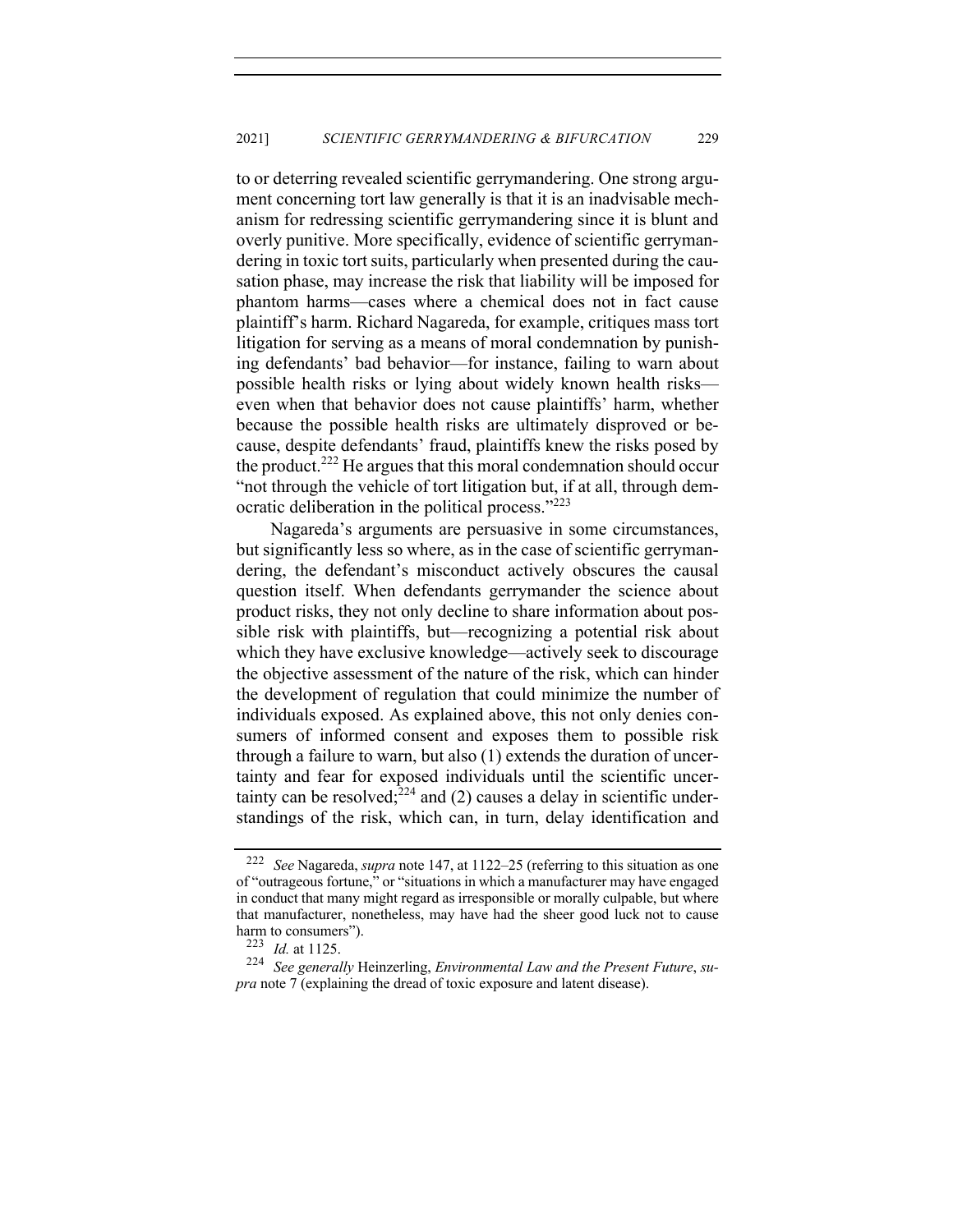to or deterring revealed scientific gerrymandering. One strong argument concerning tort law generally is that it is an inadvisable mechanism for redressing scientific gerrymandering since it is blunt and overly punitive. More specifically, evidence of scientific gerrymandering in toxic tort suits, particularly when presented during the causation phase, may increase the risk that liability will be imposed for phantom harms—cases where a chemical does not in fact cause plaintiff's harm. Richard Nagareda, for example, critiques mass tort litigation for serving as a means of moral condemnation by punishing defendants' bad behavior—for instance, failing to warn about possible health risks or lying about widely known health risks—even when that behavior does not cause plaintiffs' harm, whether because the possible health risks are ultimately disproved or because, despite defendants' fraud, plaintiffs knew the risks posed by the product.[222] He argues that this moral condemnation should occur "not through the vehicle of tort litigation but, if at all, through democratic deliberation in the political process."[223]

Nagareda's arguments are persuasive in some circumstances, but significantly less so where, as in the case of scientific gerrymandering, the defendant's misconduct actively obscures the causal question itself. When defendants gerrymander the science about product risks, they not only decline to share information about possible risk with plaintiffs, but—recognizing a potential risk about which they have exclusive knowledge—actively seek to discourage the objective assessment of the nature of the risk, which can hinder the development of regulation that could minimize the number of individuals exposed. As explained above, this not only denies consumers of informed consent and exposes them to possible risk through a failure to warn, but also (1) extends the duration of uncertainty and fear for exposed individuals until the scientific uncertainty can be resolved;[224] and (2) causes a delay in scientific understandings of the risk, which can, in turn, delay identification and

---

[222] *See* Nagareda, *supra* note 147, at 1122–25 (referring to this situation as one of "outrageous fortune," or "situations in which a manufacturer may have engaged in conduct that many might regard as irresponsible or morally culpable, but where that manufacturer, nonetheless, may have had the sheer good luck not to cause harm to consumers").

[223] *Id.* at 1125.

[224] *See generally* Heinzerling, *Environmental Law and the Present Future*, *supra* note 7 (explaining the dread of toxic exposure and latent disease).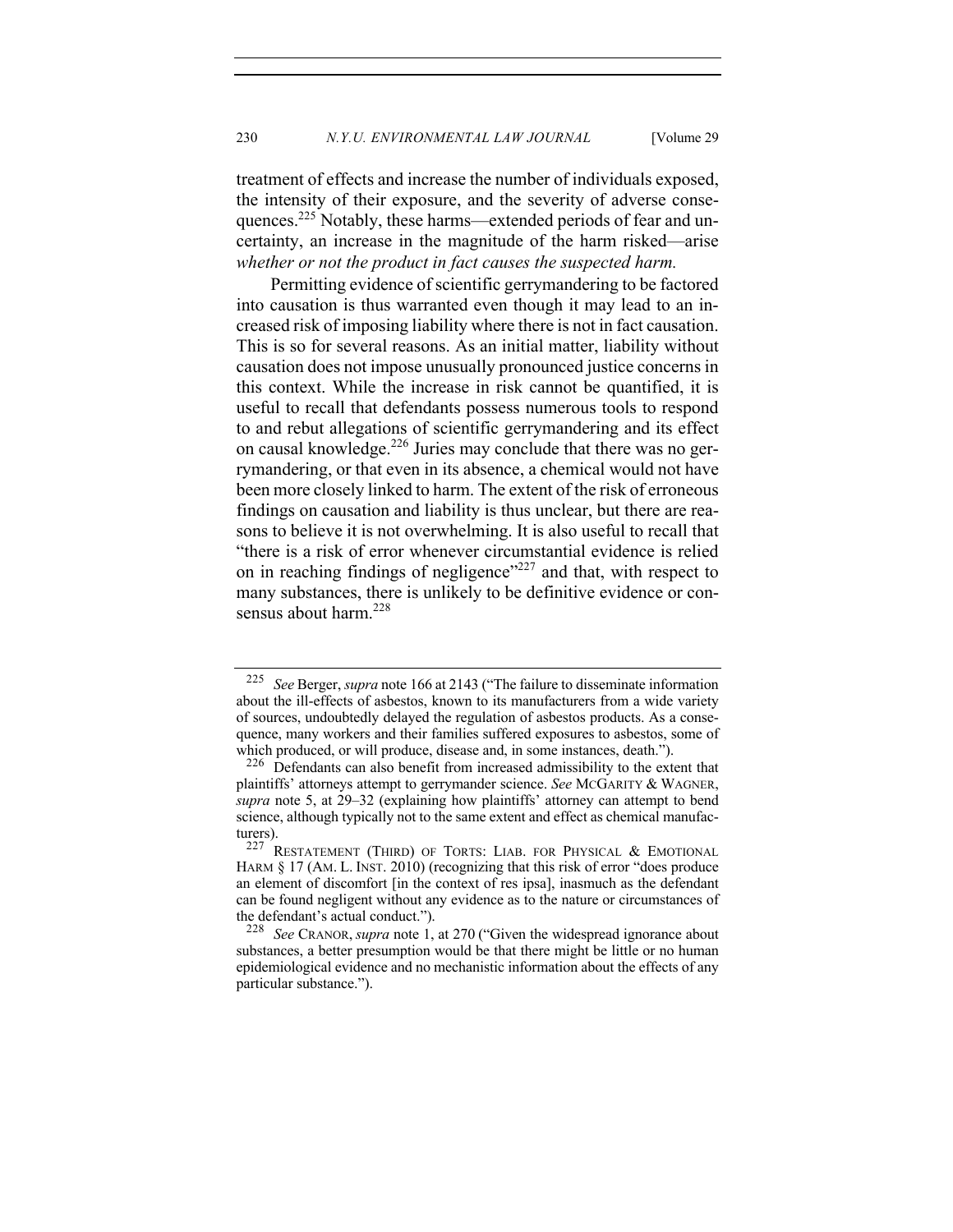treatment of effects and increase the number of individuals exposed, the intensity of their exposure, and the severity of adverse consequences.[225] Notably, these harms—extended periods of fear and uncertainty, an increase in the magnitude of the harm risked—arise *whether or not the product in fact causes the suspected harm.*

Permitting evidence of scientific gerrymandering to be factored into causation is thus warranted even though it may lead to an increased risk of imposing liability where there is not in fact causation. This is so for several reasons. As an initial matter, liability without causation does not impose unusually pronounced justice concerns in this context. While the increase in risk cannot be quantified, it is useful to recall that defendants possess numerous tools to respond to and rebut allegations of scientific gerrymandering and its effect on causal knowledge.[226] Juries may conclude that there was no gerrymandering, or that even in its absence, a chemical would not have been more closely linked to harm. The extent of the risk of erroneous findings on causation and liability is thus unclear, but there are reasons to believe it is not overwhelming. It is also useful to recall that "there is a risk of error whenever circumstantial evidence is relied on in reaching findings of negligence"[227] and that, with respect to many substances, there is unlikely to be definitive evidence or consensus about harm.[228]

---

[225] *See* Berger, *supra* note 166 at 2143 ("The failure to disseminate information about the ill-effects of asbestos, known to its manufacturers from a wide variety of sources, undoubtedly delayed the regulation of asbestos products. As a consequence, many workers and their families suffered exposures to asbestos, some of which produced, or will produce, disease and, in some instances, death.").

[226] Defendants can also benefit from increased admissibility to the extent that plaintiffs' attorneys attempt to gerrymander science. *See* MCGARITY & WAGNER, *supra* note 5, at 29–32 (explaining how plaintiffs' attorney can attempt to bend science, although typically not to the same extent and effect as chemical manufacturers).

[227] RESTATEMENT (THIRD) OF TORTS: LIAB. FOR PHYSICAL & EMOTIONAL HARM § 17 (AM. L. INST. 2010) (recognizing that this risk of error "does produce an element of discomfort [in the context of res ipsa], inasmuch as the defendant can be found negligent without any evidence as to the nature or circumstances of the defendant's actual conduct.").

[228] *See* CRANOR, *supra* note 1, at 270 ("Given the widespread ignorance about substances, a better presumption would be that there might be little or no human epidemiological evidence and no mechanistic information about the effects of any particular substance.").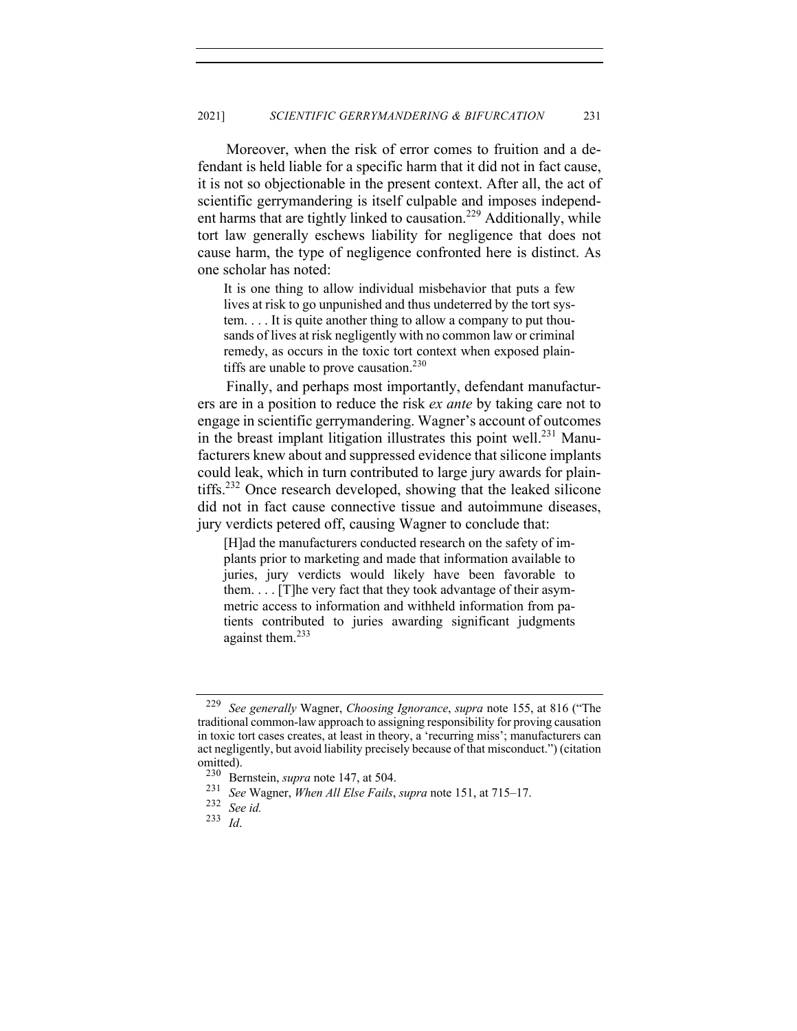Moreover, when the risk of error comes to fruition and a defendant is held liable for a specific harm that it did not in fact cause, it is not so objectionable in the present context. After all, the act of scientific gerrymandering is itself culpable and imposes independent harms that are tightly linked to causation.[229] Additionally, while tort law generally eschews liability for negligence that does not cause harm, the type of negligence confronted here is distinct. As one scholar has noted:

> It is one thing to allow individual misbehavior that puts a few lives at risk to go unpunished and thus undeterred by the tort system. . . . It is quite another thing to allow a company to put thousands of lives at risk negligently with no common law or criminal remedy, as occurs in the toxic tort context when exposed plaintiffs are unable to prove causation.[230]

Finally, and perhaps most importantly, defendant manufacturers are in a position to reduce the risk *ex ante* by taking care not to engage in scientific gerrymandering. Wagner's account of outcomes in the breast implant litigation illustrates this point well.[231] Manufacturers knew about and suppressed evidence that silicone implants could leak, which in turn contributed to large jury awards for plaintiffs.[232] Once research developed, showing that the leaked silicone did not in fact cause connective tissue and autoimmune diseases, jury verdicts petered off, causing Wagner to conclude that:

> [H]ad the manufacturers conducted research on the safety of implants prior to marketing and made that information available to juries, jury verdicts would likely have been favorable to them. . . . [T]he very fact that they took advantage of their asymmetric access to information and withheld information from patients contributed to juries awarding significant judgments against them.[233]

---

[229] *See generally* Wagner, *Choosing Ignorance*, *supra* note 155, at 816 ("The traditional common-law approach to assigning responsibility for proving causation in toxic tort cases creates, at least in theory, a 'recurring miss'; manufacturers can act negligently, but avoid liability precisely because of that misconduct.") (citation omitted).

[230] Bernstein, *supra* note 147, at 504.

[231] *See* Wagner, *When All Else Fails*, *supra* note 151, at 715–17.

[232] *See id.*

[233] *Id*.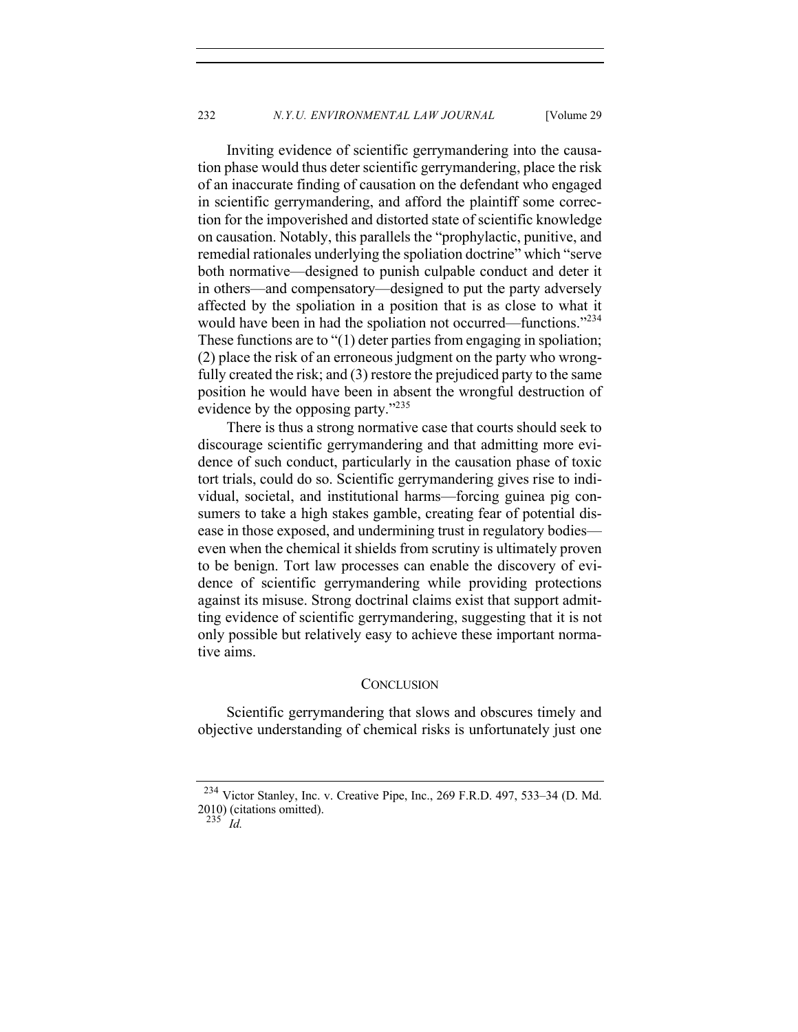Inviting evidence of scientific gerrymandering into the causation phase would thus deter scientific gerrymandering, place the risk of an inaccurate finding of causation on the defendant who engaged in scientific gerrymandering, and afford the plaintiff some correction for the impoverished and distorted state of scientific knowledge on causation. Notably, this parallels the "prophylactic, punitive, and remedial rationales underlying the spoliation doctrine" which "serve both normative—designed to punish culpable conduct and deter it in others—and compensatory—designed to put the party adversely affected by the spoliation in a position that is as close to what it would have been in had the spoliation not occurred—functions."[234] These functions are to "(1) deter parties from engaging in spoliation; (2) place the risk of an erroneous judgment on the party who wrongfully created the risk; and (3) restore the prejudiced party to the same position he would have been in absent the wrongful destruction of evidence by the opposing party."[235]

There is thus a strong normative case that courts should seek to discourage scientific gerrymandering and that admitting more evidence of such conduct, particularly in the causation phase of toxic tort trials, could do so. Scientific gerrymandering gives rise to individual, societal, and institutional harms—forcing guinea pig consumers to take a high stakes gamble, creating fear of potential disease in those exposed, and undermining trust in regulatory bodies—even when the chemical it shields from scrutiny is ultimately proven to be benign. Tort law processes can enable the discovery of evidence of scientific gerrymandering while providing protections against its misuse. Strong doctrinal claims exist that support admitting evidence of scientific gerrymandering, suggesting that it is not only possible but relatively easy to achieve these important normative aims.

## CONCLUSION

Scientific gerrymandering that slows and obscures timely and objective understanding of chemical risks is unfortunately just one

---

[234] Victor Stanley, Inc. v. Creative Pipe, Inc., 269 F.R.D. 497, 533–34 (D. Md. 2010) (citations omitted).

[235] *Id.*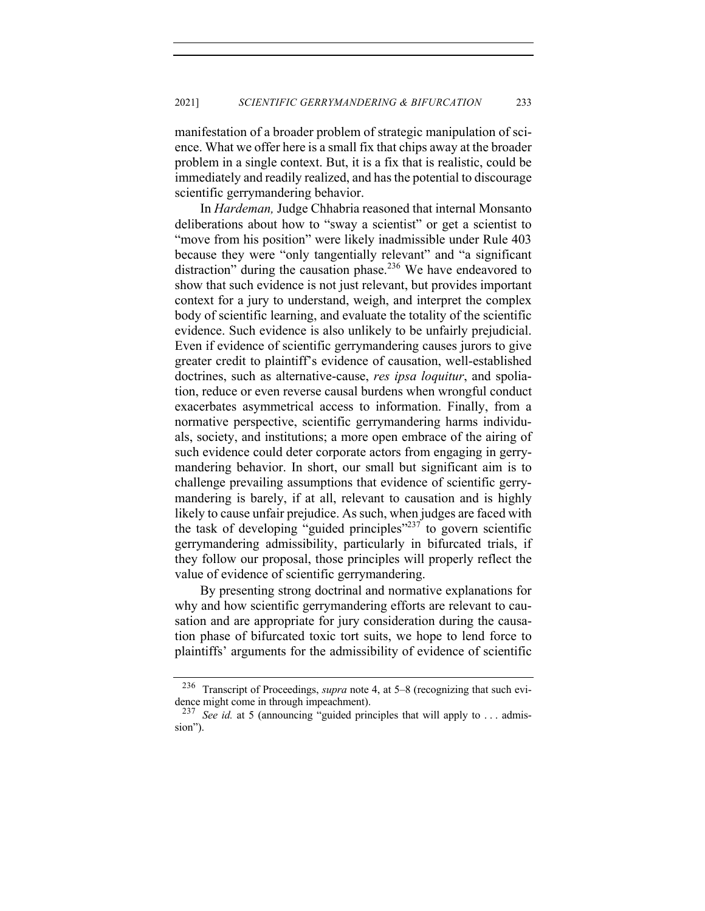manifestation of a broader problem of strategic manipulation of science. What we offer here is a small fix that chips away at the broader problem in a single context. But, it is a fix that is realistic, could be immediately and readily realized, and has the potential to discourage scientific gerrymandering behavior.

In *Hardeman,* Judge Chhabria reasoned that internal Monsanto deliberations about how to "sway a scientist" or get a scientist to "move from his position" were likely inadmissible under Rule 403 because they were "only tangentially relevant" and "a significant distraction" during the causation phase.[236] We have endeavored to show that such evidence is not just relevant, but provides important context for a jury to understand, weigh, and interpret the complex body of scientific learning, and evaluate the totality of the scientific evidence. Such evidence is also unlikely to be unfairly prejudicial. Even if evidence of scientific gerrymandering causes jurors to give greater credit to plaintiff's evidence of causation, well-established doctrines, such as alternative-cause, *res ipsa loquitur*, and spoliation, reduce or even reverse causal burdens when wrongful conduct exacerbates asymmetrical access to information. Finally, from a normative perspective, scientific gerrymandering harms individuals, society, and institutions; a more open embrace of the airing of such evidence could deter corporate actors from engaging in gerrymandering behavior. In short, our small but significant aim is to challenge prevailing assumptions that evidence of scientific gerrymandering is barely, if at all, relevant to causation and is highly likely to cause unfair prejudice. As such, when judges are faced with the task of developing "guided principles"[237] to govern scientific gerrymandering admissibility, particularly in bifurcated trials, if they follow our proposal, those principles will properly reflect the value of evidence of scientific gerrymandering.

By presenting strong doctrinal and normative explanations for why and how scientific gerrymandering efforts are relevant to causation and are appropriate for jury consideration during the causation phase of bifurcated toxic tort suits, we hope to lend force to plaintiffs' arguments for the admissibility of evidence of scientific

---

[236] Transcript of Proceedings, *supra* note 4, at 5–8 (recognizing that such evidence might come in through impeachment).

[237] *See id.* at 5 (announcing "guided principles that will apply to . . . admission").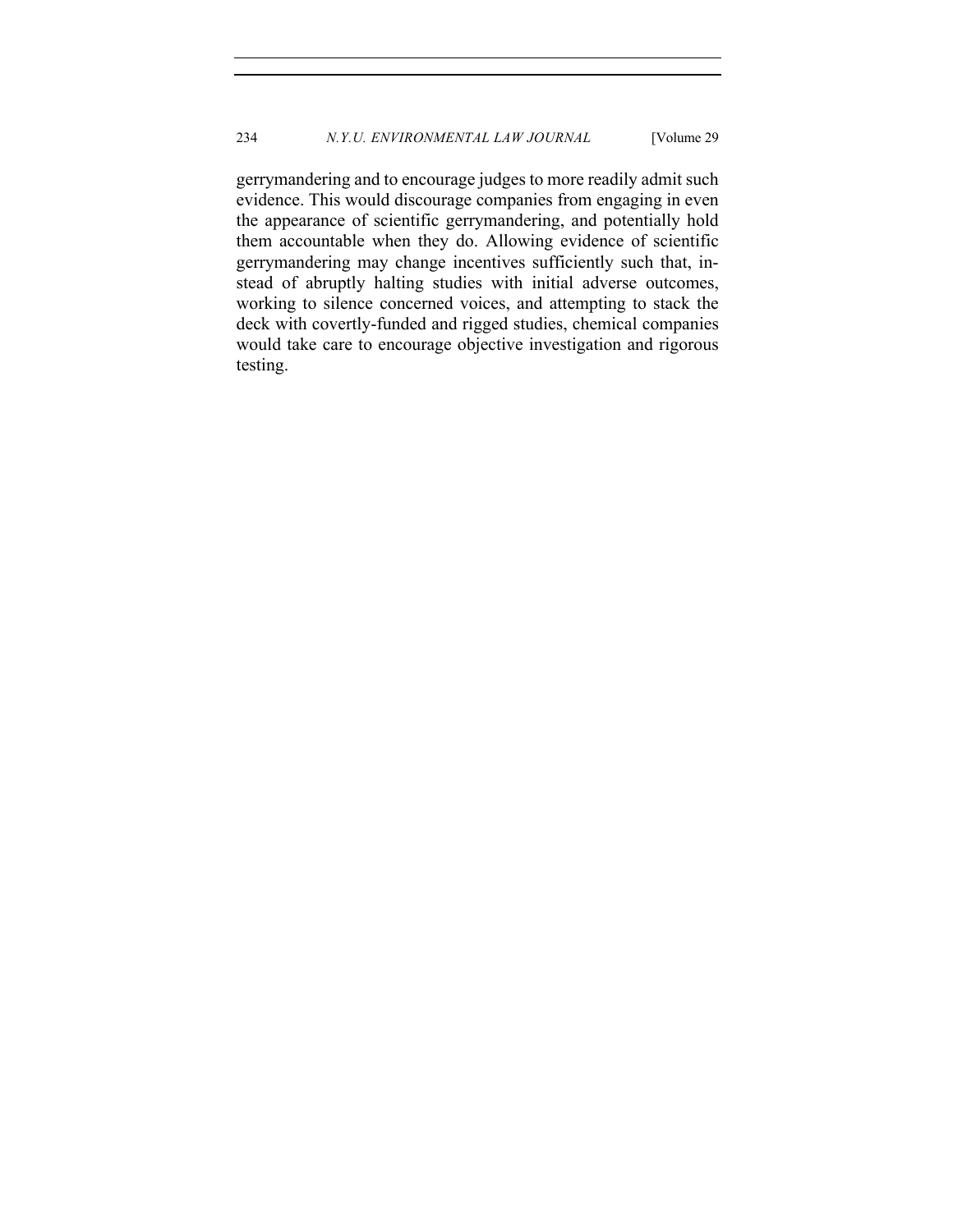gerrymandering and to encourage judges to more readily admit such evidence. This would discourage companies from engaging in even the appearance of scientific gerrymandering, and potentially hold them accountable when they do. Allowing evidence of scientific gerrymandering may change incentives sufficiently such that, instead of abruptly halting studies with initial adverse outcomes, working to silence concerned voices, and attempting to stack the deck with covertly-funded and rigged studies, chemical companies would take care to encourage objective investigation and rigorous testing.